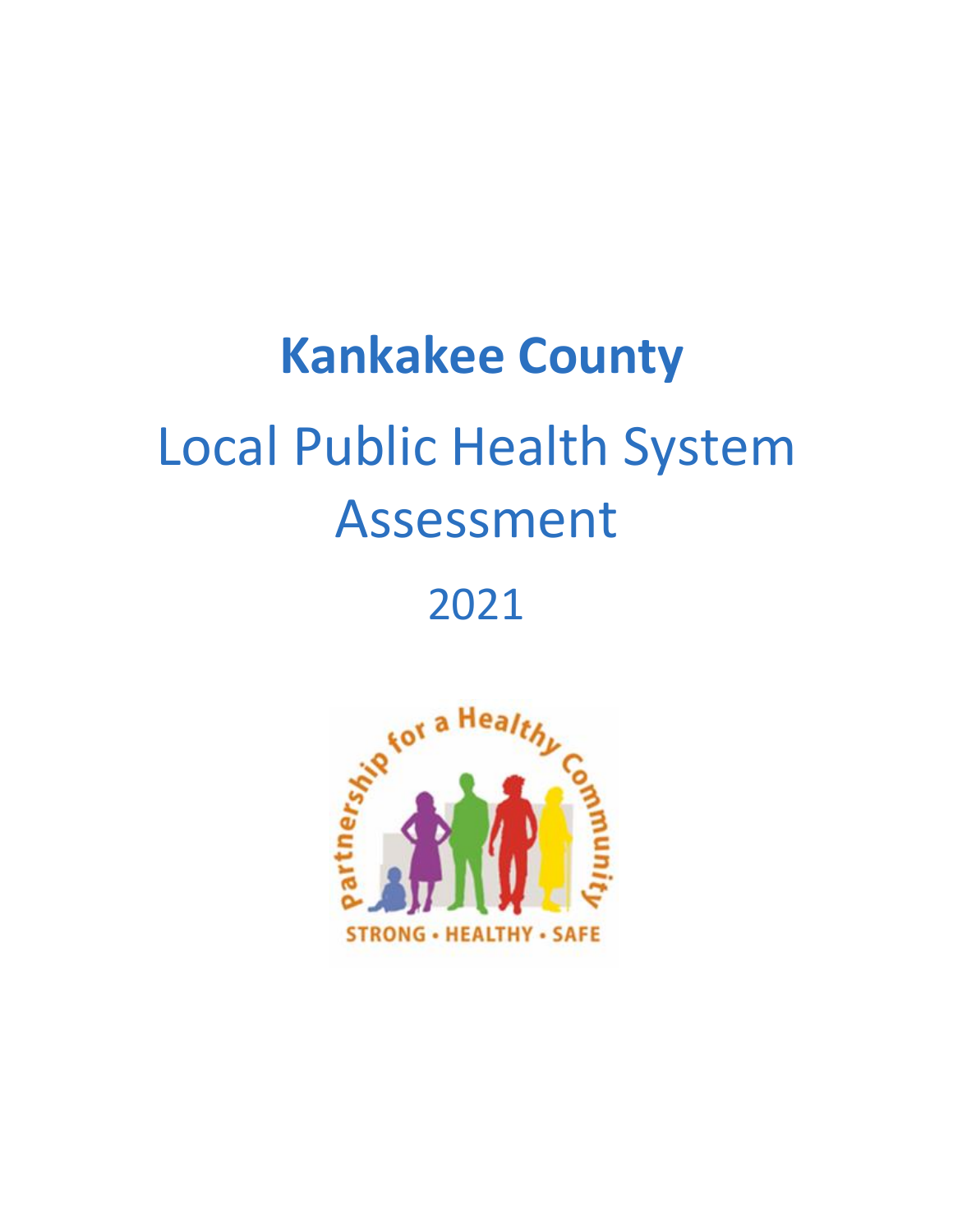# Kankakee County

# Local Public Health System Assessment

2021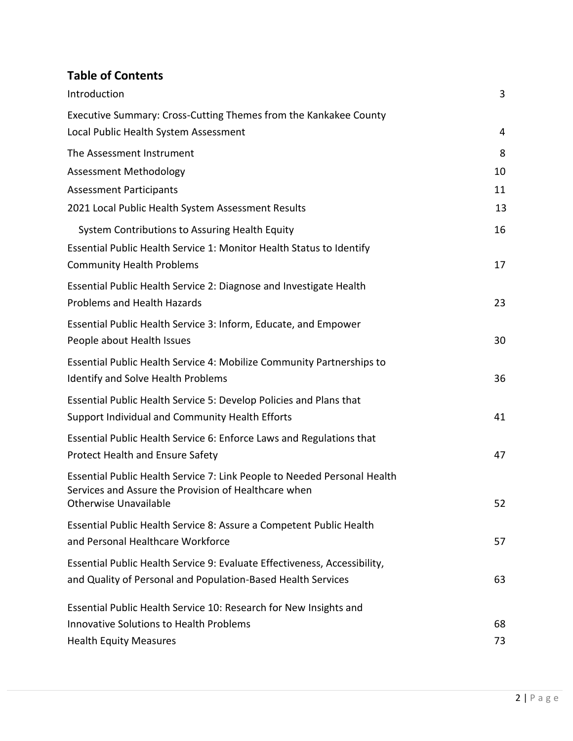## Table of Contents

| | |
|---|---|
| Introduction | 3 |
| Executive Summary: Cross-Cutting Themes from the Kankakee County Local Public Health System Assessment | 4 |
| The Assessment Instrument | 8 |
| Assessment Methodology | 10 |
| Assessment Participants | 11 |
| 2021 Local Public Health System Assessment Results | 13 |
| System Contributions to Assuring Health Equity | 16 |
| Essential Public Health Service 1: Monitor Health Status to Identify Community Health Problems | 17 |
| Essential Public Health Service 2: Diagnose and Investigate Health Problems and Health Hazards | 23 |
| Essential Public Health Service 3: Inform, Educate, and Empower People about Health Issues | 30 |
| Essential Public Health Service 4: Mobilize Community Partnerships to Identify and Solve Health Problems | 36 |
| Essential Public Health Service 5: Develop Policies and Plans that Support Individual and Community Health Efforts | 41 |
| Essential Public Health Service 6: Enforce Laws and Regulations that Protect Health and Ensure Safety | 47 |
| Essential Public Health Service 7: Link People to Needed Personal Health Services and Assure the Provision of Healthcare when Otherwise Unavailable | 52 |
| Essential Public Health Service 8: Assure a Competent Public Health and Personal Healthcare Workforce | 57 |
| Essential Public Health Service 9: Evaluate Effectiveness, Accessibility, and Quality of Personal and Population-Based Health Services | 63 |
| Essential Public Health Service 10: Research for New Insights and Innovative Solutions to Health Problems | 68 |
| Health Equity Measures | 73 |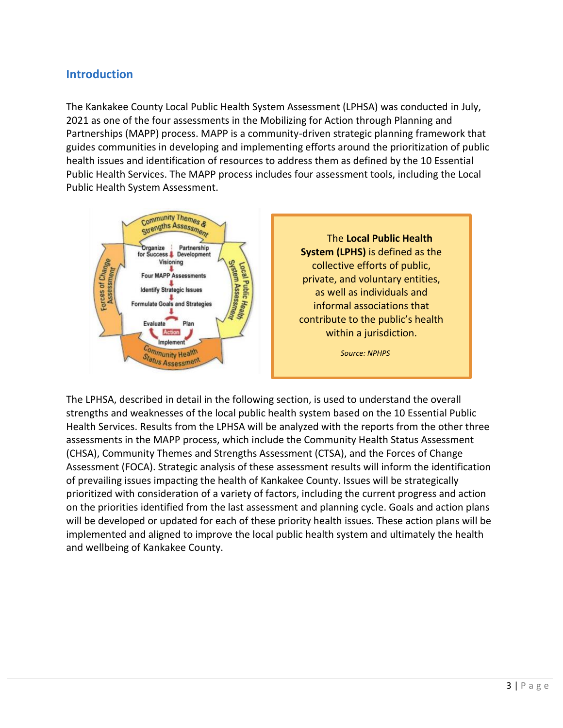## Introduction

The Kankakee County Local Public Health System Assessment (LPHSA) was conducted in July, 2021 as one of the four assessments in the Mobilizing for Action through Planning and Partnerships (MAPP) process. MAPP is a community-driven strategic planning framework that guides communities in developing and implementing efforts around the prioritization of public health issues and identification of resources to address them as defined by the 10 Essential Public Health Services. The MAPP process includes four assessment tools, including the Local Public Health System Assessment.

The **Local Public Health System (LPHS)** is defined as the collective efforts of public, private, and voluntary entities, as well as individuals and informal associations that contribute to the public's health within a jurisdiction.

*Source: NPHPS*

The LPHSA, described in detail in the following section, is used to understand the overall strengths and weaknesses of the local public health system based on the 10 Essential Public Health Services. Results from the LPHSA will be analyzed with the reports from the other three assessments in the MAPP process, which include the Community Health Status Assessment (CHSA), Community Themes and Strengths Assessment (CTSA), and the Forces of Change Assessment (FOCA). Strategic analysis of these assessment results will inform the identification of prevailing issues impacting the health of Kankakee County. Issues will be strategically prioritized with consideration of a variety of factors, including the current progress and action on the priorities identified from the last assessment and planning cycle. Goals and action plans will be developed or updated for each of these priority health issues. These action plans will be implemented and aligned to improve the local public health system and ultimately the health and wellbeing of Kankakee County.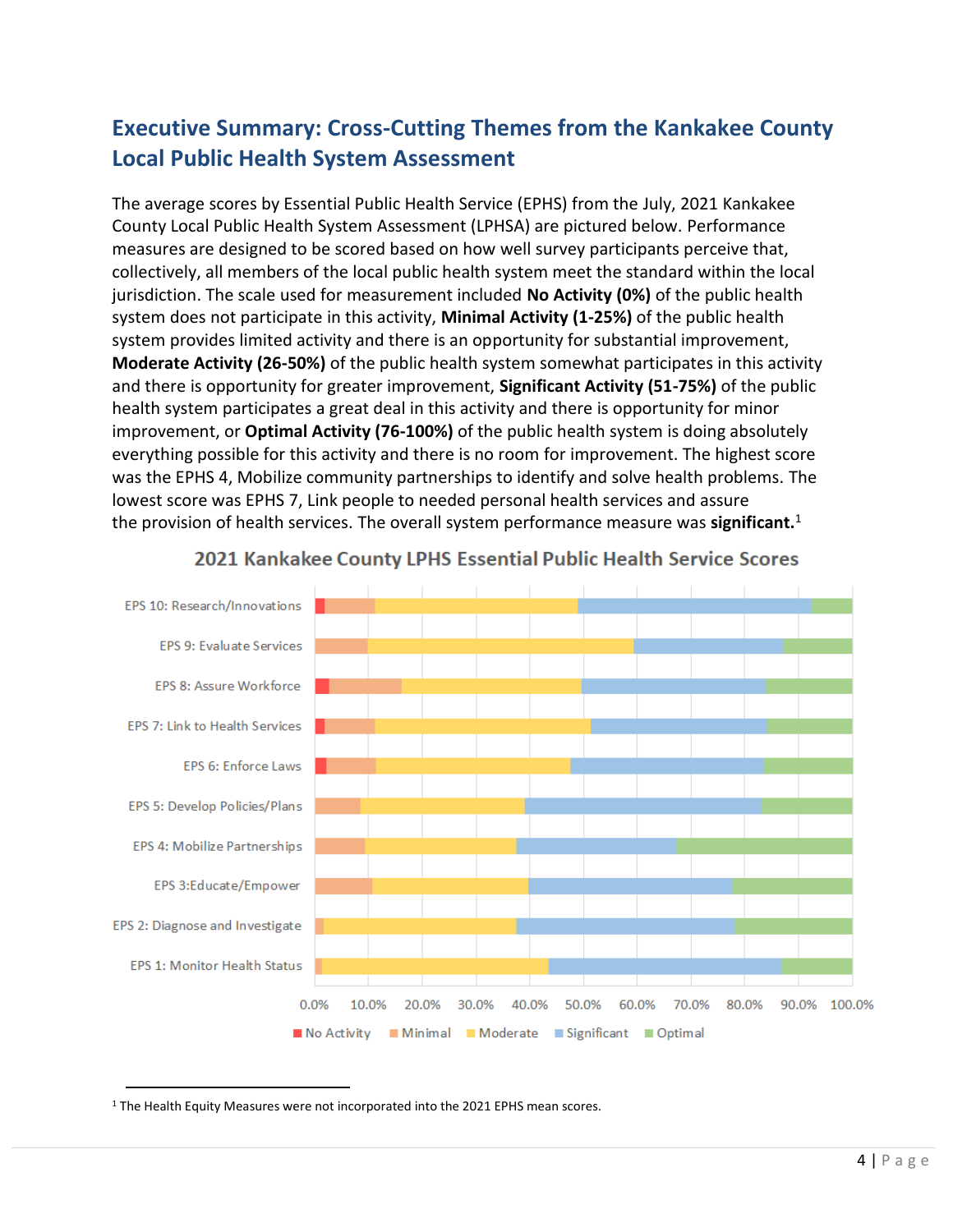## Executive Summary: Cross-Cutting Themes from the Kankakee County Local Public Health System Assessment

The average scores by Essential Public Health Service (EPHS) from the July, 2021 Kankakee County Local Public Health System Assessment (LPHSA) are pictured below. Performance measures are designed to be scored based on how well survey participants perceive that, collectively, all members of the local public health system meet the standard within the local jurisdiction. The scale used for measurement included **No Activity (0%)** of the public health system does not participate in this activity, **Minimal Activity (1-25%)** of the public health system provides limited activity and there is an opportunity for substantial improvement, **Moderate Activity (26-50%)** of the public health system somewhat participates in this activity and there is opportunity for greater improvement, **Significant Activity (51-75%)** of the public health system participates a great deal in this activity and there is opportunity for minor improvement, or **Optimal Activity (76-100%)** of the public health system is doing absolutely everything possible for this activity and there is no room for improvement. The highest score was the EPHS 4, Mobilize community partnerships to identify and solve health problems. The lowest score was EPHS 7, Link people to needed personal health services and assure the provision of health services. The overall system performance measure was **significant.**[1]

2021 Kankakee County LPHS Essential Public Health Service Scores

EPS 10: Research/Innovations
EPS 9: Evaluate Services
EPS 8: Assure Workforce
EPS 7: Link to Health Services
EPS 6: Enforce Laws
EPS 5: Develop Policies/Plans
EPS 4: Mobilize Partnerships
EPS 3:Educate/Empower
EPS 2: Diagnose and Investigate
EPS 1: Monitor Health Status

0.0% 10.0% 20.0% 30.0% 40.0% 50.0% 60.0% 70.0% 80.0% 90.0% 100.0%

No Activity, Minimal, Moderate, Significant, Optimal

[1] The Health Equity Measures were not incorporated into the 2021 EPHS mean scores.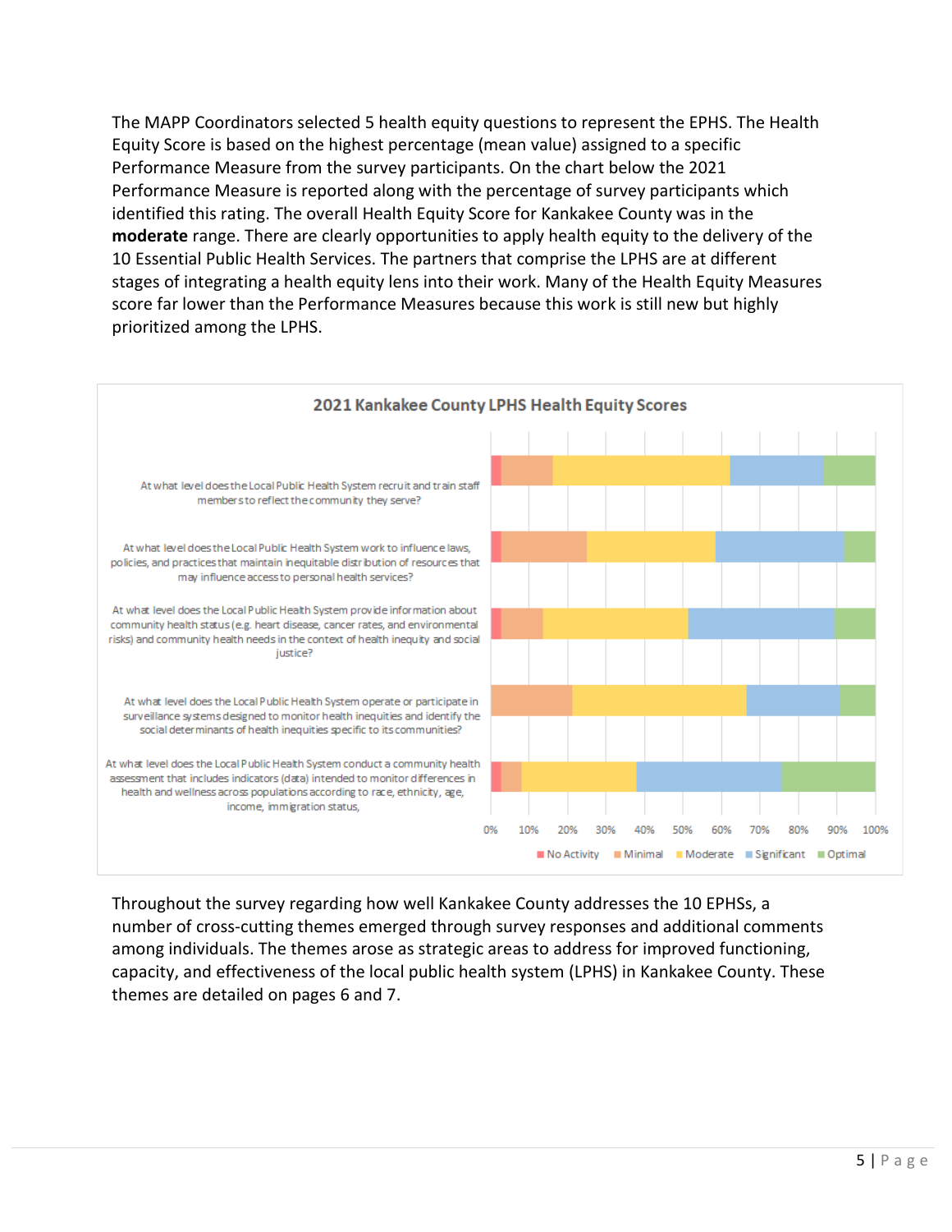The MAPP Coordinators selected 5 health equity questions to represent the EPHS. The Health Equity Score is based on the highest percentage (mean value) assigned to a specific Performance Measure from the survey participants. On the chart below the 2021 Performance Measure is reported along with the percentage of survey participants which identified this rating. The overall Health Equity Score for Kankakee County was in the **moderate** range. There are clearly opportunities to apply health equity to the delivery of the 10 Essential Public Health Services. The partners that comprise the LPHS are at different stages of integrating a health equity lens into their work. Many of the Health Equity Measures score far lower than the Performance Measures because this work is still new but highly prioritized among the LPHS.

**2021 Kankakee County LPHS Health Equity Scores**

- At what level does the Local Public Health System recruit and train staff members to reflect the community they serve?
- At what level does the Local Public Health System work to influence laws, policies, and practices that maintain inequitable distribution of resources that may influence access to personal health services?
- At what level does the Local Public Health System provide information about community health status (e.g. heart disease, cancer rates, and environmental risks) and community health needs in the context of health inequity and social justice?
- At what level does the Local Public Health System operate or participate in surveillance systems designed to monitor health inequities and identify the social determinants of health inequities specific to its communities?
- At what level does the Local Public Health System conduct a community health assessment that includes indicators (data) intended to monitor differences in health and wellness across populations according to race, ethnicity, age, income, immigration status,

Legend: No Activity, Minimal, Moderate, Significant, Optimal

Throughout the survey regarding how well Kankakee County addresses the 10 EPHSs, a number of cross-cutting themes emerged through survey responses and additional comments among individuals. The themes arose as strategic areas to address for improved functioning, capacity, and effectiveness of the local public health system (LPHS) in Kankakee County. These themes are detailed on pages 6 and 7.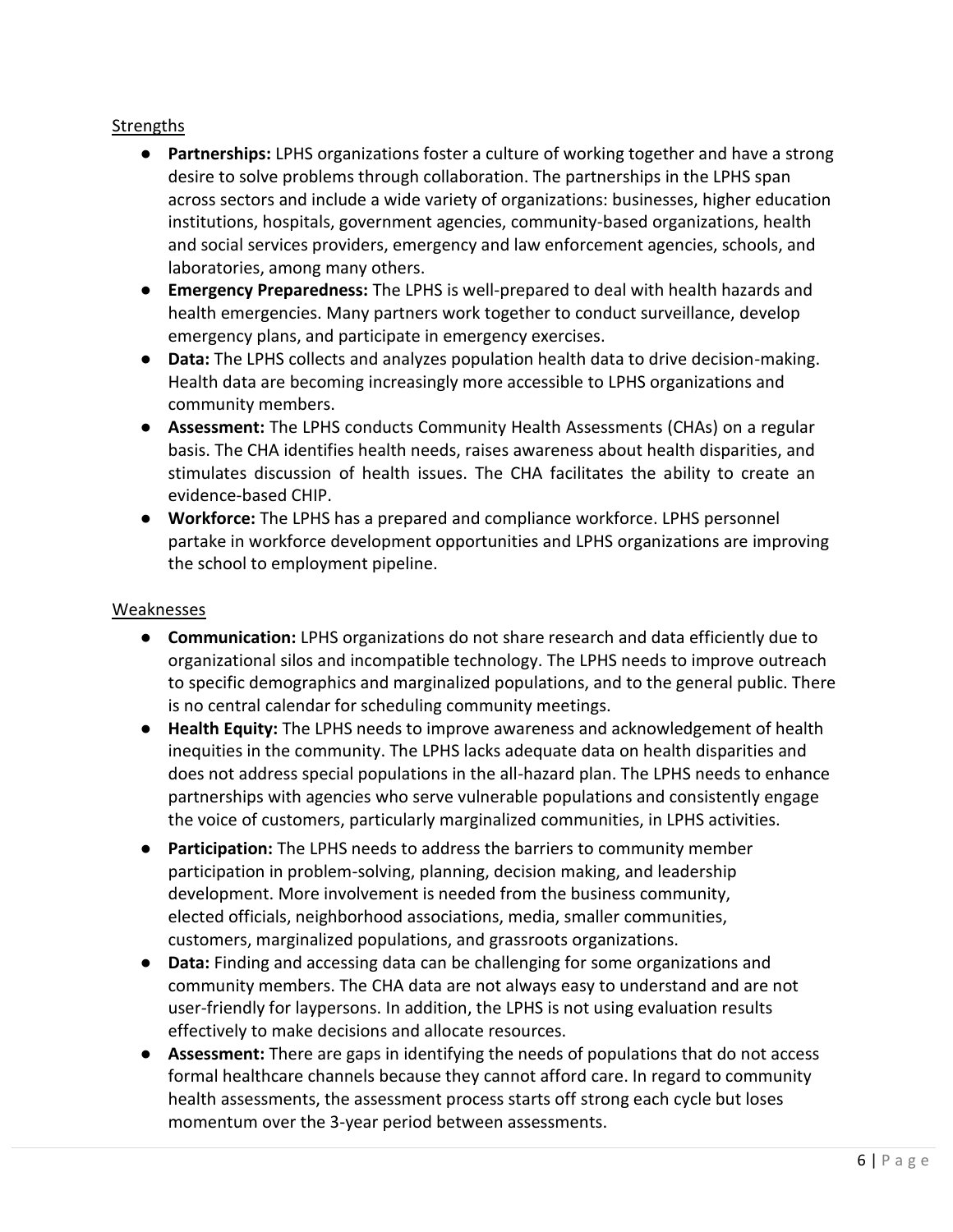Strengths

- **Partnerships:** LPHS organizations foster a culture of working together and have a strong desire to solve problems through collaboration. The partnerships in the LPHS span across sectors and include a wide variety of organizations: businesses, higher education institutions, hospitals, government agencies, community-based organizations, health and social services providers, emergency and law enforcement agencies, schools, and laboratories, among many others.
- **Emergency Preparedness:** The LPHS is well-prepared to deal with health hazards and health emergencies. Many partners work together to conduct surveillance, develop emergency plans, and participate in emergency exercises.
- **Data:** The LPHS collects and analyzes population health data to drive decision-making. Health data are becoming increasingly more accessible to LPHS organizations and community members.
- **Assessment:** The LPHS conducts Community Health Assessments (CHAs) on a regular basis. The CHA identifies health needs, raises awareness about health disparities, and stimulates discussion of health issues. The CHA facilitates the ability to create an evidence-based CHIP.
- **Workforce:** The LPHS has a prepared and compliance workforce. LPHS personnel partake in workforce development opportunities and LPHS organizations are improving the school to employment pipeline.

Weaknesses

- **Communication:** LPHS organizations do not share research and data efficiently due to organizational silos and incompatible technology. The LPHS needs to improve outreach to specific demographics and marginalized populations, and to the general public. There is no central calendar for scheduling community meetings.
- **Health Equity:** The LPHS needs to improve awareness and acknowledgement of health inequities in the community. The LPHS lacks adequate data on health disparities and does not address special populations in the all-hazard plan. The LPHS needs to enhance partnerships with agencies who serve vulnerable populations and consistently engage the voice of customers, particularly marginalized communities, in LPHS activities.
- **Participation:** The LPHS needs to address the barriers to community member participation in problem-solving, planning, decision making, and leadership development. More involvement is needed from the business community, elected officials, neighborhood associations, media, smaller communities, customers, marginalized populations, and grassroots organizations.
- **Data:** Finding and accessing data can be challenging for some organizations and community members. The CHA data are not always easy to understand and are not user-friendly for laypersons. In addition, the LPHS is not using evaluation results effectively to make decisions and allocate resources.
- **Assessment:** There are gaps in identifying the needs of populations that do not access formal healthcare channels because they cannot afford care. In regard to community health assessments, the assessment process starts off strong each cycle but loses momentum over the 3-year period between assessments.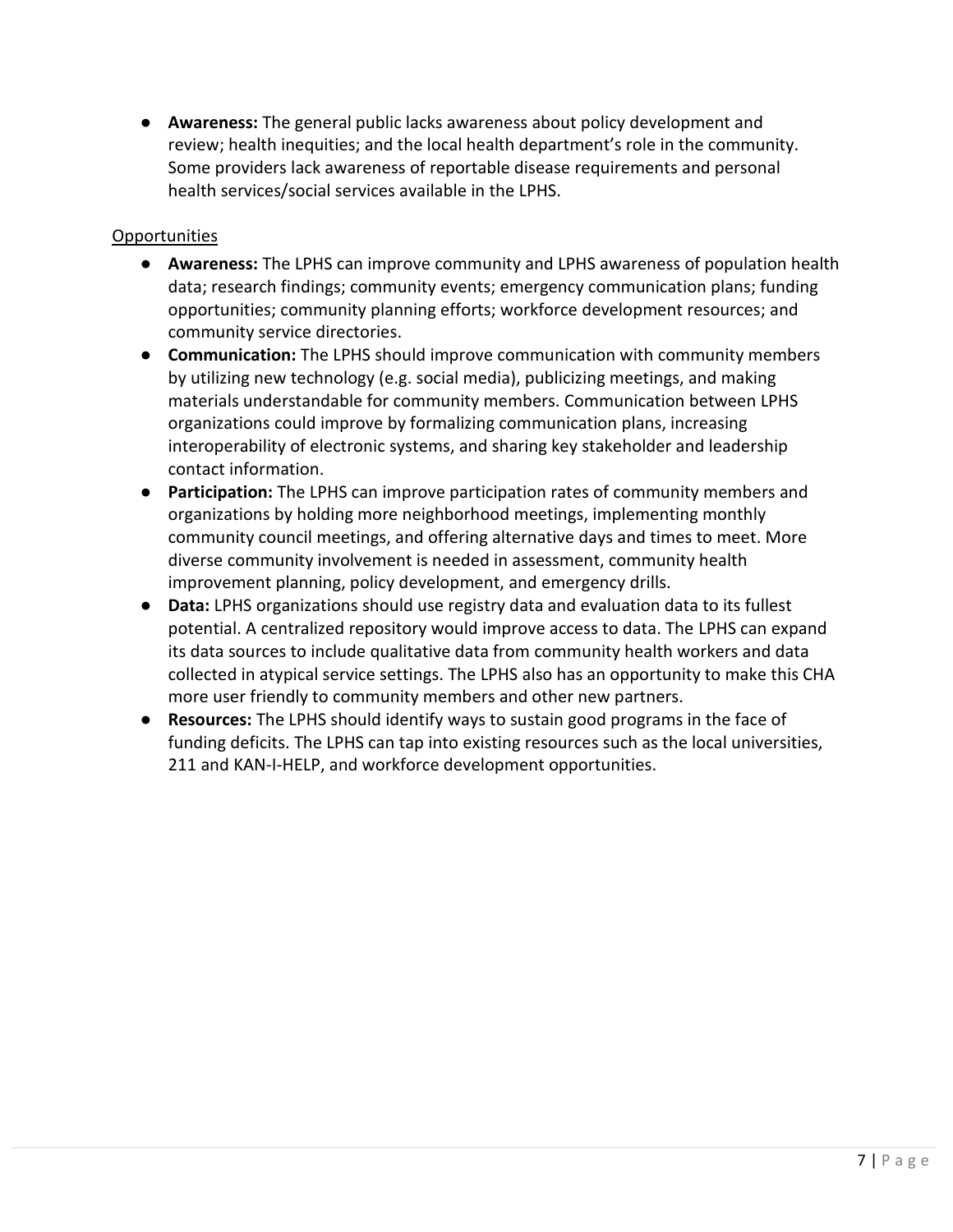- **Awareness:** The general public lacks awareness about policy development and review; health inequities; and the local health department's role in the community. Some providers lack awareness of reportable disease requirements and personal health services/social services available in the LPHS.

Opportunities

- **Awareness:** The LPHS can improve community and LPHS awareness of population health data; research findings; community events; emergency communication plans; funding opportunities; community planning efforts; workforce development resources; and community service directories.
- **Communication:** The LPHS should improve communication with community members by utilizing new technology (e.g. social media), publicizing meetings, and making materials understandable for community members. Communication between LPHS organizations could improve by formalizing communication plans, increasing interoperability of electronic systems, and sharing key stakeholder and leadership contact information.
- **Participation:** The LPHS can improve participation rates of community members and organizations by holding more neighborhood meetings, implementing monthly community council meetings, and offering alternative days and times to meet. More diverse community involvement is needed in assessment, community health improvement planning, policy development, and emergency drills.
- **Data:** LPHS organizations should use registry data and evaluation data to its fullest potential. A centralized repository would improve access to data. The LPHS can expand its data sources to include qualitative data from community health workers and data collected in atypical service settings. The LPHS also has an opportunity to make this CHA more user friendly to community members and other new partners.
- **Resources:** The LPHS should identify ways to sustain good programs in the face of funding deficits. The LPHS can tap into existing resources such as the local universities, 211 and KAN-I-HELP, and workforce development opportunities.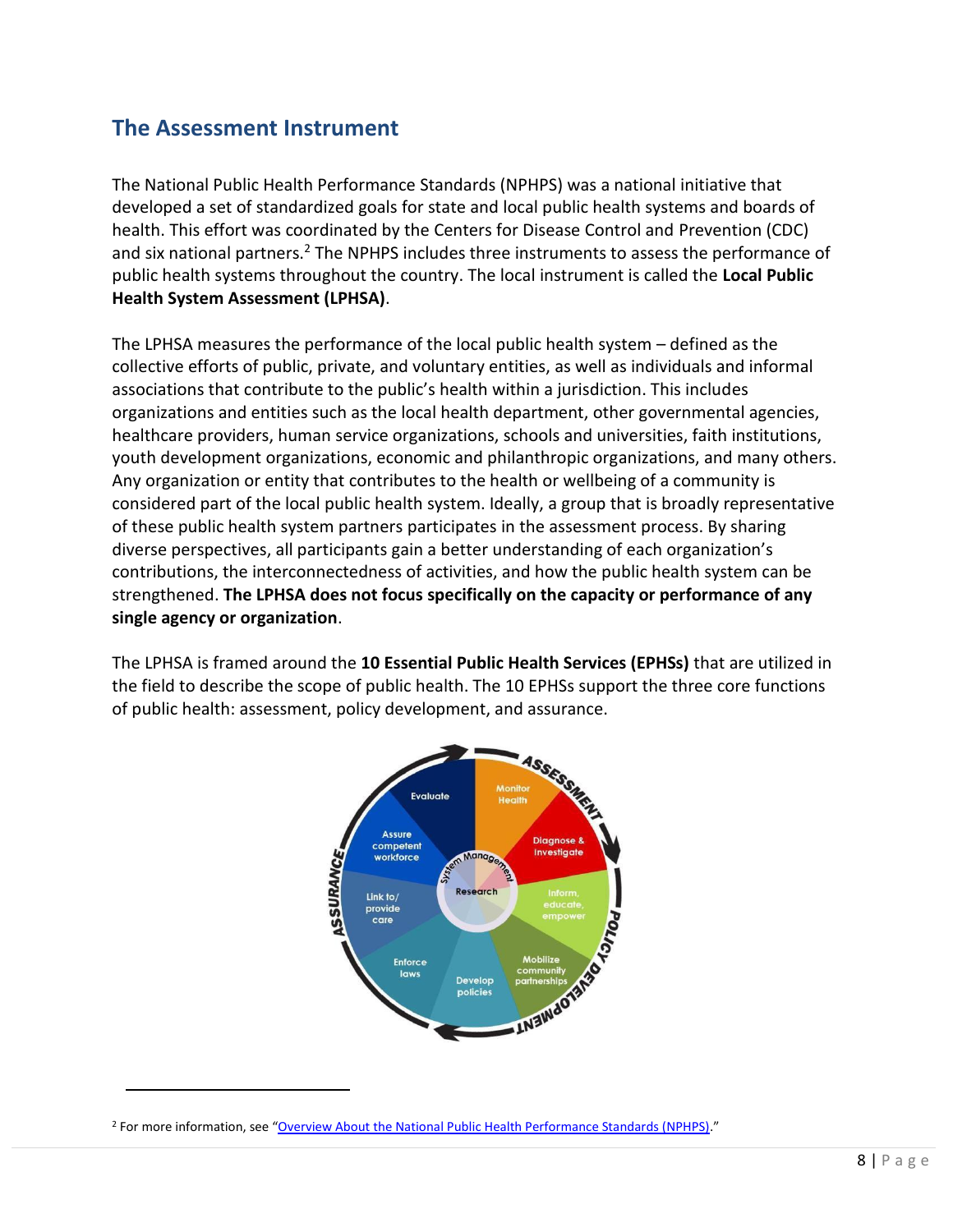## The Assessment Instrument

The National Public Health Performance Standards (NPHPS) was a national initiative that developed a set of standardized goals for state and local public health systems and boards of health. This effort was coordinated by the Centers for Disease Control and Prevention (CDC) and six national partners.[2] The NPHPS includes three instruments to assess the performance of public health systems throughout the country. The local instrument is called the **Local Public Health System Assessment (LPHSA)**.

The LPHSA measures the performance of the local public health system – defined as the collective efforts of public, private, and voluntary entities, as well as individuals and informal associations that contribute to the public's health within a jurisdiction. This includes organizations and entities such as the local health department, other governmental agencies, healthcare providers, human service organizations, schools and universities, faith institutions, youth development organizations, economic and philanthropic organizations, and many others. Any organization or entity that contributes to the health or wellbeing of a community is considered part of the local public health system. Ideally, a group that is broadly representative of these public health system partners participates in the assessment process. By sharing diverse perspectives, all participants gain a better understanding of each organization's contributions, the interconnectedness of activities, and how the public health system can be strengthened. **The LPHSA does not focus specifically on the capacity or performance of any single agency or organization**.

The LPHSA is framed around the **10 Essential Public Health Services (EPHSs)** that are utilized in the field to describe the scope of public health. The 10 EPHSs support the three core functions of public health: assessment, policy development, and assurance.

[2] For more information, see "Overview About the National Public Health Performance Standards (NPHPS)."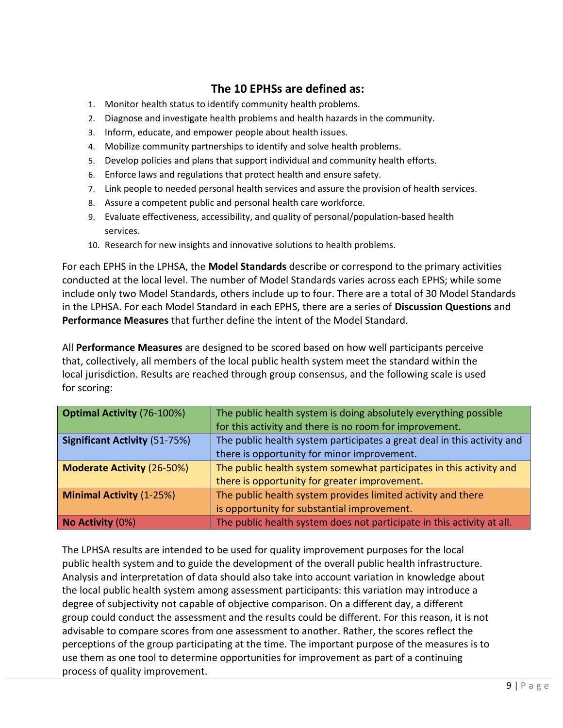## The 10 EPHSs are defined as:

1. Monitor health status to identify community health problems.
2. Diagnose and investigate health problems and health hazards in the community.
3. Inform, educate, and empower people about health issues.
4. Mobilize community partnerships to identify and solve health problems.
5. Develop policies and plans that support individual and community health efforts.
6. Enforce laws and regulations that protect health and ensure safety.
7. Link people to needed personal health services and assure the provision of health services.
8. Assure a competent public and personal health care workforce.
9. Evaluate effectiveness, accessibility, and quality of personal/population-based health services.
10. Research for new insights and innovative solutions to health problems.

For each EPHS in the LPHSA, the **Model Standards** describe or correspond to the primary activities conducted at the local level. The number of Model Standards varies across each EPHS; while some include only two Model Standards, others include up to four. There are a total of 30 Model Standards in the LPHSA. For each Model Standard in each EPHS, there are a series of **Discussion Questions** and **Performance Measures** that further define the intent of the Model Standard.

All **Performance Measures** are designed to be scored based on how well participants perceive that, collectively, all members of the local public health system meet the standard within the local jurisdiction. Results are reached through group consensus, and the following scale is used for scoring:

| | |
|---|---|
| **Optimal Activity** (76-100%) | The public health system is doing absolutely everything possible for this activity and there is no room for improvement. |
| **Significant Activity** (51-75%) | The public health system participates a great deal in this activity and there is opportunity for minor improvement. |
| **Moderate Activity** (26-50%) | The public health system somewhat participates in this activity and there is opportunity for greater improvement. |
| **Minimal Activity** (1-25%) | The public health system provides limited activity and there is opportunity for substantial improvement. |
| **No Activity** (0%) | The public health system does not participate in this activity at all. |

The LPHSA results are intended to be used for quality improvement purposes for the local public health system and to guide the development of the overall public health infrastructure. Analysis and interpretation of data should also take into account variation in knowledge about the local public health system among assessment participants: this variation may introduce a degree of subjectivity not capable of objective comparison. On a different day, a different group could conduct the assessment and the results could be different. For this reason, it is not advisable to compare scores from one assessment to another. Rather, the scores reflect the perceptions of the group participating at the time. The important purpose of the measures is to use them as one tool to determine opportunities for improvement as part of a continuing process of quality improvement.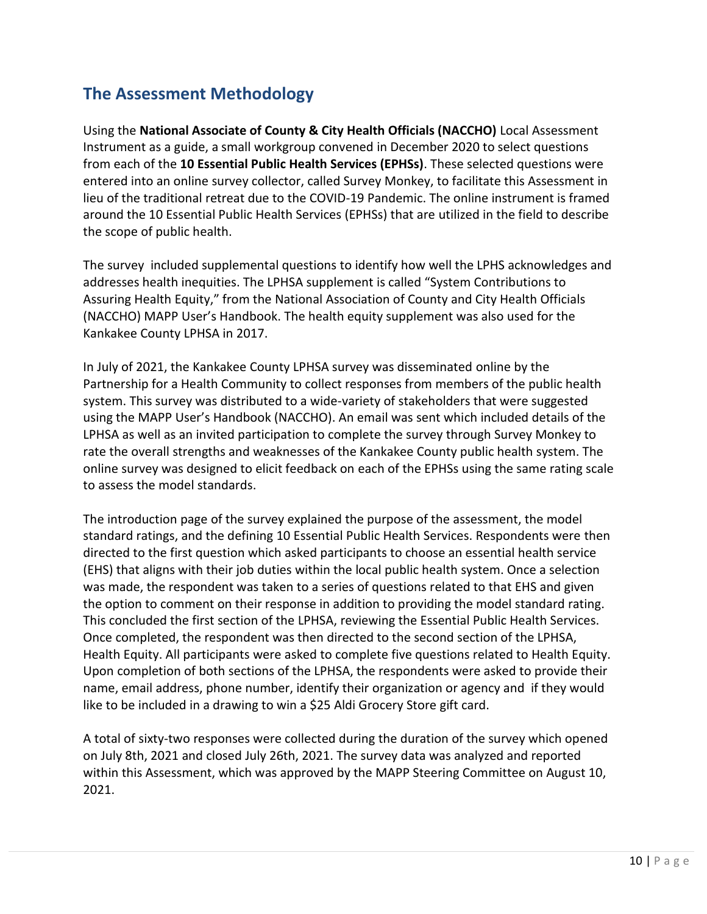## The Assessment Methodology

Using the **National Associate of County & City Health Officials (NACCHO)** Local Assessment Instrument as a guide, a small workgroup convened in December 2020 to select questions from each of the **10 Essential Public Health Services (EPHSs)**. These selected questions were entered into an online survey collector, called Survey Monkey, to facilitate this Assessment in lieu of the traditional retreat due to the COVID-19 Pandemic. The online instrument is framed around the 10 Essential Public Health Services (EPHSs) that are utilized in the field to describe the scope of public health.

The survey included supplemental questions to identify how well the LPHS acknowledges and addresses health inequities. The LPHSA supplement is called "System Contributions to Assuring Health Equity," from the National Association of County and City Health Officials (NACCHO) MAPP User's Handbook. The health equity supplement was also used for the Kankakee County LPHSA in 2017.

In July of 2021, the Kankakee County LPHSA survey was disseminated online by the Partnership for a Health Community to collect responses from members of the public health system. This survey was distributed to a wide-variety of stakeholders that were suggested using the MAPP User's Handbook (NACCHO). An email was sent which included details of the LPHSA as well as an invited participation to complete the survey through Survey Monkey to rate the overall strengths and weaknesses of the Kankakee County public health system. The online survey was designed to elicit feedback on each of the EPHSs using the same rating scale to assess the model standards.

The introduction page of the survey explained the purpose of the assessment, the model standard ratings, and the defining 10 Essential Public Health Services. Respondents were then directed to the first question which asked participants to choose an essential health service (EHS) that aligns with their job duties within the local public health system. Once a selection was made, the respondent was taken to a series of questions related to that EHS and given the option to comment on their response in addition to providing the model standard rating. This concluded the first section of the LPHSA, reviewing the Essential Public Health Services. Once completed, the respondent was then directed to the second section of the LPHSA, Health Equity. All participants were asked to complete five questions related to Health Equity. Upon completion of both sections of the LPHSA, the respondents were asked to provide their name, email address, phone number, identify their organization or agency and if they would like to be included in a drawing to win a $25 Aldi Grocery Store gift card.

A total of sixty-two responses were collected during the duration of the survey which opened on July 8th, 2021 and closed July 26th, 2021. The survey data was analyzed and reported within this Assessment, which was approved by the MAPP Steering Committee on August 10, 2021.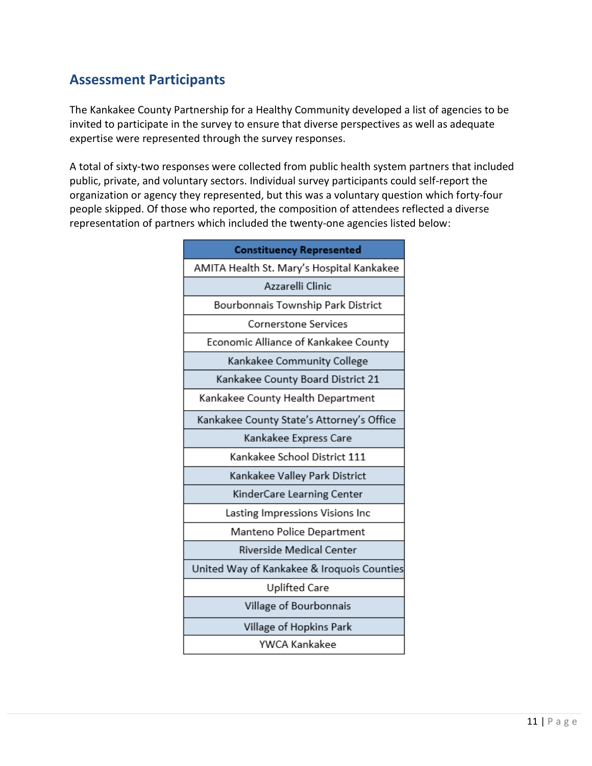## Assessment Participants

The Kankakee County Partnership for a Healthy Community developed a list of agencies to be invited to participate in the survey to ensure that diverse perspectives as well as adequate expertise were represented through the survey responses.

A total of sixty-two responses were collected from public health system partners that included public, private, and voluntary sectors. Individual survey participants could self-report the organization or agency they represented, but this was a voluntary question which forty-four people skipped. Of those who reported, the composition of attendees reflected a diverse representation of partners which included the twenty-one agencies listed below:

| Constituency Represented |
| --- |
| AMITA Health St. Mary's Hospital Kankakee |
| Azzarelli Clinic |
| Bourbonnais Township Park District |
| Cornerstone Services |
| Economic Alliance of Kankakee County |
| Kankakee Community College |
| Kankakee County Board District 21 |
| Kankakee County Health Department |
| Kankakee County State's Attorney's Office |
| Kankakee Express Care |
| Kankakee School District 111 |
| Kankakee Valley Park District |
| KinderCare Learning Center |
| Lasting Impressions Visions Inc |
| Manteno Police Department |
| Riverside Medical Center |
| United Way of Kankakee & Iroquois Counties |
| Uplifted Care |
| Village of Bourbonnais |
| Village of Hopkins Park |
| YWCA Kankakee |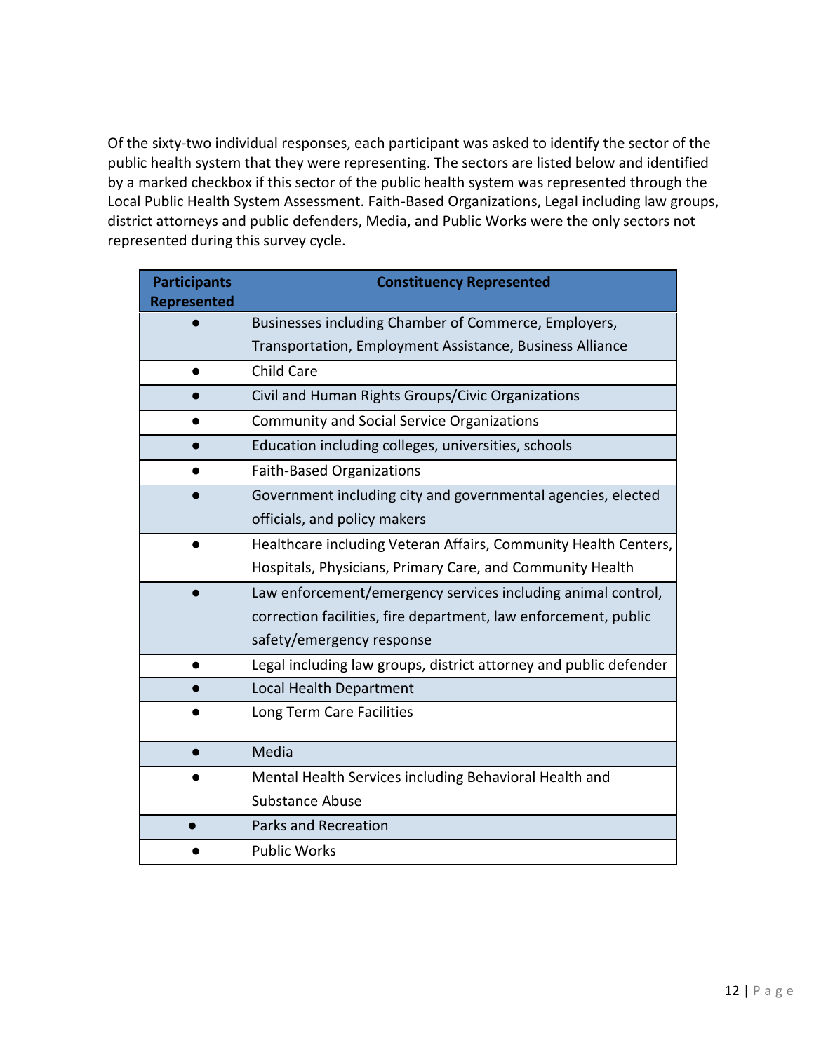Of the sixty-two individual responses, each participant was asked to identify the sector of the public health system that they were representing. The sectors are listed below and identified by a marked checkbox if this sector of the public health system was represented through the Local Public Health System Assessment. Faith-Based Organizations, Legal including law groups, district attorneys and public defenders, Media, and Public Works were the only sectors not represented during this survey cycle.

| Participants Represented | Constituency Represented |
|---|---|
| ● | Businesses including Chamber of Commerce, Employers, Transportation, Employment Assistance, Business Alliance |
| ● | Child Care |
| ● | Civil and Human Rights Groups/Civic Organizations |
| ● | Community and Social Service Organizations |
| ● | Education including colleges, universities, schools |
| ● | Faith-Based Organizations |
| ● | Government including city and governmental agencies, elected officials, and policy makers |
| ● | Healthcare including Veteran Affairs, Community Health Centers, Hospitals, Physicians, Primary Care, and Community Health |
| ● | Law enforcement/emergency services including animal control, correction facilities, fire department, law enforcement, public safety/emergency response |
| ● | Legal including law groups, district attorney and public defender |
| ● | Local Health Department |
| ● | Long Term Care Facilities |
| ● | Media |
| ● | Mental Health Services including Behavioral Health and Substance Abuse |
| ● | Parks and Recreation |
| ● | Public Works |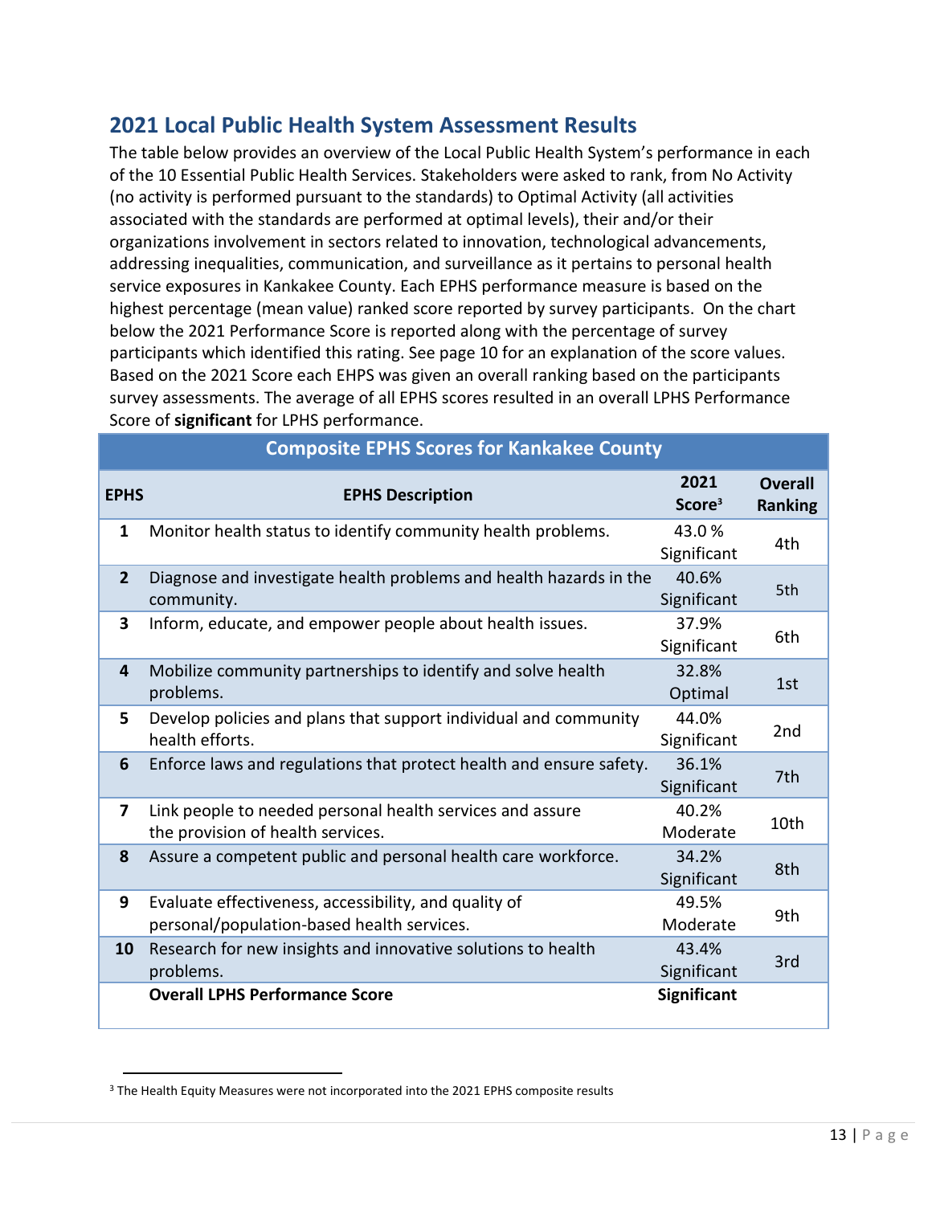## 2021 Local Public Health System Assessment Results

The table below provides an overview of the Local Public Health System's performance in each of the 10 Essential Public Health Services. Stakeholders were asked to rank, from No Activity (no activity is performed pursuant to the standards) to Optimal Activity (all activities associated with the standards are performed at optimal levels), their and/or their organizations involvement in sectors related to innovation, technological advancements, addressing inequalities, communication, and surveillance as it pertains to personal health service exposures in Kankakee County. Each EPHS performance measure is based on the highest percentage (mean value) ranked score reported by survey participants. On the chart below the 2021 Performance Score is reported along with the percentage of survey participants which identified this rating. See page 10 for an explanation of the score values. Based on the 2021 Score each EHPS was given an overall ranking based on the participants survey assessments. The average of all EPHS scores resulted in an overall LPHS Performance Score of **significant** for LPHS performance.

| Composite EPHS Scores for Kankakee County | | | |
|---|---|---|---|
| **EPHS** | **EPHS Description** | **2021 Score**[3] | **Overall Ranking** |
| 1 | Monitor health status to identify community health problems. | 43.0 % Significant | 4th |
| 2 | Diagnose and investigate health problems and health hazards in the community. | 40.6% Significant | 5th |
| 3 | Inform, educate, and empower people about health issues. | 37.9% Significant | 6th |
| 4 | Mobilize community partnerships to identify and solve health problems. | 32.8% Optimal | 1st |
| 5 | Develop policies and plans that support individual and community health efforts. | 44.0% Significant | 2nd |
| 6 | Enforce laws and regulations that protect health and ensure safety. | 36.1% Significant | 7th |
| 7 | Link people to needed personal health services and assure the provision of health services. | 40.2% Moderate | 10th |
| 8 | Assure a competent public and personal health care workforce. | 34.2% Significant | 8th |
| 9 | Evaluate effectiveness, accessibility, and quality of personal/population-based health services. | 49.5% Moderate | 9th |
| 10 | Research for new insights and innovative solutions to health problems. | 43.4% Significant | 3rd |
| | **Overall LPHS Performance Score** | **Significant** | |

[3] The Health Equity Measures were not incorporated into the 2021 EPHS composite results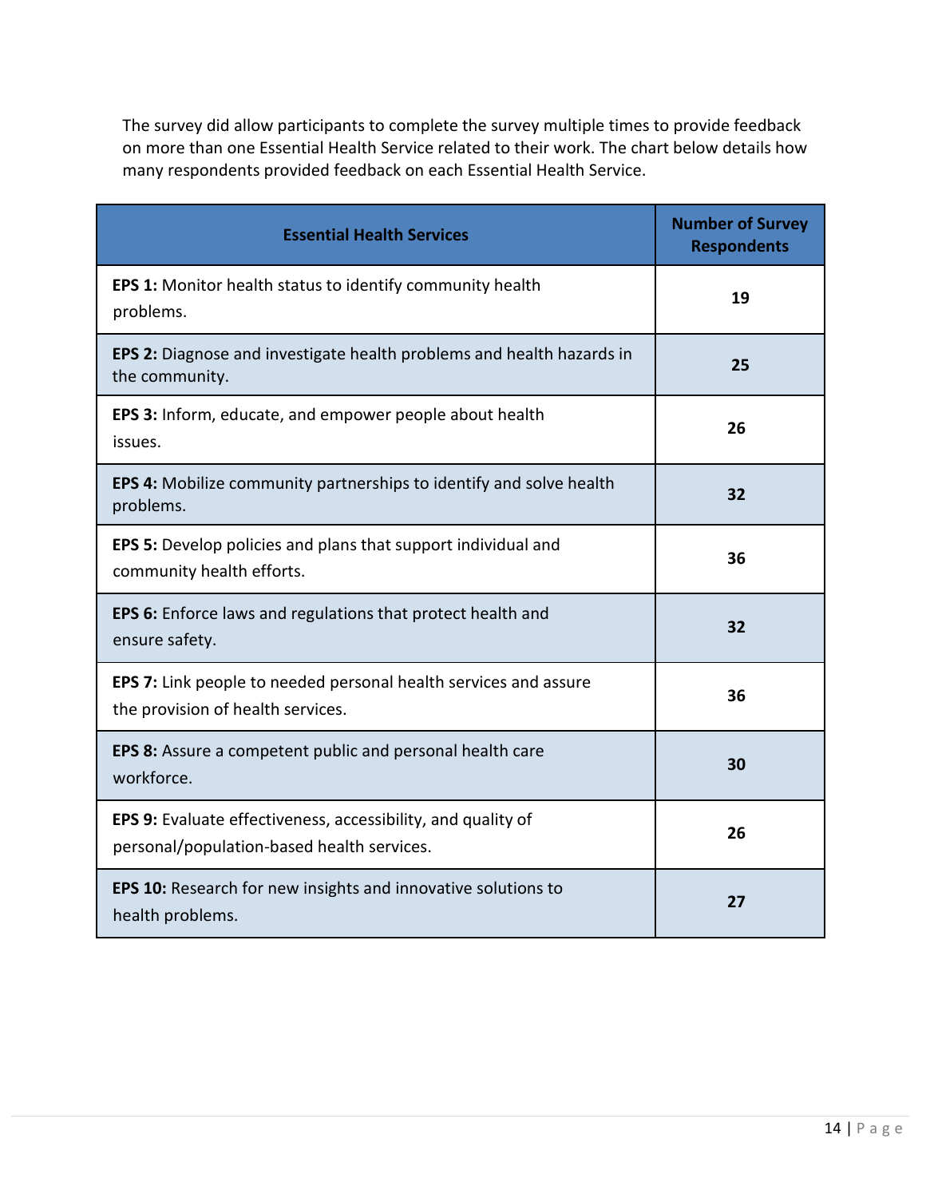The survey did allow participants to complete the survey multiple times to provide feedback on more than one Essential Health Service related to their work. The chart below details how many respondents provided feedback on each Essential Health Service.

| Essential Health Services | Number of Survey Respondents |
| --- | --- |
| **EPS 1:** Monitor health status to identify community health problems. | **19** |
| **EPS 2:** Diagnose and investigate health problems and health hazards in the community. | **25** |
| **EPS 3:** Inform, educate, and empower people about health issues. | **26** |
| **EPS 4:** Mobilize community partnerships to identify and solve health problems. | **32** |
| **EPS 5:** Develop policies and plans that support individual and community health efforts. | **36** |
| **EPS 6:** Enforce laws and regulations that protect health and ensure safety. | **32** |
| **EPS 7:** Link people to needed personal health services and assure the provision of health services. | **36** |
| **EPS 8:** Assure a competent public and personal health care workforce. | **30** |
| **EPS 9:** Evaluate effectiveness, accessibility, and quality of personal/population-based health services. | **26** |
| **EPS 10:** Research for new insights and innovative solutions to health problems. | **27** |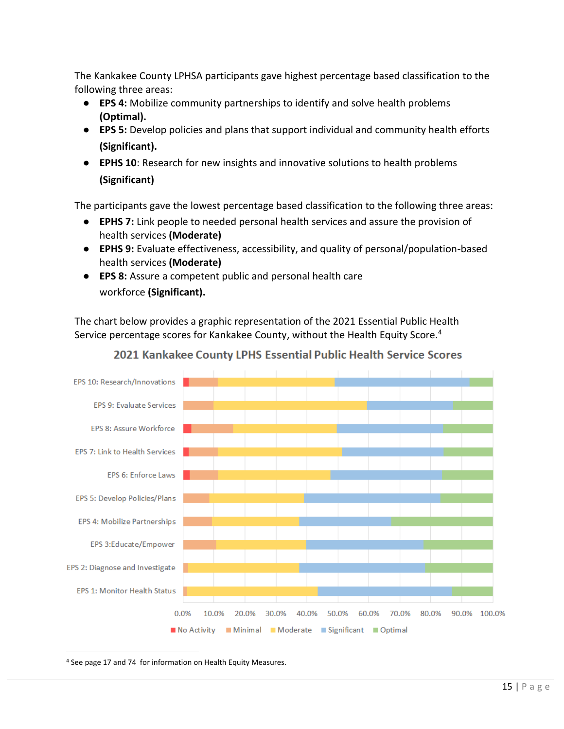The Kankakee County LPHSA participants gave highest percentage based classification to the following three areas:

- **EPS 4:** Mobilize community partnerships to identify and solve health problems **(Optimal).**
- **EPS 5:** Develop policies and plans that support individual and community health efforts **(Significant).**
- **EPHS 10**: Research for new insights and innovative solutions to health problems **(Significant)**

The participants gave the lowest percentage based classification to the following three areas:

- **EPHS 7:** Link people to needed personal health services and assure the provision of health services **(Moderate)**
- **EPHS 9:** Evaluate effectiveness, accessibility, and quality of personal/population-based health services **(Moderate)**
- **EPS 8:** Assure a competent public and personal health care workforce **(Significant).**

The chart below provides a graphic representation of the 2021 Essential Public Health Service percentage scores for Kankakee County, without the Health Equity Score.[4]

**2021 Kankakee County LPHS Essential Public Health Service Scores**

(Stacked bar chart, 0.0%–100.0%; legend: No Activity, Minimal, Moderate, Significant, Optimal. Categories: EPS 10: Research/Innovations; EPS 9: Evaluate Services; EPS 8: Assure Workforce; EPS 7: Link to Health Services; EPS 6: Enforce Laws; EPS 5: Develop Policies/Plans; EPS 4: Mobilize Partnerships; EPS 3:Educate/Empower; EPS 2: Diagnose and Investigate; EPS 1: Monitor Health Status)

[4] See page 17 and 74 for information on Health Equity Measures.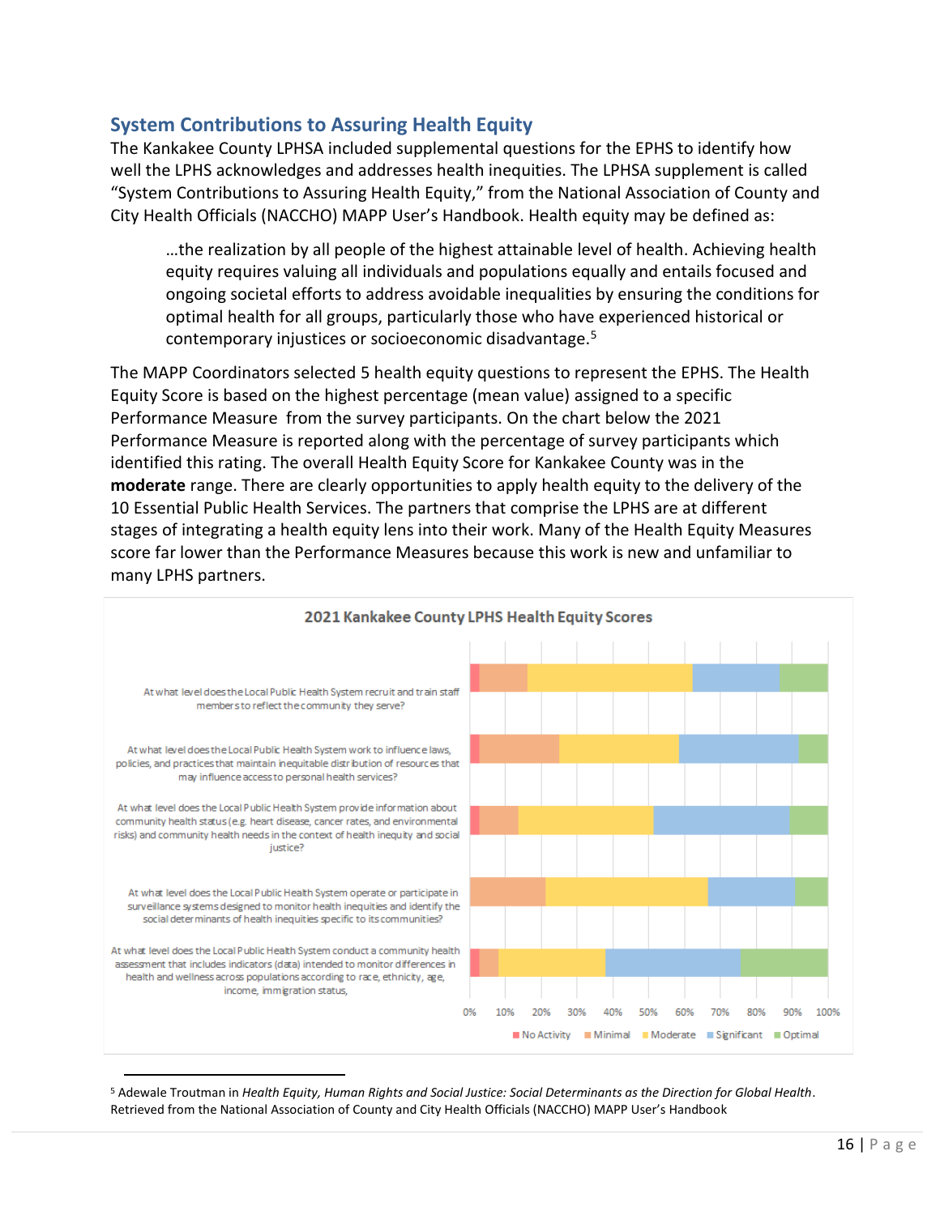## System Contributions to Assuring Health Equity

The Kankakee County LPHSA included supplemental questions for the EPHS to identify how well the LPHS acknowledges and addresses health inequities. The LPHSA supplement is called "System Contributions to Assuring Health Equity," from the National Association of County and City Health Officials (NACCHO) MAPP User's Handbook. Health equity may be defined as:

> …the realization by all people of the highest attainable level of health. Achieving health equity requires valuing all individuals and populations equally and entails focused and ongoing societal efforts to address avoidable inequalities by ensuring the conditions for optimal health for all groups, particularly those who have experienced historical or contemporary injustices or socioeconomic disadvantage.[5]

The MAPP Coordinators selected 5 health equity questions to represent the EPHS. The Health Equity Score is based on the highest percentage (mean value) assigned to a specific Performance Measure from the survey participants. On the chart below the 2021 Performance Measure is reported along with the percentage of survey participants which identified this rating. The overall Health Equity Score for Kankakee County was in the **moderate** range. There are clearly opportunities to apply health equity to the delivery of the 10 Essential Public Health Services. The partners that comprise the LPHS are at different stages of integrating a health equity lens into their work. Many of the Health Equity Measures score far lower than the Performance Measures because this work is new and unfamiliar to many LPHS partners.

**2021 Kankakee County LPHS Health Equity Scores**

- At what level does the Local Public Health System recruit and train staff members to reflect the community they serve?
- At what level does the Local Public Health System work to influence laws, policies, and practices that maintain inequitable distribution of resources that may influence access to personal health services?
- At what level does the Local Public Health System provide information about community health status (e.g. heart disease, cancer rates, and environmental risks) and community health needs in the context of health inequity and social justice?
- At what level does the Local Public Health System operate or participate in surveillance systems designed to monitor health inequities and identify the social determinants of health inequities specific to its communities?
- At what level does the Local Public Health System conduct a community health assessment that includes indicators (data) intended to monitor differences in health and wellness across populations according to race, ethnicity, age, income, immigration status,

0% 10% 20% 30% 40% 50% 60% 70% 80% 90% 100%

No Activity | Minimal | Moderate | Significant | Optimal

[5] Adewale Troutman in *Health Equity, Human Rights and Social Justice: Social Determinants as the Direction for Global Health*. Retrieved from the National Association of County and City Health Officials (NACCHO) MAPP User's Handbook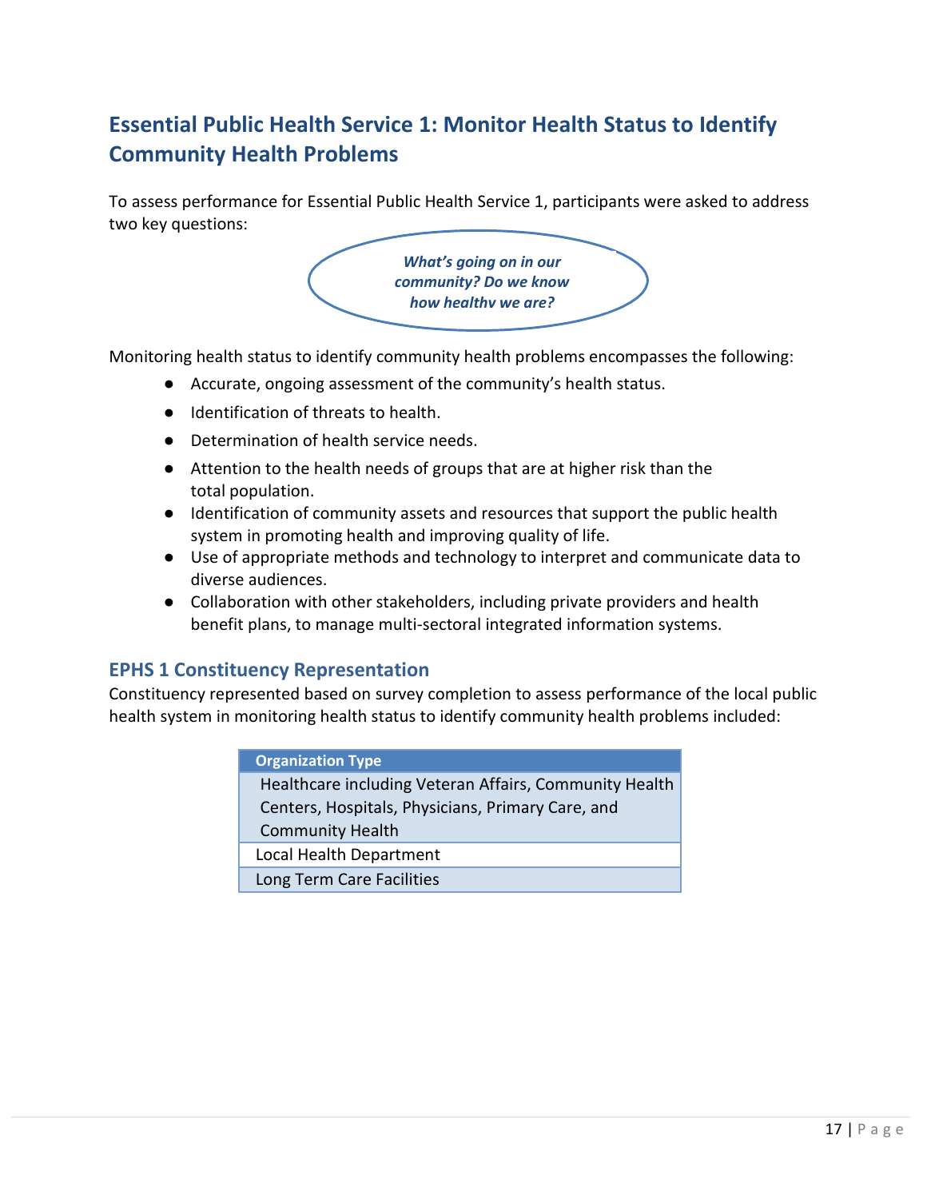## Essential Public Health Service 1: Monitor Health Status to Identify Community Health Problems

To assess performance for Essential Public Health Service 1, participants were asked to address two key questions:

***What's going on in our community? Do we know how healthy we are?***

Monitoring health status to identify community health problems encompasses the following:

- Accurate, ongoing assessment of the community's health status.
- Identification of threats to health.
- Determination of health service needs.
- Attention to the health needs of groups that are at higher risk than the total population.
- Identification of community assets and resources that support the public health system in promoting health and improving quality of life.
- Use of appropriate methods and technology to interpret and communicate data to diverse audiences.
- Collaboration with other stakeholders, including private providers and health benefit plans, to manage multi-sectoral integrated information systems.

### EPHS 1 Constituency Representation

Constituency represented based on survey completion to assess performance of the local public health system in monitoring health status to identify community health problems included:

| Organization Type |
|---|
| Healthcare including Veteran Affairs, Community Health Centers, Hospitals, Physicians, Primary Care, and Community Health |
| Local Health Department |
| Long Term Care Facilities |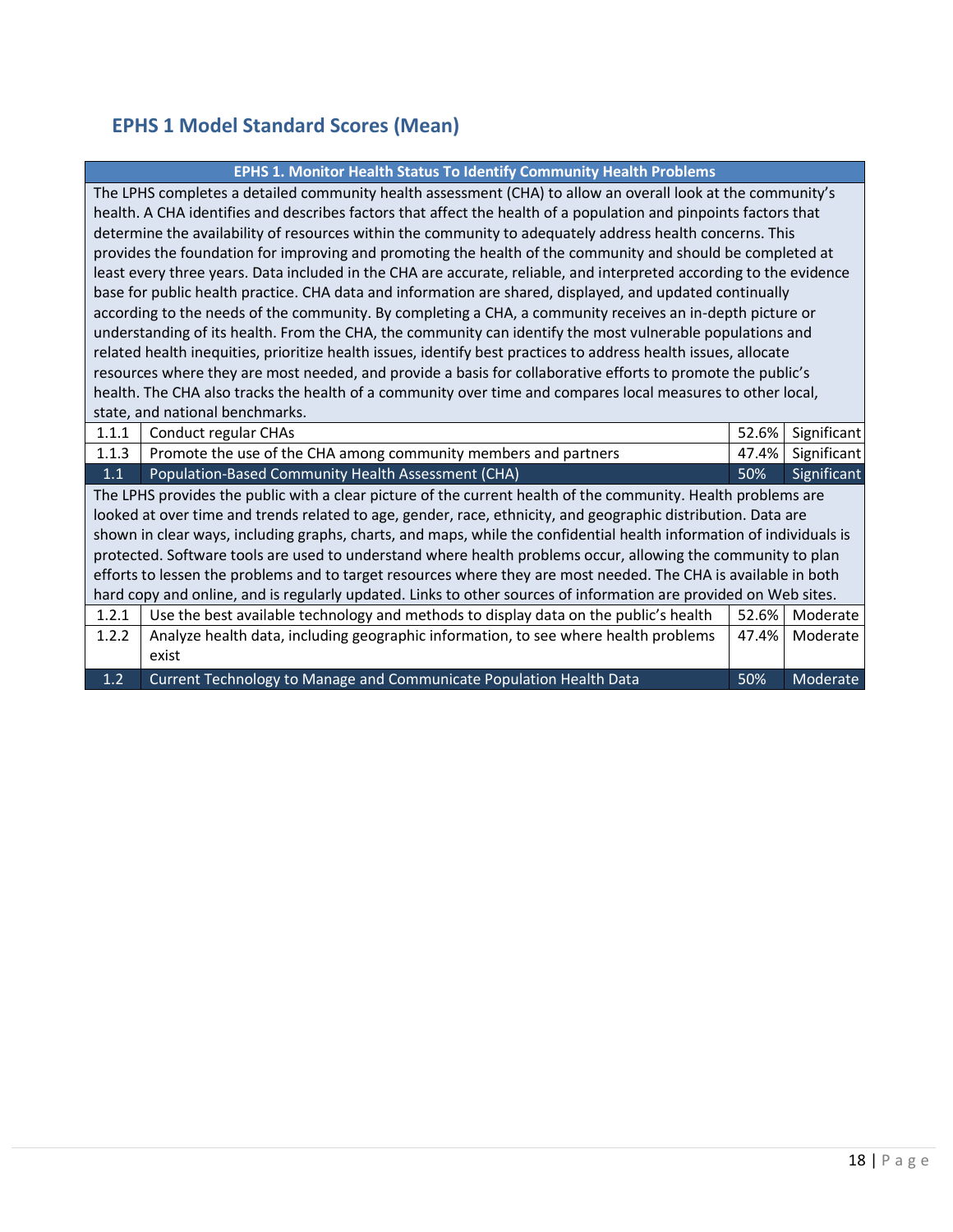## EPHS 1 Model Standard Scores (Mean)

| EPHS 1. Monitor Health Status To Identify Community Health Problems | | | |
|---|---|---|---|
| The LPHS completes a detailed community health assessment (CHA) to allow an overall look at the community's health. A CHA identifies and describes factors that affect the health of a population and pinpoints factors that determine the availability of resources within the community to adequately address health concerns. This provides the foundation for improving and promoting the health of the community and should be completed at least every three years. Data included in the CHA are accurate, reliable, and interpreted according to the evidence base for public health practice. CHA data and information are shared, displayed, and updated continually according to the needs of the community. By completing a CHA, a community receives an in-depth picture or understanding of its health. From the CHA, the community can identify the most vulnerable populations and related health inequities, prioritize health issues, identify best practices to address health issues, allocate resources where they are most needed, and provide a basis for collaborative efforts to promote the public's health. The CHA also tracks the health of a community over time and compares local measures to other local, state, and national benchmarks. | | | |
| 1.1.1 | Conduct regular CHAs | 52.6% | Significant |
| 1.1.3 | Promote the use of the CHA among community members and partners | 47.4% | Significant |
| **1.1** | **Population-Based Community Health Assessment (CHA)** | **50%** | **Significant** |
| The LPHS provides the public with a clear picture of the current health of the community. Health problems are looked at over time and trends related to age, gender, race, ethnicity, and geographic distribution. Data are shown in clear ways, including graphs, charts, and maps, while the confidential health information of individuals is protected. Software tools are used to understand where health problems occur, allowing the community to plan efforts to lessen the problems and to target resources where they are most needed. The CHA is available in both hard copy and online, and is regularly updated. Links to other sources of information are provided on Web sites. | | | |
| 1.2.1 | Use the best available technology and methods to display data on the public's health | 52.6% | Moderate |
| 1.2.2 | Analyze health data, including geographic information, to see where health problems exist | 47.4% | Moderate |
| **1.2** | **Current Technology to Manage and Communicate Population Health Data** | **50%** | **Moderate** |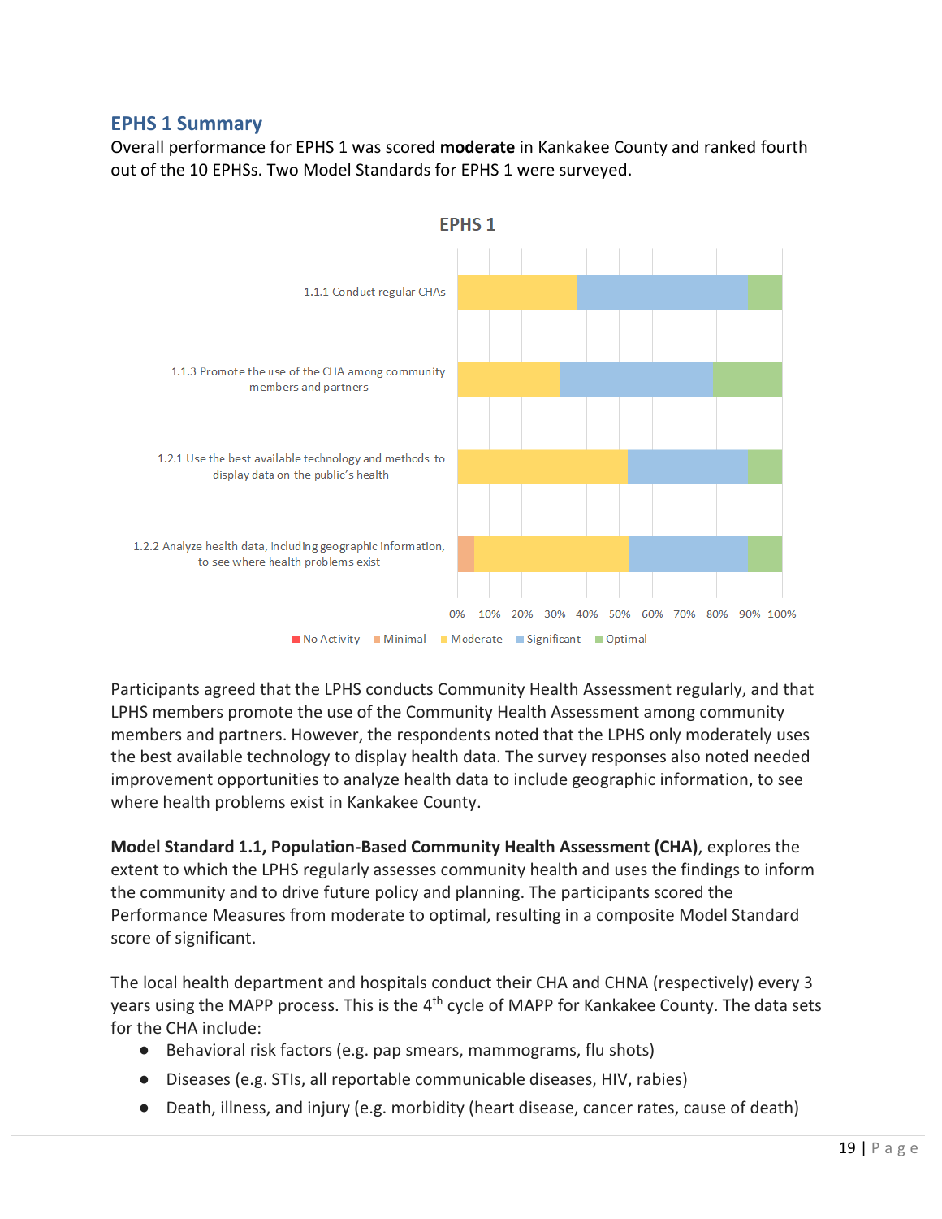## EPHS 1 Summary

Overall performance for EPHS 1 was scored **moderate** in Kankakee County and ranked fourth out of the 10 EPHSs. Two Model Standards for EPHS 1 were surveyed.

Participants agreed that the LPHS conducts Community Health Assessment regularly, and that LPHS members promote the use of the Community Health Assessment among community members and partners. However, the respondents noted that the LPHS only moderately uses the best available technology to display health data. The survey responses also noted needed improvement opportunities to analyze health data to include geographic information, to see where health problems exist in Kankakee County.

**Model Standard 1.1, Population-Based Community Health Assessment (CHA)**, explores the extent to which the LPHS regularly assesses community health and uses the findings to inform the community and to drive future policy and planning. The participants scored the Performance Measures from moderate to optimal, resulting in a composite Model Standard score of significant.

The local health department and hospitals conduct their CHA and CHNA (respectively) every 3 years using the MAPP process. This is the 4th cycle of MAPP for Kankakee County. The data sets for the CHA include:

- Behavioral risk factors (e.g. pap smears, mammograms, flu shots)
- Diseases (e.g. STIs, all reportable communicable diseases, HIV, rabies)
- Death, illness, and injury (e.g. morbidity (heart disease, cancer rates, cause of death)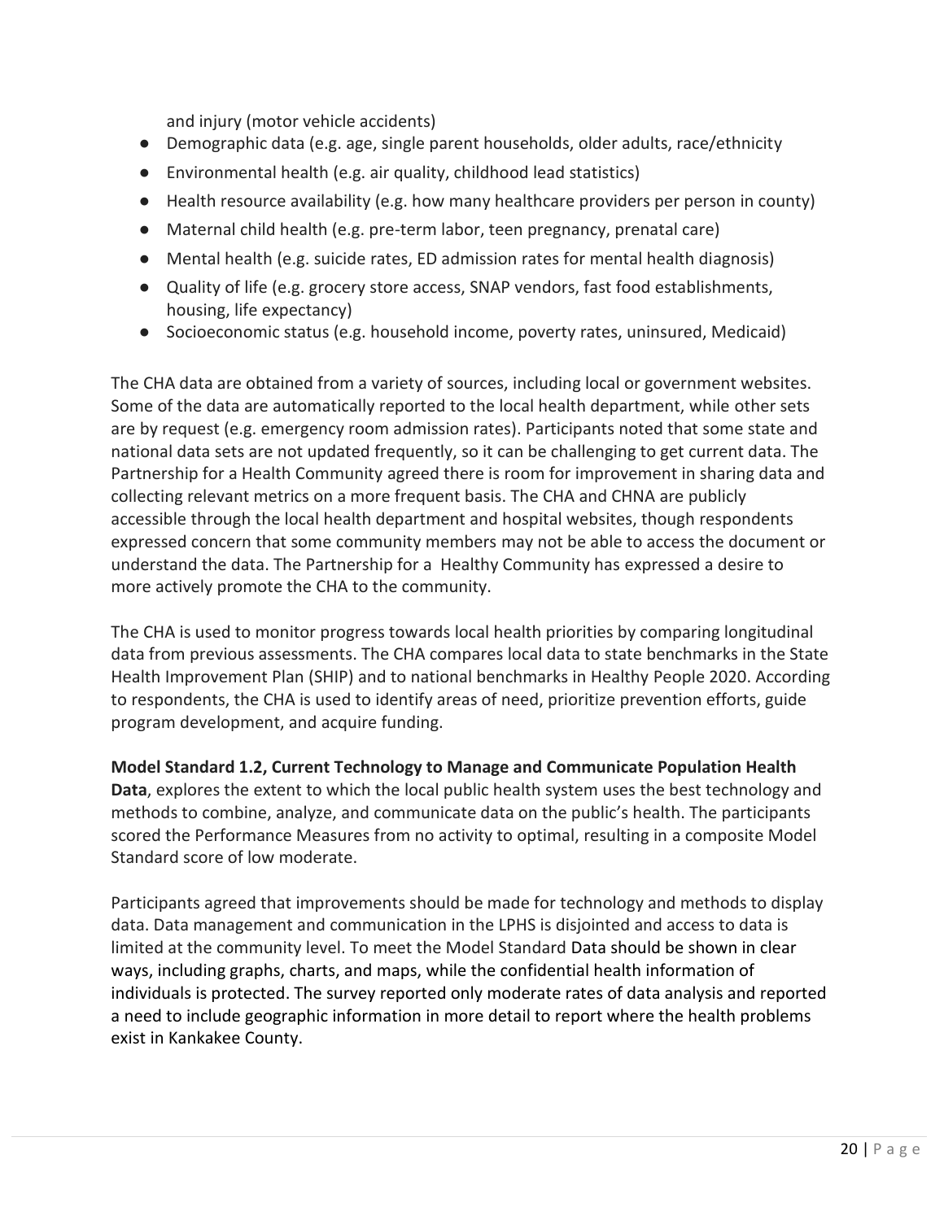and injury (motor vehicle accidents)

- Demographic data (e.g. age, single parent households, older adults, race/ethnicity
- Environmental health (e.g. air quality, childhood lead statistics)
- Health resource availability (e.g. how many healthcare providers per person in county)
- Maternal child health (e.g. pre-term labor, teen pregnancy, prenatal care)
- Mental health (e.g. suicide rates, ED admission rates for mental health diagnosis)
- Quality of life (e.g. grocery store access, SNAP vendors, fast food establishments, housing, life expectancy)
- Socioeconomic status (e.g. household income, poverty rates, uninsured, Medicaid)

The CHA data are obtained from a variety of sources, including local or government websites. Some of the data are automatically reported to the local health department, while other sets are by request (e.g. emergency room admission rates). Participants noted that some state and national data sets are not updated frequently, so it can be challenging to get current data. The Partnership for a Health Community agreed there is room for improvement in sharing data and collecting relevant metrics on a more frequent basis. The CHA and CHNA are publicly accessible through the local health department and hospital websites, though respondents expressed concern that some community members may not be able to access the document or understand the data. The Partnership for a Healthy Community has expressed a desire to more actively promote the CHA to the community.

The CHA is used to monitor progress towards local health priorities by comparing longitudinal data from previous assessments. The CHA compares local data to state benchmarks in the State Health Improvement Plan (SHIP) and to national benchmarks in Healthy People 2020. According to respondents, the CHA is used to identify areas of need, prioritize prevention efforts, guide program development, and acquire funding.

**Model Standard 1.2, Current Technology to Manage and Communicate Population Health Data**, explores the extent to which the local public health system uses the best technology and methods to combine, analyze, and communicate data on the public's health. The participants scored the Performance Measures from no activity to optimal, resulting in a composite Model Standard score of low moderate.

Participants agreed that improvements should be made for technology and methods to display data. Data management and communication in the LPHS is disjointed and access to data is limited at the community level. To meet the Model Standard Data should be shown in clear ways, including graphs, charts, and maps, while the confidential health information of individuals is protected. The survey reported only moderate rates of data analysis and reported a need to include geographic information in more detail to report where the health problems exist in Kankakee County.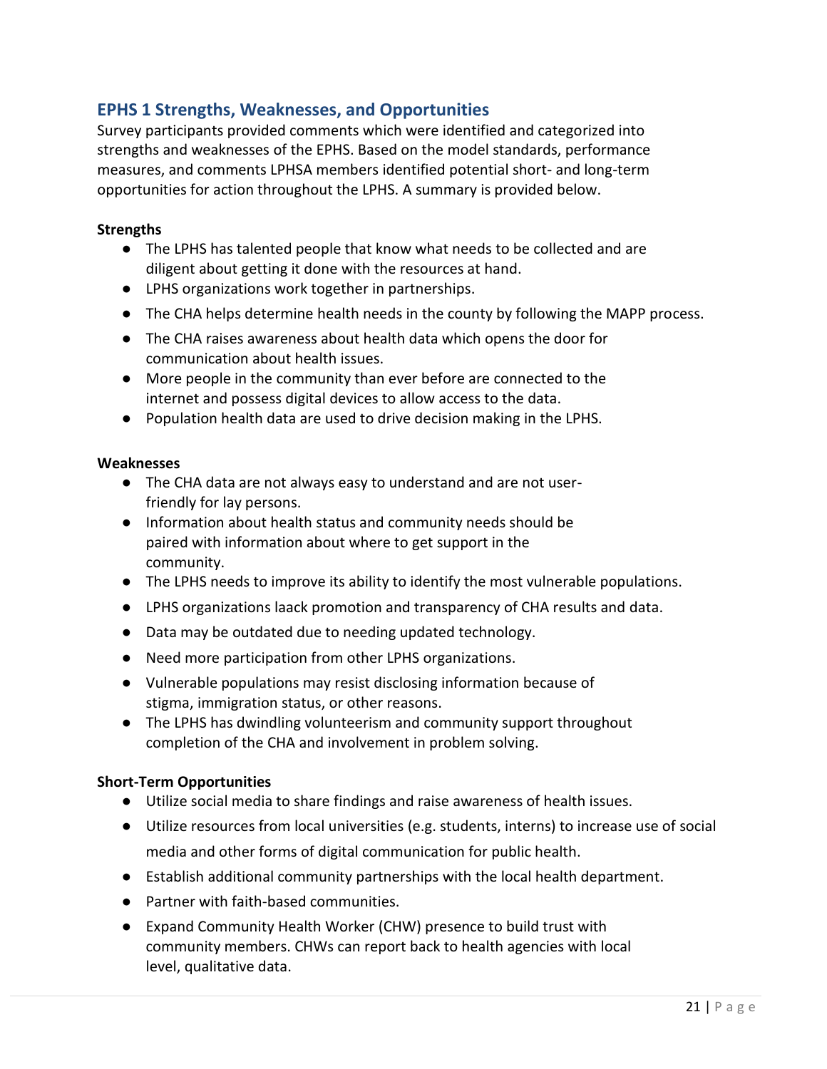## EPHS 1 Strengths, Weaknesses, and Opportunities

Survey participants provided comments which were identified and categorized into strengths and weaknesses of the EPHS. Based on the model standards, performance measures, and comments LPHSA members identified potential short- and long-term opportunities for action throughout the LPHS. A summary is provided below.

**Strengths**

- The LPHS has talented people that know what needs to be collected and are diligent about getting it done with the resources at hand.
- LPHS organizations work together in partnerships.
- The CHA helps determine health needs in the county by following the MAPP process.
- The CHA raises awareness about health data which opens the door for communication about health issues.
- More people in the community than ever before are connected to the internet and possess digital devices to allow access to the data.
- Population health data are used to drive decision making in the LPHS.

**Weaknesses**

- The CHA data are not always easy to understand and are not user-friendly for lay persons.
- Information about health status and community needs should be paired with information about where to get support in the community.
- The LPHS needs to improve its ability to identify the most vulnerable populations.
- LPHS organizations laack promotion and transparency of CHA results and data.
- Data may be outdated due to needing updated technology.
- Need more participation from other LPHS organizations.
- Vulnerable populations may resist disclosing information because of stigma, immigration status, or other reasons.
- The LPHS has dwindling volunteerism and community support throughout completion of the CHA and involvement in problem solving.

**Short-Term Opportunities**

- Utilize social media to share findings and raise awareness of health issues.
- Utilize resources from local universities (e.g. students, interns) to increase use of social media and other forms of digital communication for public health.
- Establish additional community partnerships with the local health department.
- Partner with faith-based communities.
- Expand Community Health Worker (CHW) presence to build trust with community members. CHWs can report back to health agencies with local level, qualitative data.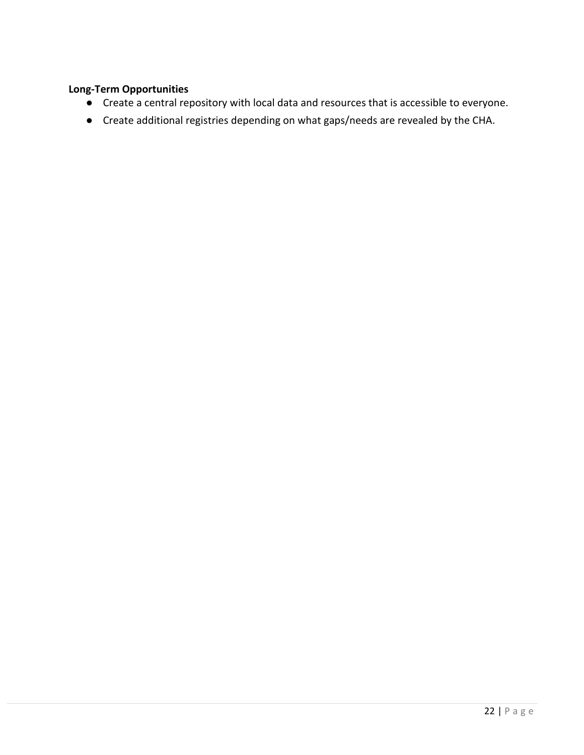**Long-Term Opportunities**

- Create a central repository with local data and resources that is accessible to everyone.
- Create additional registries depending on what gaps/needs are revealed by the CHA.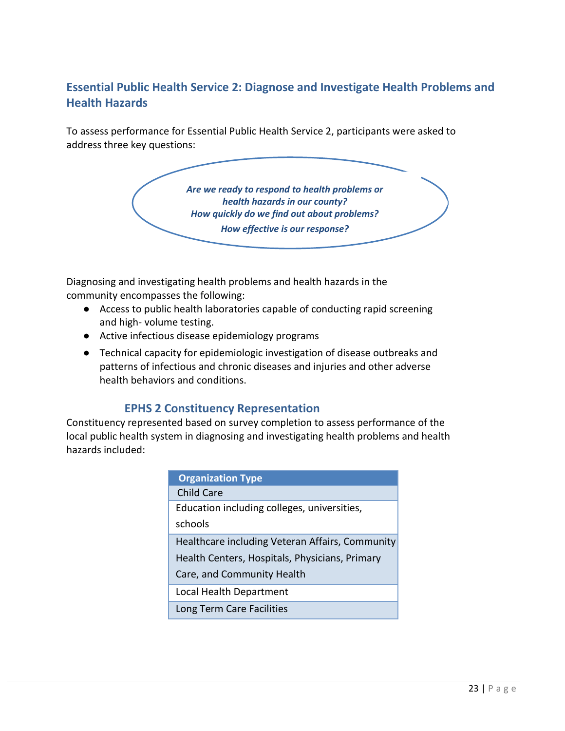## Essential Public Health Service 2: Diagnose and Investigate Health Problems and Health Hazards

To assess performance for Essential Public Health Service 2, participants were asked to address three key questions:

*Are we ready to respond to health problems or health hazards in our county?*
*How quickly do we find out about problems?*
*How effective is our response?*

Diagnosing and investigating health problems and health hazards in the community encompasses the following:

- Access to public health laboratories capable of conducting rapid screening and high- volume testing.
- Active infectious disease epidemiology programs
- Technical capacity for epidemiologic investigation of disease outbreaks and patterns of infectious and chronic diseases and injuries and other adverse health behaviors and conditions.

### EPHS 2 Constituency Representation

Constituency represented based on survey completion to assess performance of the local public health system in diagnosing and investigating health problems and health hazards included:

| Organization Type |
|---|
| Child Care |
| Education including colleges, universities, schools |
| Healthcare including Veteran Affairs, Community Health Centers, Hospitals, Physicians, Primary Care, and Community Health |
| Local Health Department |
| Long Term Care Facilities |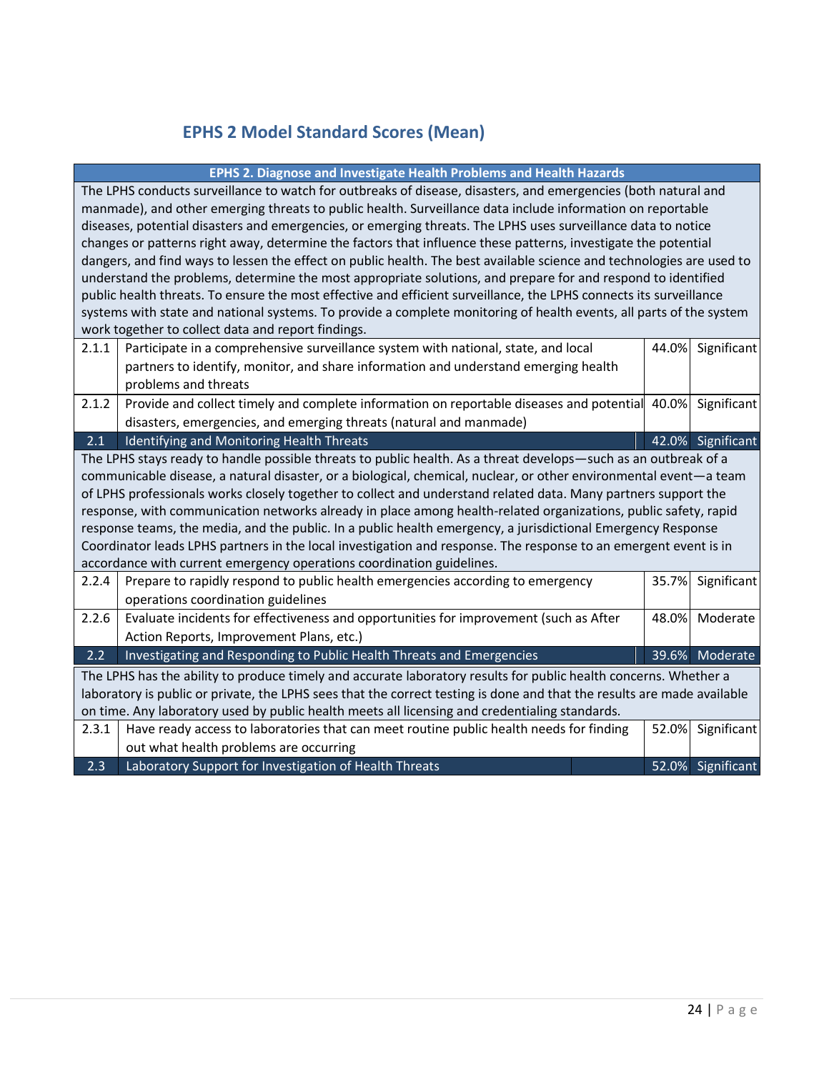## EPHS 2 Model Standard Scores (Mean)

| EPHS 2. Diagnose and Investigate Health Problems and Health Hazards | | | |
|---|---|---|---|
| The LPHS conducts surveillance to watch for outbreaks of disease, disasters, and emergencies (both natural and manmade), and other emerging threats to public health. Surveillance data include information on reportable diseases, potential disasters and emergencies, or emerging threats. The LPHS uses surveillance data to notice changes or patterns right away, determine the factors that influence these patterns, investigate the potential dangers, and find ways to lessen the effect on public health. The best available science and technologies are used to understand the problems, determine the most appropriate solutions, and prepare for and respond to identified public health threats. To ensure the most effective and efficient surveillance, the LPHS connects its surveillance systems with state and national systems. To provide a complete monitoring of health events, all parts of the system work together to collect data and report findings. | | | |
| 2.1.1 | Participate in a comprehensive surveillance system with national, state, and local partners to identify, monitor, and share information and understand emerging health problems and threats | 44.0% | Significant |
| 2.1.2 | Provide and collect timely and complete information on reportable diseases and potential disasters, emergencies, and emerging threats (natural and manmade) | 40.0% | Significant |
| **2.1** | **Identifying and Monitoring Health Threats** | **42.0%** | **Significant** |
| The LPHS stays ready to handle possible threats to public health. As a threat develops—such as an outbreak of a communicable disease, a natural disaster, or a biological, chemical, nuclear, or other environmental event—a team of LPHS professionals works closely together to collect and understand related data. Many partners support the response, with communication networks already in place among health-related organizations, public safety, rapid response teams, the media, and the public. In a public health emergency, a jurisdictional Emergency Response Coordinator leads LPHS partners in the local investigation and response. The response to an emergent event is in accordance with current emergency operations coordination guidelines. | | | |
| 2.2.4 | Prepare to rapidly respond to public health emergencies according to emergency operations coordination guidelines | 35.7% | Significant |
| 2.2.6 | Evaluate incidents for effectiveness and opportunities for improvement (such as After Action Reports, Improvement Plans, etc.) | 48.0% | Moderate |
| **2.2** | **Investigating and Responding to Public Health Threats and Emergencies** | **39.6%** | **Moderate** |
| The LPHS has the ability to produce timely and accurate laboratory results for public health concerns. Whether a laboratory is public or private, the LPHS sees that the correct testing is done and that the results are made available on time. Any laboratory used by public health meets all licensing and credentialing standards. | | | |
| 2.3.1 | Have ready access to laboratories that can meet routine public health needs for finding out what health problems are occurring | 52.0% | Significant |
| **2.3** | **Laboratory Support for Investigation of Health Threats** | **52.0%** | **Significant** |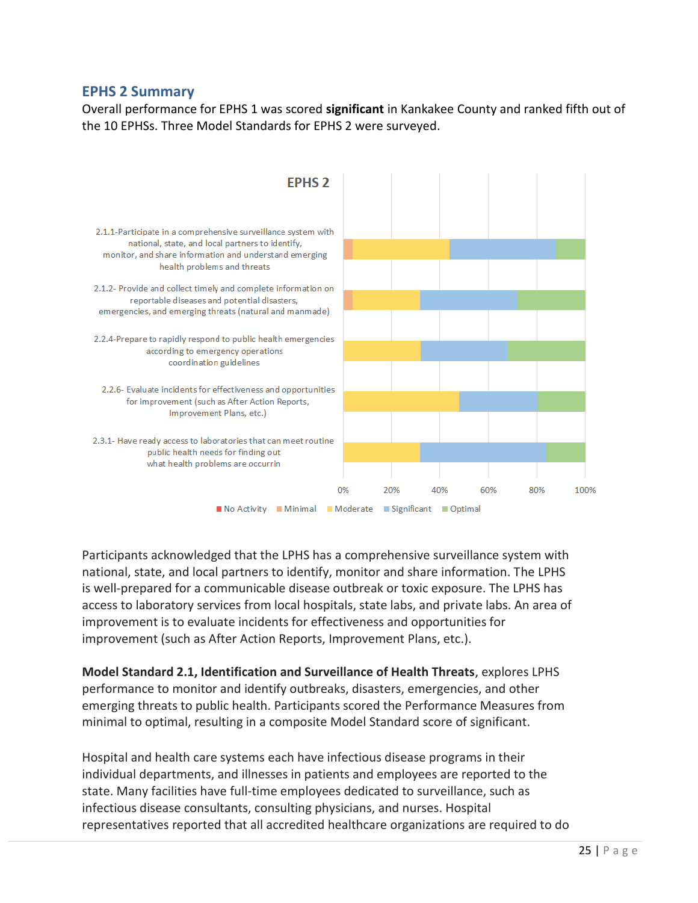## EPHS 2 Summary

Overall performance for EPHS 1 was scored **significant** in Kankakee County and ranked fifth out of the 10 EPHSs. Three Model Standards for EPHS 2 were surveyed.

Participants acknowledged that the LPHS has a comprehensive surveillance system with national, state, and local partners to identify, monitor and share information. The LPHS is well-prepared for a communicable disease outbreak or toxic exposure. The LPHS has access to laboratory services from local hospitals, state labs, and private labs. An area of improvement is to evaluate incidents for effectiveness and opportunities for improvement (such as After Action Reports, Improvement Plans, etc.).

**Model Standard 2.1, Identification and Surveillance of Health Threats**, explores LPHS performance to monitor and identify outbreaks, disasters, emergencies, and other emerging threats to public health. Participants scored the Performance Measures from minimal to optimal, resulting in a composite Model Standard score of significant.

Hospital and health care systems each have infectious disease programs in their individual departments, and illnesses in patients and employees are reported to the state. Many facilities have full-time employees dedicated to surveillance, such as infectious disease consultants, consulting physicians, and nurses. Hospital representatives reported that all accredited healthcare organizations are required to do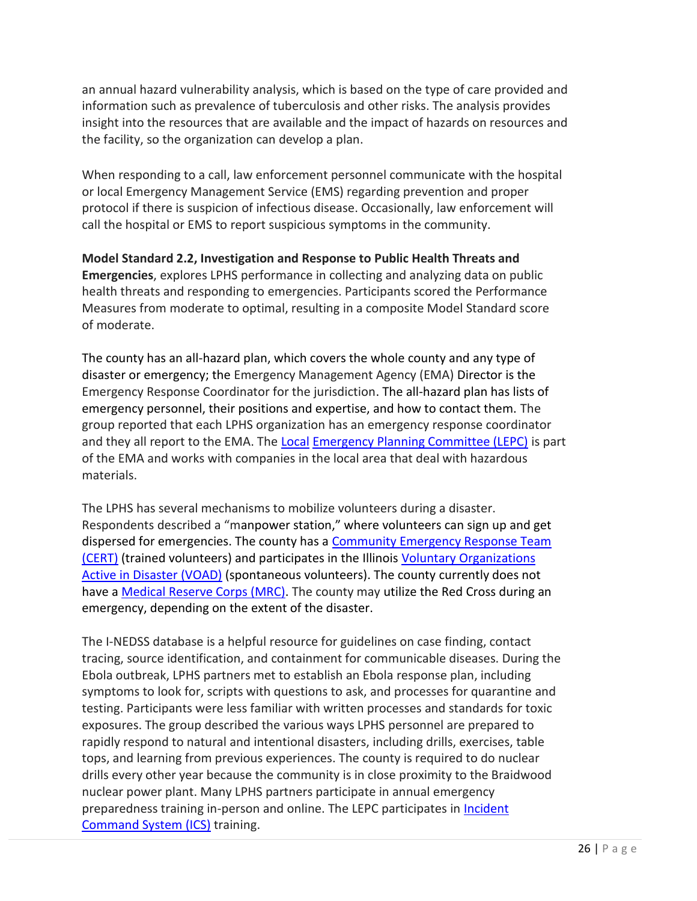an annual hazard vulnerability analysis, which is based on the type of care provided and information such as prevalence of tuberculosis and other risks. The analysis provides insight into the resources that are available and the impact of hazards on resources and the facility, so the organization can develop a plan.

When responding to a call, law enforcement personnel communicate with the hospital or local Emergency Management Service (EMS) regarding prevention and proper protocol if there is suspicion of infectious disease. Occasionally, law enforcement will call the hospital or EMS to report suspicious symptoms in the community.

**Model Standard 2.2, Investigation and Response to Public Health Threats and Emergencies**, explores LPHS performance in collecting and analyzing data on public health threats and responding to emergencies. Participants scored the Performance Measures from moderate to optimal, resulting in a composite Model Standard score of moderate.

The county has an all-hazard plan, which covers the whole county and any type of disaster or emergency; the Emergency Management Agency (EMA) Director is the Emergency Response Coordinator for the jurisdiction. The all-hazard plan has lists of emergency personnel, their positions and expertise, and how to contact them. The group reported that each LPHS organization has an emergency response coordinator and they all report to the EMA. The Local Emergency Planning Committee (LEPC) is part of the EMA and works with companies in the local area that deal with hazardous materials.

The LPHS has several mechanisms to mobilize volunteers during a disaster. Respondents described a "manpower station," where volunteers can sign up and get dispersed for emergencies. The county has a Community Emergency Response Team (CERT) (trained volunteers) and participates in the Illinois Voluntary Organizations Active in Disaster (VOAD) (spontaneous volunteers). The county currently does not have a Medical Reserve Corps (MRC). The county may utilize the Red Cross during an emergency, depending on the extent of the disaster.

The I-NEDSS database is a helpful resource for guidelines on case finding, contact tracing, source identification, and containment for communicable diseases. During the Ebola outbreak, LPHS partners met to establish an Ebola response plan, including symptoms to look for, scripts with questions to ask, and processes for quarantine and testing. Participants were less familiar with written processes and standards for toxic exposures. The group described the various ways LPHS personnel are prepared to rapidly respond to natural and intentional disasters, including drills, exercises, table tops, and learning from previous experiences. The county is required to do nuclear drills every other year because the community is in close proximity to the Braidwood nuclear power plant. Many LPHS partners participate in annual emergency preparedness training in-person and online. The LEPC participates in Incident Command System (ICS) training.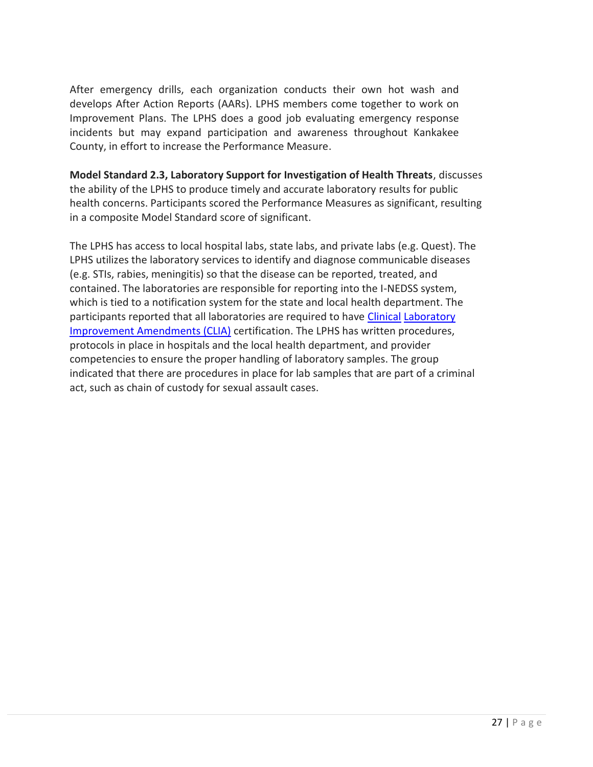After emergency drills, each organization conducts their own hot wash and develops After Action Reports (AARs). LPHS members come together to work on Improvement Plans. The LPHS does a good job evaluating emergency response incidents but may expand participation and awareness throughout Kankakee County, in effort to increase the Performance Measure.

**Model Standard 2.3, Laboratory Support for Investigation of Health Threats**, discusses the ability of the LPHS to produce timely and accurate laboratory results for public health concerns. Participants scored the Performance Measures as significant, resulting in a composite Model Standard score of significant.

The LPHS has access to local hospital labs, state labs, and private labs (e.g. Quest). The LPHS utilizes the laboratory services to identify and diagnose communicable diseases (e.g. STIs, rabies, meningitis) so that the disease can be reported, treated, and contained. The laboratories are responsible for reporting into the I-NEDSS system, which is tied to a notification system for the state and local health department. The participants reported that all laboratories are required to have Clinical Laboratory Improvement Amendments (CLIA) certification. The LPHS has written procedures, protocols in place in hospitals and the local health department, and provider competencies to ensure the proper handling of laboratory samples. The group indicated that there are procedures in place for lab samples that are part of a criminal act, such as chain of custody for sexual assault cases.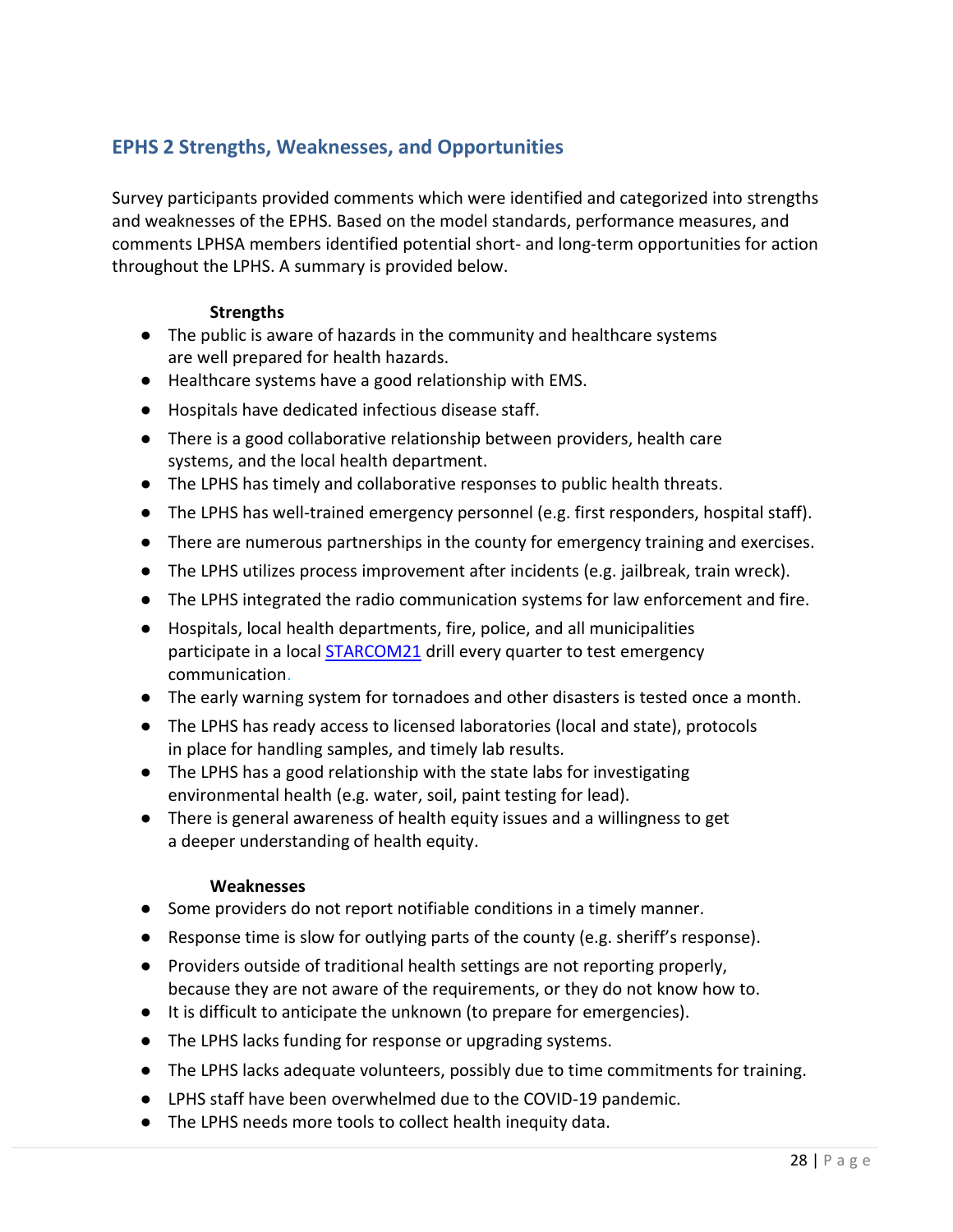## EPHS 2 Strengths, Weaknesses, and Opportunities

Survey participants provided comments which were identified and categorized into strengths and weaknesses of the EPHS. Based on the model standards, performance measures, and comments LPHSA members identified potential short- and long-term opportunities for action throughout the LPHS. A summary is provided below.

**Strengths**

- The public is aware of hazards in the community and healthcare systems are well prepared for health hazards.
- Healthcare systems have a good relationship with EMS.
- Hospitals have dedicated infectious disease staff.
- There is a good collaborative relationship between providers, health care systems, and the local health department.
- The LPHS has timely and collaborative responses to public health threats.
- The LPHS has well-trained emergency personnel (e.g. first responders, hospital staff).
- There are numerous partnerships in the county for emergency training and exercises.
- The LPHS utilizes process improvement after incidents (e.g. jailbreak, train wreck).
- The LPHS integrated the radio communication systems for law enforcement and fire.
- Hospitals, local health departments, fire, police, and all municipalities participate in a local STARCOM21 drill every quarter to test emergency communication.
- The early warning system for tornadoes and other disasters is tested once a month.
- The LPHS has ready access to licensed laboratories (local and state), protocols in place for handling samples, and timely lab results.
- The LPHS has a good relationship with the state labs for investigating environmental health (e.g. water, soil, paint testing for lead).
- There is general awareness of health equity issues and a willingness to get a deeper understanding of health equity.

**Weaknesses**

- Some providers do not report notifiable conditions in a timely manner.
- Response time is slow for outlying parts of the county (e.g. sheriff's response).
- Providers outside of traditional health settings are not reporting properly, because they are not aware of the requirements, or they do not know how to.
- It is difficult to anticipate the unknown (to prepare for emergencies).
- The LPHS lacks funding for response or upgrading systems.
- The LPHS lacks adequate volunteers, possibly due to time commitments for training.
- LPHS staff have been overwhelmed due to the COVID-19 pandemic.
- The LPHS needs more tools to collect health inequity data.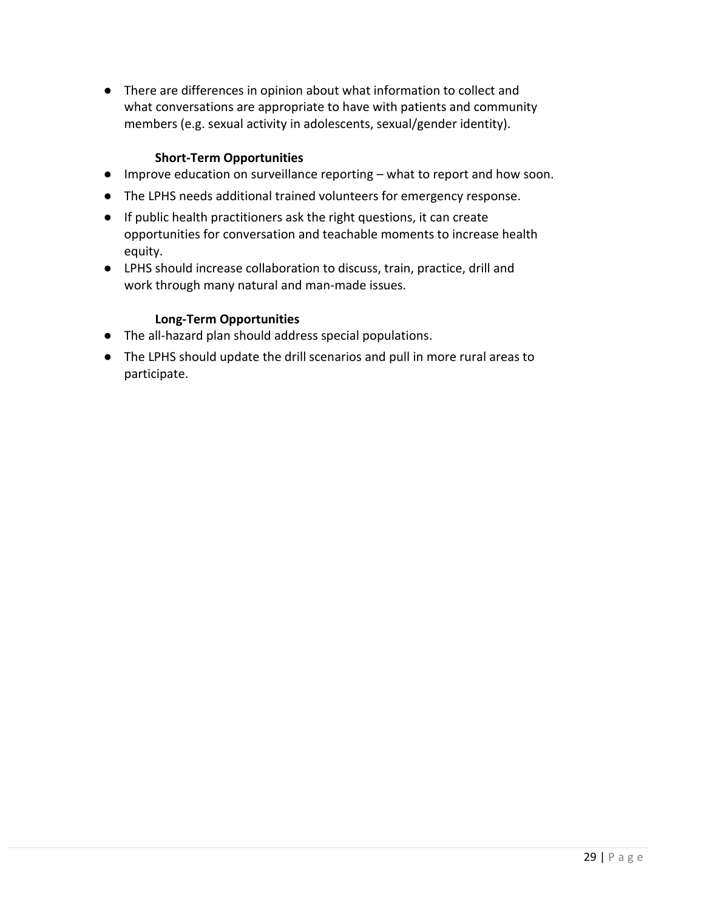- There are differences in opinion about what information to collect and what conversations are appropriate to have with patients and community members (e.g. sexual activity in adolescents, sexual/gender identity).

**Short-Term Opportunities**

- Improve education on surveillance reporting – what to report and how soon.
- The LPHS needs additional trained volunteers for emergency response.
- If public health practitioners ask the right questions, it can create opportunities for conversation and teachable moments to increase health equity.
- LPHS should increase collaboration to discuss, train, practice, drill and work through many natural and man-made issues.

**Long-Term Opportunities**

- The all-hazard plan should address special populations.
- The LPHS should update the drill scenarios and pull in more rural areas to participate.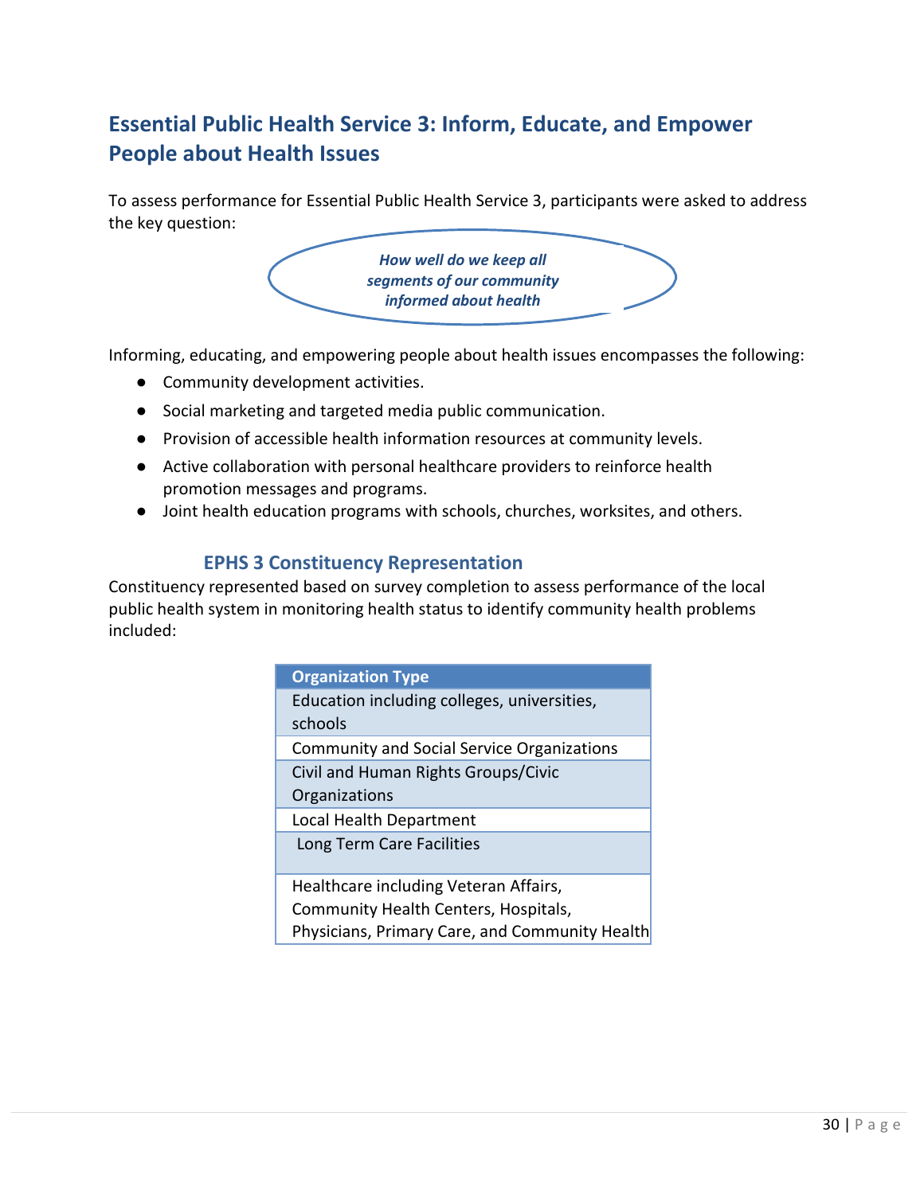## Essential Public Health Service 3: Inform, Educate, and Empower People about Health Issues

To assess performance for Essential Public Health Service 3, participants were asked to address the key question:

***How well do we keep all segments of our community informed about health***

Informing, educating, and empowering people about health issues encompasses the following:

- Community development activities.
- Social marketing and targeted media public communication.
- Provision of accessible health information resources at community levels.
- Active collaboration with personal healthcare providers to reinforce health promotion messages and programs.
- Joint health education programs with schools, churches, worksites, and others.

### EPHS 3 Constituency Representation

Constituency represented based on survey completion to assess performance of the local public health system in monitoring health status to identify community health problems included:

| Organization Type |
|---|
| Education including colleges, universities, schools |
| Community and Social Service Organizations |
| Civil and Human Rights Groups/Civic Organizations |
| Local Health Department |
| Long Term Care Facilities |
| Healthcare including Veteran Affairs, Community Health Centers, Hospitals, Physicians, Primary Care, and Community Health |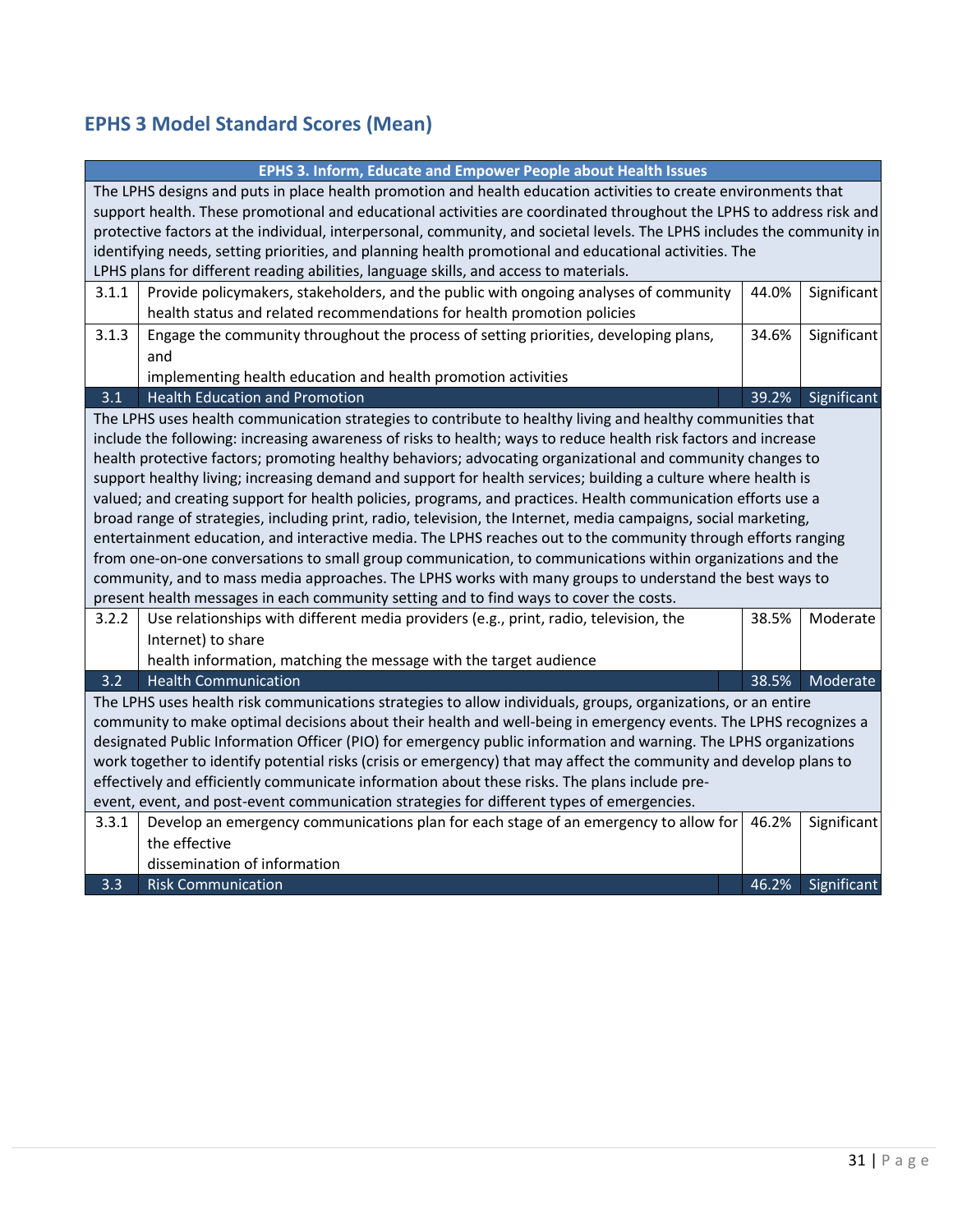## EPHS 3 Model Standard Scores (Mean)

| EPHS 3. Inform, Educate and Empower People about Health Issues | | | |
|---|---|---|---|
| The LPHS designs and puts in place health promotion and health education activities to create environments that support health. These promotional and educational activities are coordinated throughout the LPHS to address risk and protective factors at the individual, interpersonal, community, and societal levels. The LPHS includes the community in identifying needs, setting priorities, and planning health promotional and educational activities. The LPHS plans for different reading abilities, language skills, and access to materials. | | | |
| 3.1.1 | Provide policymakers, stakeholders, and the public with ongoing analyses of community health status and related recommendations for health promotion policies | 44.0% | Significant |
| 3.1.3 | Engage the community throughout the process of setting priorities, developing plans, and implementing health education and health promotion activities | 34.6% | Significant |
| **3.1** | **Health Education and Promotion** | **39.2%** | **Significant** |
| The LPHS uses health communication strategies to contribute to healthy living and healthy communities that include the following: increasing awareness of risks to health; ways to reduce health risk factors and increase health protective factors; promoting healthy behaviors; advocating organizational and community changes to support healthy living; increasing demand and support for health services; building a culture where health is valued; and creating support for health policies, programs, and practices. Health communication efforts use a broad range of strategies, including print, radio, television, the Internet, media campaigns, social marketing, entertainment education, and interactive media. The LPHS reaches out to the community through efforts ranging from one-on-one conversations to small group communication, to communications within organizations and the community, and to mass media approaches. The LPHS works with many groups to understand the best ways to present health messages in each community setting and to find ways to cover the costs. | | | |
| 3.2.2 | Use relationships with different media providers (e.g., print, radio, television, the Internet) to share health information, matching the message with the target audience | 38.5% | Moderate |
| **3.2** | **Health Communication** | **38.5%** | **Moderate** |
| The LPHS uses health risk communications strategies to allow individuals, groups, organizations, or an entire community to make optimal decisions about their health and well-being in emergency events. The LPHS recognizes a designated Public Information Officer (PIO) for emergency public information and warning. The LPHS organizations work together to identify potential risks (crisis or emergency) that may affect the community and develop plans to effectively and efficiently communicate information about these risks. The plans include pre-event, event, and post-event communication strategies for different types of emergencies. | | | |
| 3.3.1 | Develop an emergency communications plan for each stage of an emergency to allow for the effective dissemination of information | 46.2% | Significant |
| **3.3** | **Risk Communication** | **46.2%** | **Significant** |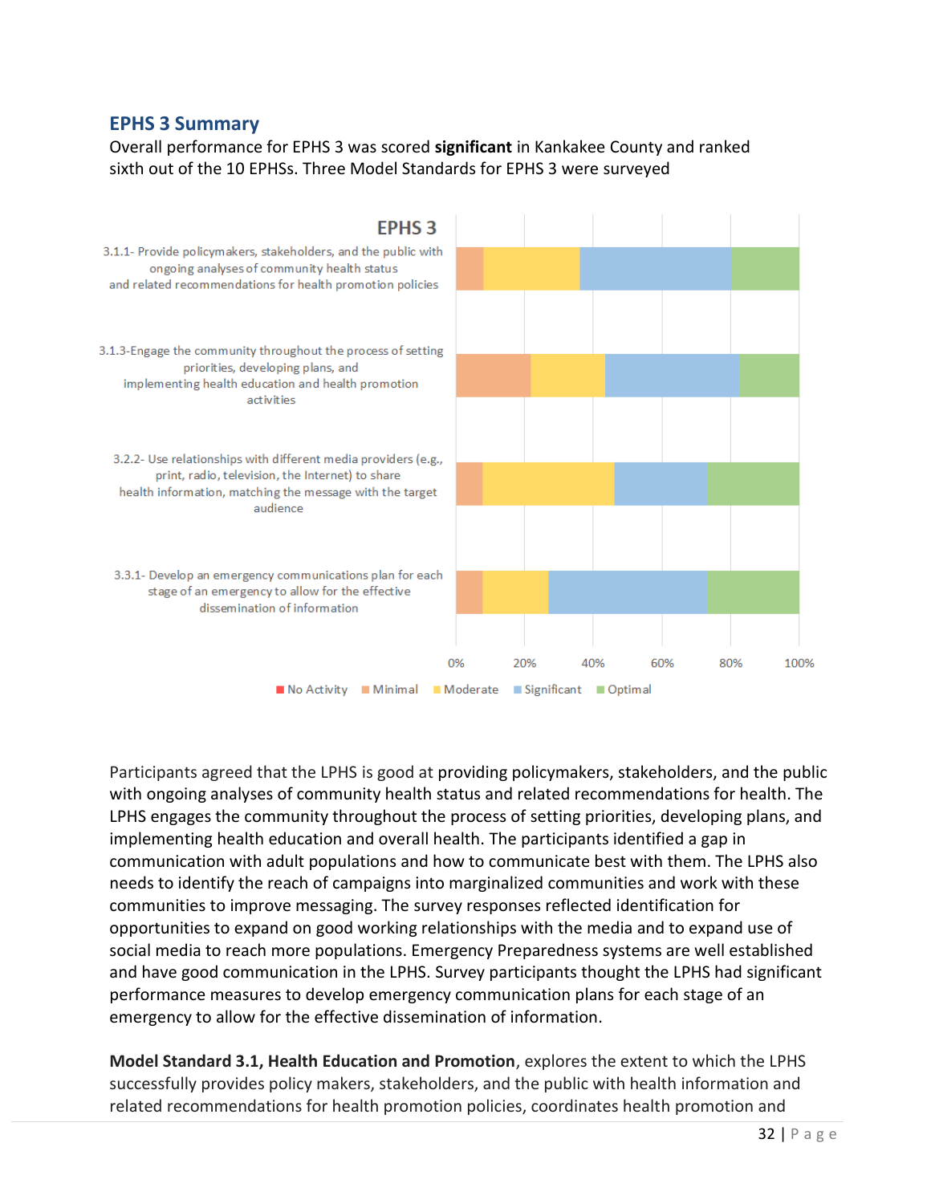## EPHS 3 Summary

Overall performance for EPHS 3 was scored **significant** in Kankakee County and ranked sixth out of the 10 EPHSs. Three Model Standards for EPHS 3 were surveyed

**EPHS 3**

- 3.1.1- Provide policymakers, stakeholders, and the public with ongoing analyses of community health status and related recommendations for health promotion policies
- 3.1.3-Engage the community throughout the process of setting priorities, developing plans, and implementing health education and health promotion activities
- 3.2.2- Use relationships with different media providers (e.g., print, radio, television, the Internet) to share health information, matching the message with the target audience
- 3.3.1- Develop an emergency communications plan for each stage of an emergency to allow for the effective dissemination of information

0% 20% 40% 60% 80% 100%

No Activity | Minimal | Moderate | Significant | Optimal

Participants agreed that the LPHS is good at providing policymakers, stakeholders, and the public with ongoing analyses of community health status and related recommendations for health. The LPHS engages the community throughout the process of setting priorities, developing plans, and implementing health education and overall health. The participants identified a gap in communication with adult populations and how to communicate best with them. The LPHS also needs to identify the reach of campaigns into marginalized communities and work with these communities to improve messaging. The survey responses reflected identification for opportunities to expand on good working relationships with the media and to expand use of social media to reach more populations. Emergency Preparedness systems are well established and have good communication in the LPHS. Survey participants thought the LPHS had significant performance measures to develop emergency communication plans for each stage of an emergency to allow for the effective dissemination of information.

**Model Standard 3.1, Health Education and Promotion**, explores the extent to which the LPHS successfully provides policy makers, stakeholders, and the public with health information and related recommendations for health promotion policies, coordinates health promotion and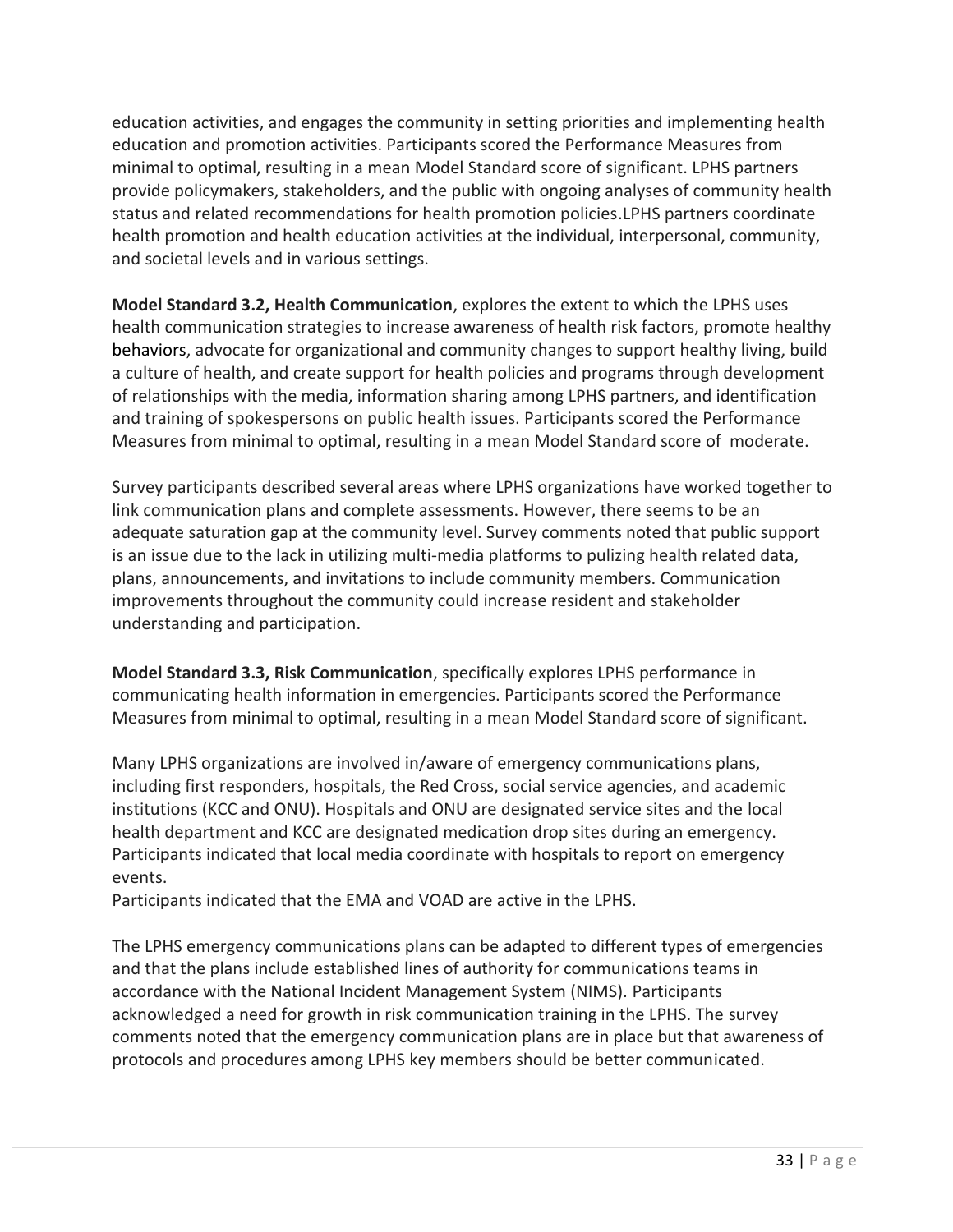education activities, and engages the community in setting priorities and implementing health education and promotion activities. Participants scored the Performance Measures from minimal to optimal, resulting in a mean Model Standard score of significant. LPHS partners provide policymakers, stakeholders, and the public with ongoing analyses of community health status and related recommendations for health promotion policies.LPHS partners coordinate health promotion and health education activities at the individual, interpersonal, community, and societal levels and in various settings.

**Model Standard 3.2, Health Communication**, explores the extent to which the LPHS uses health communication strategies to increase awareness of health risk factors, promote healthy behaviors, advocate for organizational and community changes to support healthy living, build a culture of health, and create support for health policies and programs through development of relationships with the media, information sharing among LPHS partners, and identification and training of spokespersons on public health issues. Participants scored the Performance Measures from minimal to optimal, resulting in a mean Model Standard score of moderate.

Survey participants described several areas where LPHS organizations have worked together to link communication plans and complete assessments. However, there seems to be an adequate saturation gap at the community level. Survey comments noted that public support is an issue due to the lack in utilizing multi-media platforms to pulizing health related data, plans, announcements, and invitations to include community members. Communication improvements throughout the community could increase resident and stakeholder understanding and participation.

**Model Standard 3.3, Risk Communication**, specifically explores LPHS performance in communicating health information in emergencies. Participants scored the Performance Measures from minimal to optimal, resulting in a mean Model Standard score of significant.

Many LPHS organizations are involved in/aware of emergency communications plans, including first responders, hospitals, the Red Cross, social service agencies, and academic institutions (KCC and ONU). Hospitals and ONU are designated service sites and the local health department and KCC are designated medication drop sites during an emergency. Participants indicated that local media coordinate with hospitals to report on emergency events.
Participants indicated that the EMA and VOAD are active in the LPHS.

The LPHS emergency communications plans can be adapted to different types of emergencies and that the plans include established lines of authority for communications teams in accordance with the National Incident Management System (NIMS). Participants acknowledged a need for growth in risk communication training in the LPHS. The survey comments noted that the emergency communication plans are in place but that awareness of protocols and procedures among LPHS key members should be better communicated.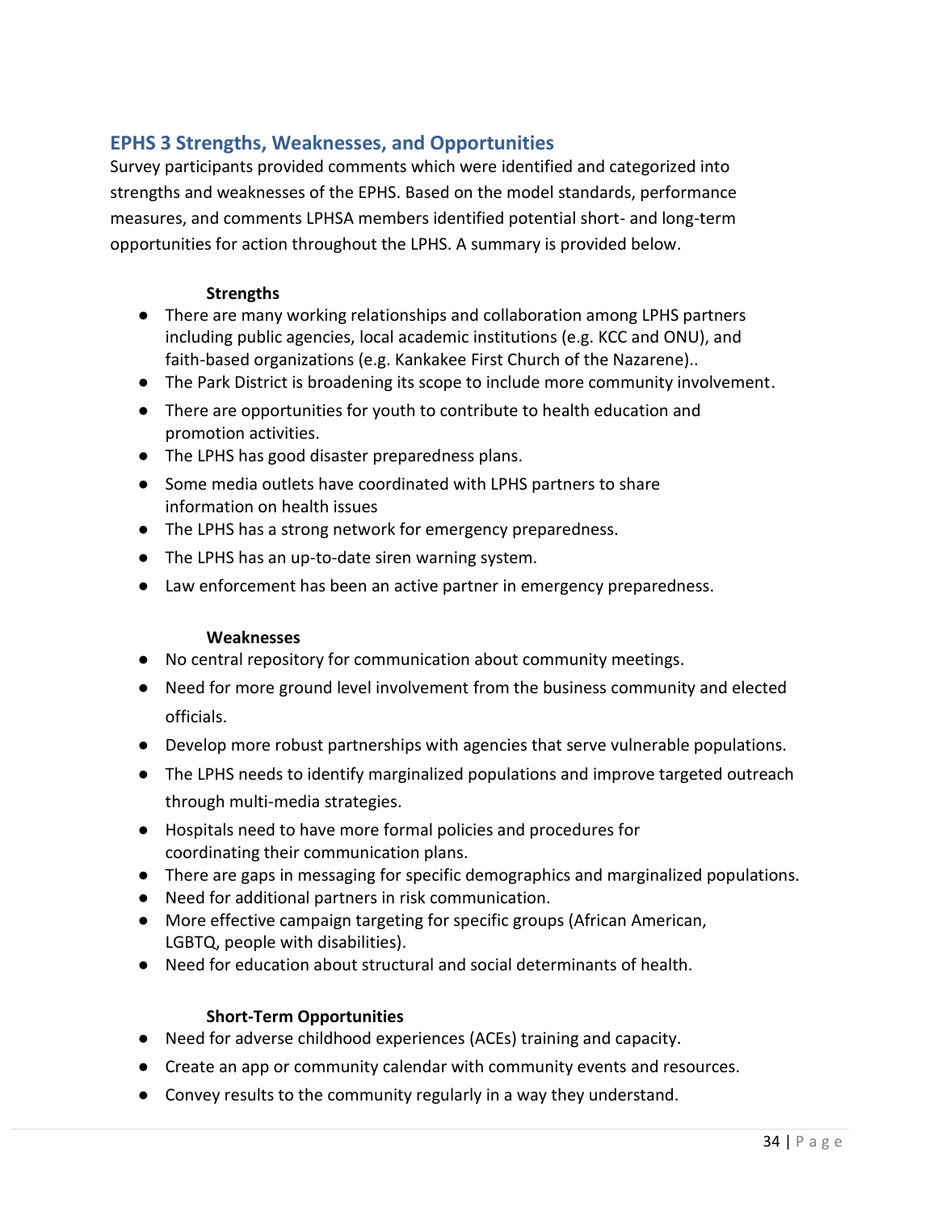## EPHS 3 Strengths, Weaknesses, and Opportunities

Survey participants provided comments which were identified and categorized into strengths and weaknesses of the EPHS. Based on the model standards, performance measures, and comments LPHSA members identified potential short- and long-term opportunities for action throughout the LPHS. A summary is provided below.

**Strengths**

- There are many working relationships and collaboration among LPHS partners including public agencies, local academic institutions (e.g. KCC and ONU), and faith-based organizations (e.g. Kankakee First Church of the Nazarene)..
- The Park District is broadening its scope to include more community involvement.
- There are opportunities for youth to contribute to health education and promotion activities.
- The LPHS has good disaster preparedness plans.
- Some media outlets have coordinated with LPHS partners to share information on health issues
- The LPHS has a strong network for emergency preparedness.
- The LPHS has an up-to-date siren warning system.
- Law enforcement has been an active partner in emergency preparedness.

**Weaknesses**

- No central repository for communication about community meetings.
- Need for more ground level involvement from the business community and elected officials.
- Develop more robust partnerships with agencies that serve vulnerable populations.
- The LPHS needs to identify marginalized populations and improve targeted outreach through multi-media strategies.
- Hospitals need to have more formal policies and procedures for coordinating their communication plans.
- There are gaps in messaging for specific demographics and marginalized populations.
- Need for additional partners in risk communication.
- More effective campaign targeting for specific groups (African American, LGBTQ, people with disabilities).
- Need for education about structural and social determinants of health.

**Short-Term Opportunities**

- Need for adverse childhood experiences (ACEs) training and capacity.
- Create an app or community calendar with community events and resources.
- Convey results to the community regularly in a way they understand.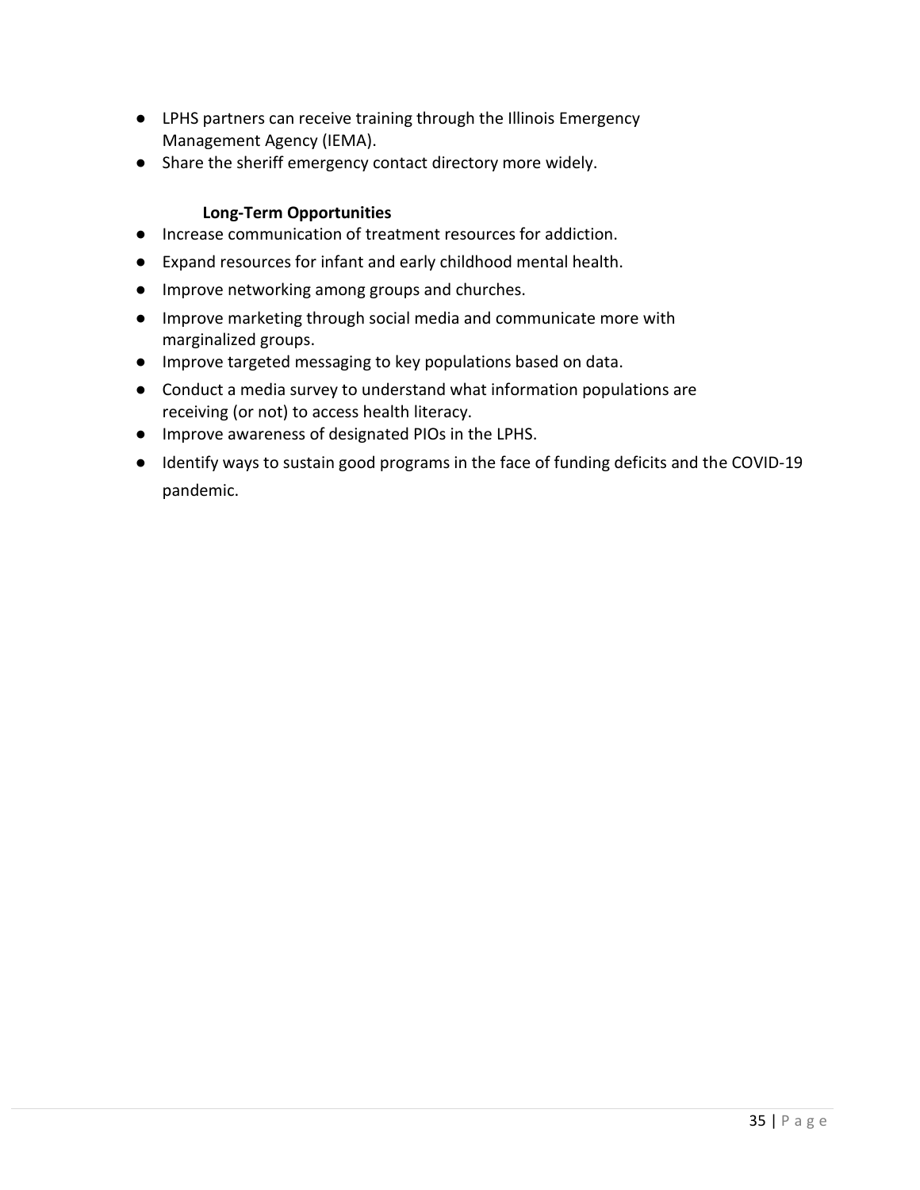- LPHS partners can receive training through the Illinois Emergency Management Agency (IEMA).
- Share the sheriff emergency contact directory more widely.

**Long-Term Opportunities**

- Increase communication of treatment resources for addiction.
- Expand resources for infant and early childhood mental health.
- Improve networking among groups and churches.
- Improve marketing through social media and communicate more with marginalized groups.
- Improve targeted messaging to key populations based on data.
- Conduct a media survey to understand what information populations are receiving (or not) to access health literacy.
- Improve awareness of designated PIOs in the LPHS.
- Identify ways to sustain good programs in the face of funding deficits and the COVID-19 pandemic.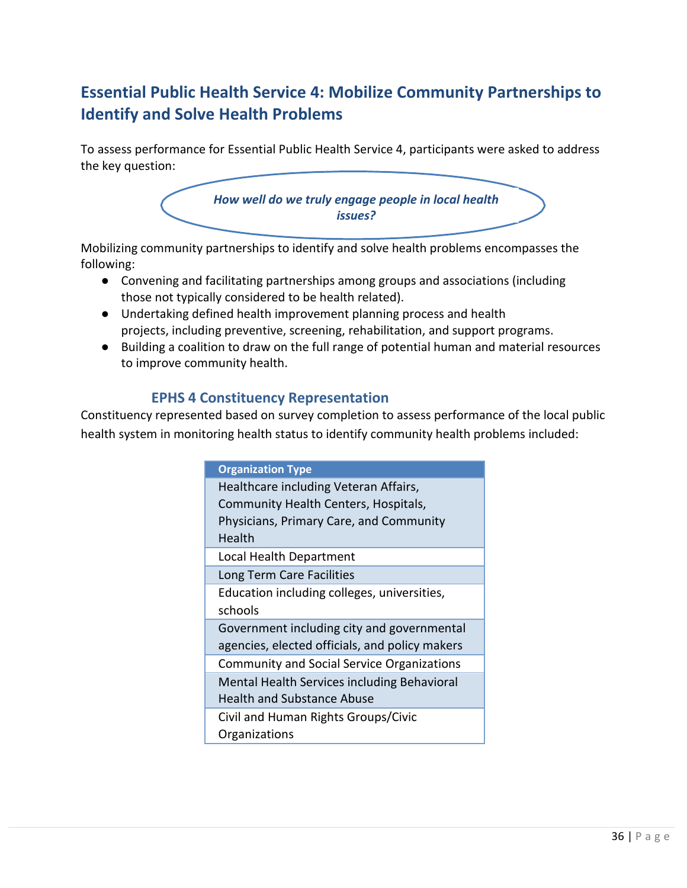## Essential Public Health Service 4: Mobilize Community Partnerships to Identify and Solve Health Problems

To assess performance for Essential Public Health Service 4, participants were asked to address the key question:

***How well do we truly engage people in local health issues?***

Mobilizing community partnerships to identify and solve health problems encompasses the following:

- Convening and facilitating partnerships among groups and associations (including those not typically considered to be health related).
- Undertaking defined health improvement planning process and health projects, including preventive, screening, rehabilitation, and support programs.
- Building a coalition to draw on the full range of potential human and material resources to improve community health.

### EPHS 4 Constituency Representation

Constituency represented based on survey completion to assess performance of the local public health system in monitoring health status to identify community health problems included:

| Organization Type |
|---|
| Healthcare including Veteran Affairs, Community Health Centers, Hospitals, Physicians, Primary Care, and Community Health |
| Local Health Department |
| Long Term Care Facilities |
| Education including colleges, universities, schools |
| Government including city and governmental agencies, elected officials, and policy makers |
| Community and Social Service Organizations |
| Mental Health Services including Behavioral Health and Substance Abuse |
| Civil and Human Rights Groups/Civic Organizations |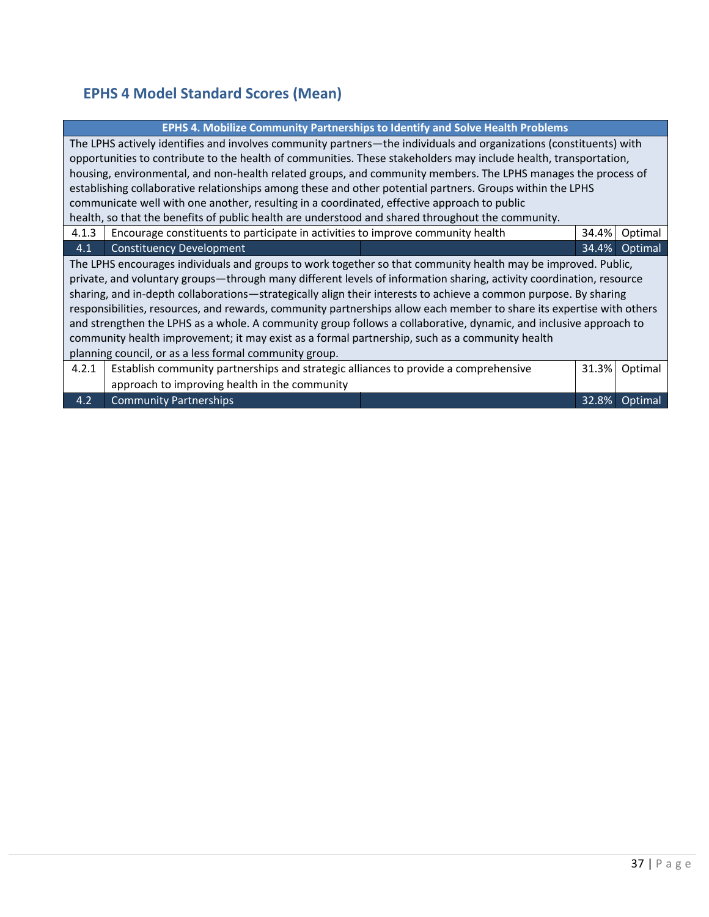## EPHS 4 Model Standard Scores (Mean)

| EPHS 4. Mobilize Community Partnerships to Identify and Solve Health Problems | | | |
|---|---|---|---|
| The LPHS actively identifies and involves community partners—the individuals and organizations (constituents) with opportunities to contribute to the health of communities. These stakeholders may include health, transportation, housing, environmental, and non-health related groups, and community members. The LPHS manages the process of establishing collaborative relationships among these and other potential partners. Groups within the LPHS communicate well with one another, resulting in a coordinated, effective approach to public health, so that the benefits of public health are understood and shared throughout the community. | | | |
| 4.1.3 | Encourage constituents to participate in activities to improve community health | 34.4% | Optimal |
| 4.1 | Constituency Development | 34.4% | Optimal |
| The LPHS encourages individuals and groups to work together so that community health may be improved. Public, private, and voluntary groups—through many different levels of information sharing, activity coordination, resource sharing, and in-depth collaborations—strategically align their interests to achieve a common purpose. By sharing responsibilities, resources, and rewards, community partnerships allow each member to share its expertise with others and strengthen the LPHS as a whole. A community group follows a collaborative, dynamic, and inclusive approach to community health improvement; it may exist as a formal partnership, such as a community health planning council, or as a less formal community group. | | | |
| 4.2.1 | Establish community partnerships and strategic alliances to provide a comprehensive approach to improving health in the community | 31.3% | Optimal |
| 4.2 | Community Partnerships | 32.8% | Optimal |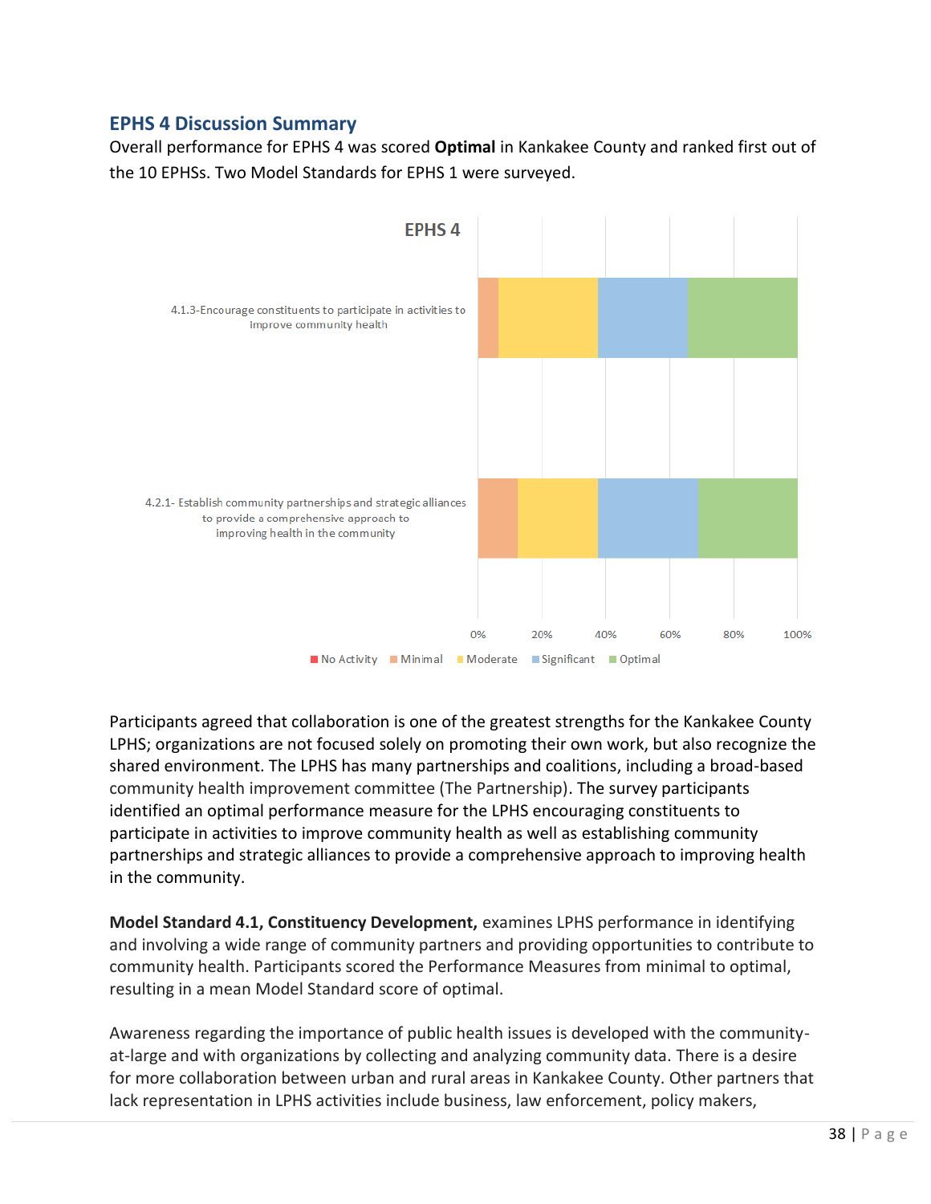## EPHS 4 Discussion Summary

Overall performance for EPHS 4 was scored **Optimal** in Kankakee County and ranked first out of the 10 EPHSs. Two Model Standards for EPHS 1 were surveyed.

EPHS 4

4.1.3-Encourage constituents to participate in activities to improve community health

4.2.1- Establish community partnerships and strategic alliances to provide a comprehensive approach to improving health in the community

0% 20% 40% 60% 80% 100%

No Activity | Minimal | Moderate | Significant | Optimal

Participants agreed that collaboration is one of the greatest strengths for the Kankakee County LPHS; organizations are not focused solely on promoting their own work, but also recognize the shared environment. The LPHS has many partnerships and coalitions, including a broad-based community health improvement committee (The Partnership). The survey participants identified an optimal performance measure for the LPHS encouraging constituents to participate in activities to improve community health as well as establishing community partnerships and strategic alliances to provide a comprehensive approach to improving health in the community.

**Model Standard 4.1, Constituency Development,** examines LPHS performance in identifying and involving a wide range of community partners and providing opportunities to contribute to community health. Participants scored the Performance Measures from minimal to optimal, resulting in a mean Model Standard score of optimal.

Awareness regarding the importance of public health issues is developed with the community-at-large and with organizations by collecting and analyzing community data. There is a desire for more collaboration between urban and rural areas in Kankakee County. Other partners that lack representation in LPHS activities include business, law enforcement, policy makers,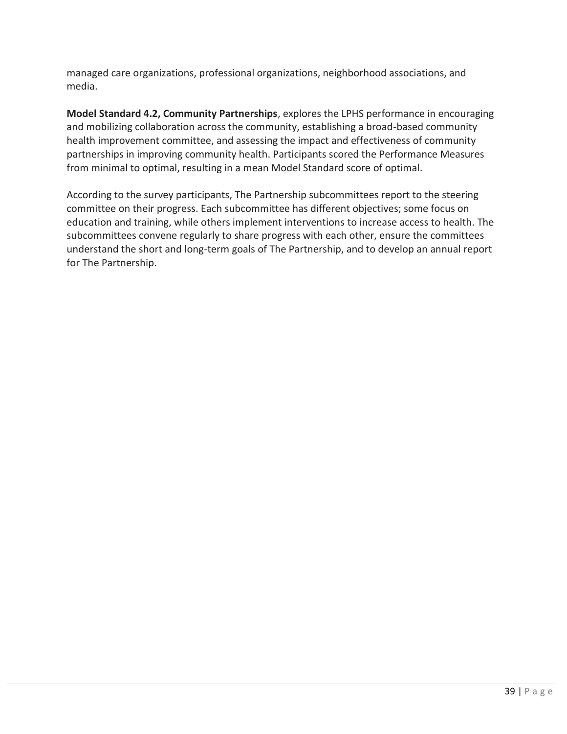managed care organizations, professional organizations, neighborhood associations, and media.

**Model Standard 4.2, Community Partnerships**, explores the LPHS performance in encouraging and mobilizing collaboration across the community, establishing a broad-based community health improvement committee, and assessing the impact and effectiveness of community partnerships in improving community health. Participants scored the Performance Measures from minimal to optimal, resulting in a mean Model Standard score of optimal.

According to the survey participants, The Partnership subcommittees report to the steering committee on their progress. Each subcommittee has different objectives; some focus on education and training, while others implement interventions to increase access to health. The subcommittees convene regularly to share progress with each other, ensure the committees understand the short and long-term goals of The Partnership, and to develop an annual report for The Partnership.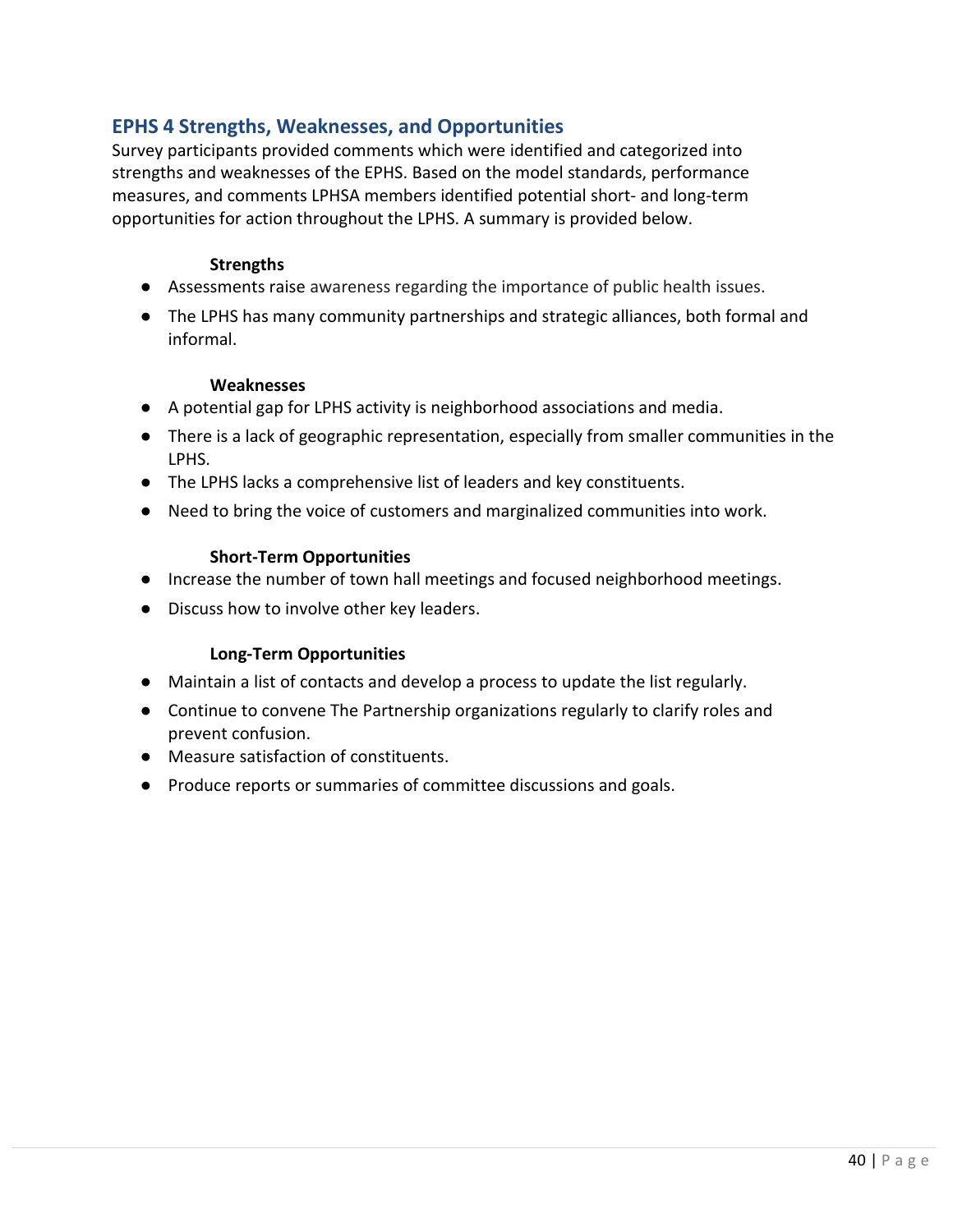## EPHS 4 Strengths, Weaknesses, and Opportunities

Survey participants provided comments which were identified and categorized into strengths and weaknesses of the EPHS. Based on the model standards, performance measures, and comments LPHSA members identified potential short- and long-term opportunities for action throughout the LPHS. A summary is provided below.

**Strengths**

- Assessments raise awareness regarding the importance of public health issues.
- The LPHS has many community partnerships and strategic alliances, both formal and informal.

**Weaknesses**

- A potential gap for LPHS activity is neighborhood associations and media.
- There is a lack of geographic representation, especially from smaller communities in the LPHS.
- The LPHS lacks a comprehensive list of leaders and key constituents.
- Need to bring the voice of customers and marginalized communities into work.

**Short-Term Opportunities**

- Increase the number of town hall meetings and focused neighborhood meetings.
- Discuss how to involve other key leaders.

**Long-Term Opportunities**

- Maintain a list of contacts and develop a process to update the list regularly.
- Continue to convene The Partnership organizations regularly to clarify roles and prevent confusion.
- Measure satisfaction of constituents.
- Produce reports or summaries of committee discussions and goals.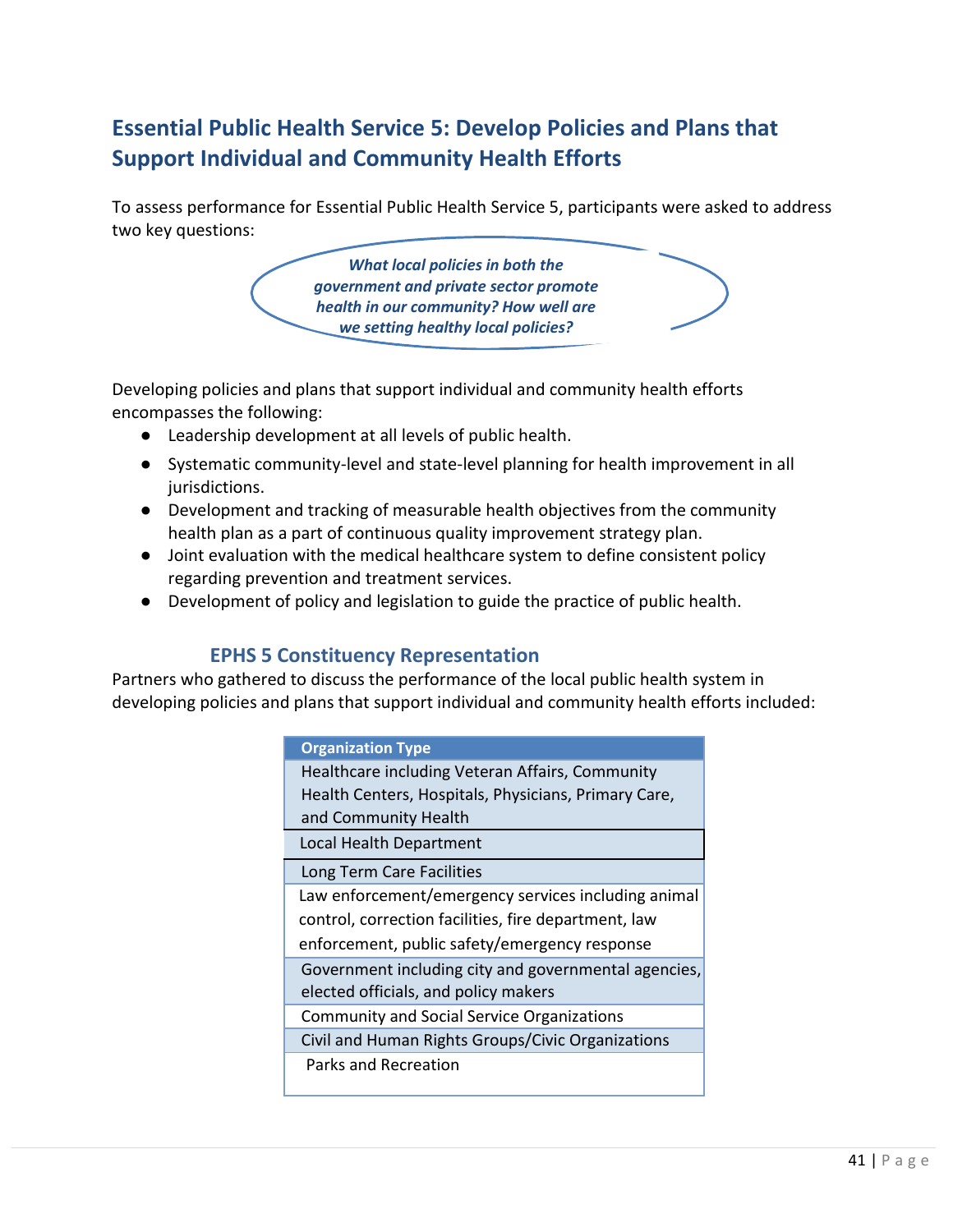## Essential Public Health Service 5: Develop Policies and Plans that Support Individual and Community Health Efforts

To assess performance for Essential Public Health Service 5, participants were asked to address two key questions:

***What local policies in both the government and private sector promote health in our community? How well are we setting healthy local policies?***

Developing policies and plans that support individual and community health efforts encompasses the following:

- Leadership development at all levels of public health.
- Systematic community-level and state-level planning for health improvement in all jurisdictions.
- Development and tracking of measurable health objectives from the community health plan as a part of continuous quality improvement strategy plan.
- Joint evaluation with the medical healthcare system to define consistent policy regarding prevention and treatment services.
- Development of policy and legislation to guide the practice of public health.

### EPHS 5 Constituency Representation

Partners who gathered to discuss the performance of the local public health system in developing policies and plans that support individual and community health efforts included:

| Organization Type |
|---|
| Healthcare including Veteran Affairs, Community Health Centers, Hospitals, Physicians, Primary Care, and Community Health |
| Local Health Department |
| Long Term Care Facilities |
| Law enforcement/emergency services including animal control, correction facilities, fire department, law enforcement, public safety/emergency response |
| Government including city and governmental agencies, elected officials, and policy makers |
| Community and Social Service Organizations |
| Civil and Human Rights Groups/Civic Organizations |
| Parks and Recreation |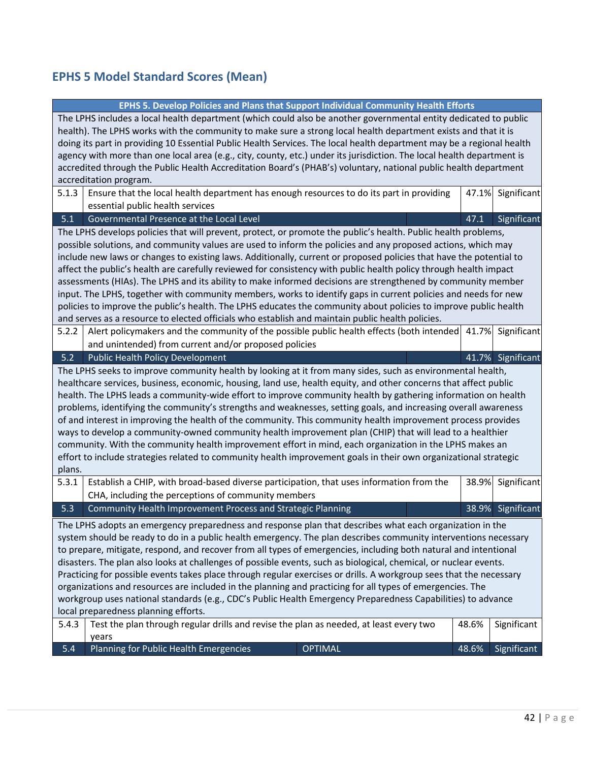## EPHS 5 Model Standard Scores (Mean)

| EPHS 5. Develop Policies and Plans that Support Individual Community Health Efforts | | | | |
|---|---|---|---|---|
| The LPHS includes a local health department (which could also be another governmental entity dedicated to public health). The LPHS works with the community to make sure a strong local health department exists and that it is doing its part in providing 10 Essential Public Health Services. The local health department may be a regional health agency with more than one local area (e.g., city, county, etc.) under its jurisdiction. The local health department is accredited through the Public Health Accreditation Board's (PHAB's) voluntary, national public health department accreditation program. | | | | |
| 5.1.3 | Ensure that the local health department has enough resources to do its part in providing essential public health services | | 47.1% | Significant |
| 5.1 | Governmental Presence at the Local Level | | 47.1 | Significant |
| The LPHS develops policies that will prevent, protect, or promote the public's health. Public health problems, possible solutions, and community values are used to inform the policies and any proposed actions, which may include new laws or changes to existing laws. Additionally, current or proposed policies that have the potential to affect the public's health are carefully reviewed for consistency with public health policy through health impact assessments (HIAs). The LPHS and its ability to make informed decisions are strengthened by community member input. The LPHS, together with community members, works to identify gaps in current policies and needs for new policies to improve the public's health. The LPHS educates the community about policies to improve public health and serves as a resource to elected officials who establish and maintain public health policies. | | | | |
| 5.2.2 | Alert policymakers and the community of the possible public health effects (both intended and unintended) from current and/or proposed policies | | 41.7% | Significant |
| 5.2 | Public Health Policy Development | | 41.7% | Significant |
| The LPHS seeks to improve community health by looking at it from many sides, such as environmental health, healthcare services, business, economic, housing, land use, health equity, and other concerns that affect public health. The LPHS leads a community-wide effort to improve community health by gathering information on health problems, identifying the community's strengths and weaknesses, setting goals, and increasing overall awareness of and interest in improving the health of the community. This community health improvement process provides ways to develop a community-owned community health improvement plan (CHIP) that will lead to a healthier community. With the community health improvement effort in mind, each organization in the LPHS makes an effort to include strategies related to community health improvement goals in their own organizational strategic plans. | | | | |
| 5.3.1 | Establish a CHIP, with broad-based diverse participation, that uses information from the CHA, including the perceptions of community members | | 38.9% | Significant |
| 5.3 | Community Health Improvement Process and Strategic Planning | | 38.9% | Significant |
| The LPHS adopts an emergency preparedness and response plan that describes what each organization in the system should be ready to do in a public health emergency. The plan describes community interventions necessary to prepare, mitigate, respond, and recover from all types of emergencies, including both natural and intentional disasters. The plan also looks at challenges of possible events, such as biological, chemical, or nuclear events. Practicing for possible events takes place through regular exercises or drills. A workgroup sees that the necessary organizations and resources are included in the planning and practicing for all types of emergencies. The workgroup uses national standards (e.g., CDC's Public Health Emergency Preparedness Capabilities) to advance local preparedness planning efforts. | | | | |
| 5.4.3 | Test the plan through regular drills and revise the plan as needed, at least every two years | | 48.6% | Significant |
| 5.4 | Planning for Public Health Emergencies | OPTIMAL | 48.6% | Significant |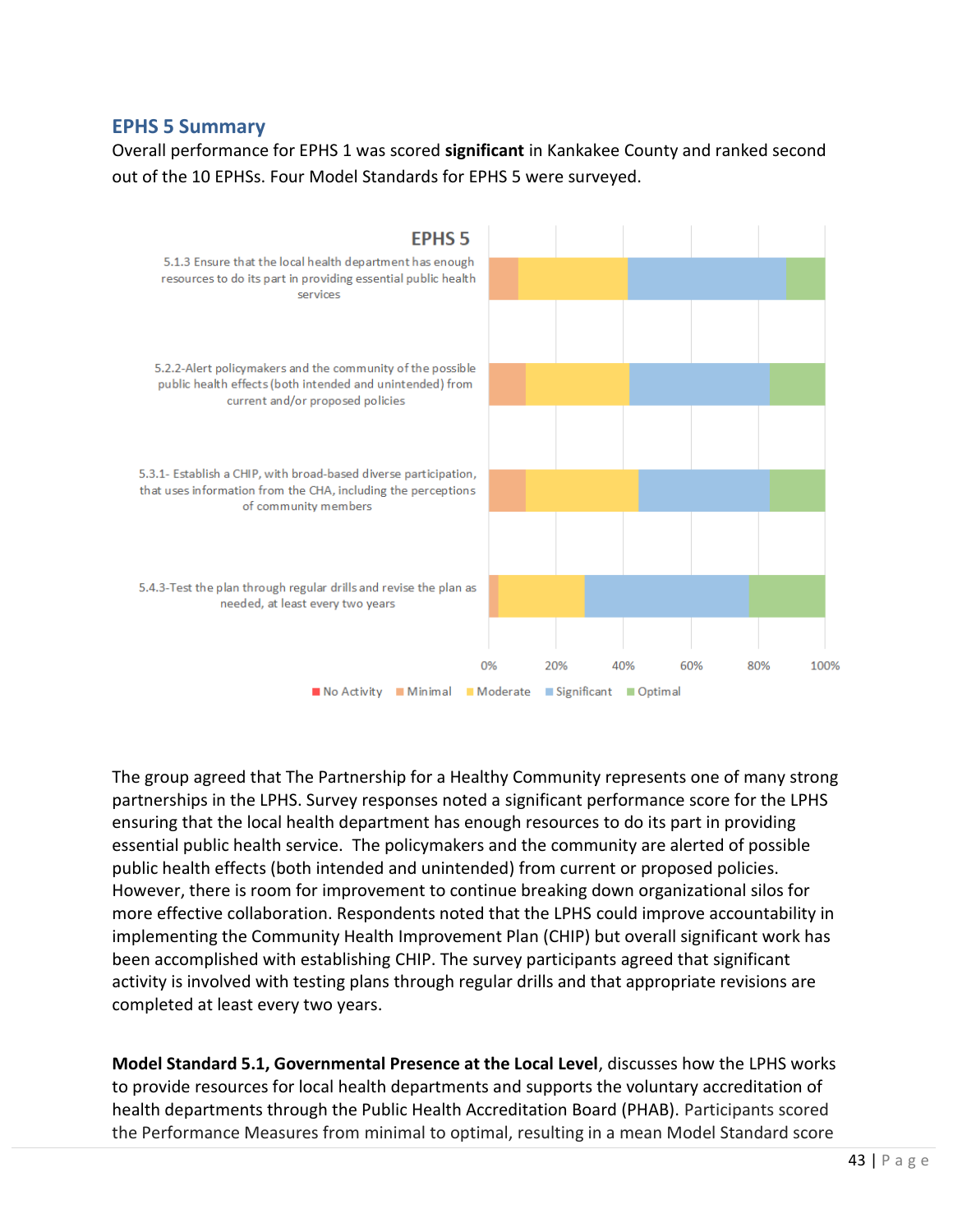## EPHS 5 Summary

Overall performance for EPHS 1 was scored **significant** in Kankakee County and ranked second out of the 10 EPHSs. Four Model Standards for EPHS 5 were surveyed.

EPHS 5

- 5.1.3 Ensure that the local health department has enough resources to do its part in providing essential public health services
- 5.2.2-Alert policymakers and the community of the possible public health effects (both intended and unintended) from current and/or proposed policies
- 5.3.1- Establish a CHIP, with broad-based diverse participation, that uses information from the CHA, including the perceptions of community members
- 5.4.3-Test the plan through regular drills and revise the plan as needed, at least every two years

0% 20% 40% 60% 80% 100%

No Activity | Minimal | Moderate | Significant | Optimal

The group agreed that The Partnership for a Healthy Community represents one of many strong partnerships in the LPHS. Survey responses noted a significant performance score for the LPHS ensuring that the local health department has enough resources to do its part in providing essential public health service. The policymakers and the community are alerted of possible public health effects (both intended and unintended) from current or proposed policies. However, there is room for improvement to continue breaking down organizational silos for more effective collaboration. Respondents noted that the LPHS could improve accountability in implementing the Community Health Improvement Plan (CHIP) but overall significant work has been accomplished with establishing CHIP. The survey participants agreed that significant activity is involved with testing plans through regular drills and that appropriate revisions are completed at least every two years.

**Model Standard 5.1, Governmental Presence at the Local Level**, discusses how the LPHS works to provide resources for local health departments and supports the voluntary accreditation of health departments through the Public Health Accreditation Board (PHAB). Participants scored the Performance Measures from minimal to optimal, resulting in a mean Model Standard score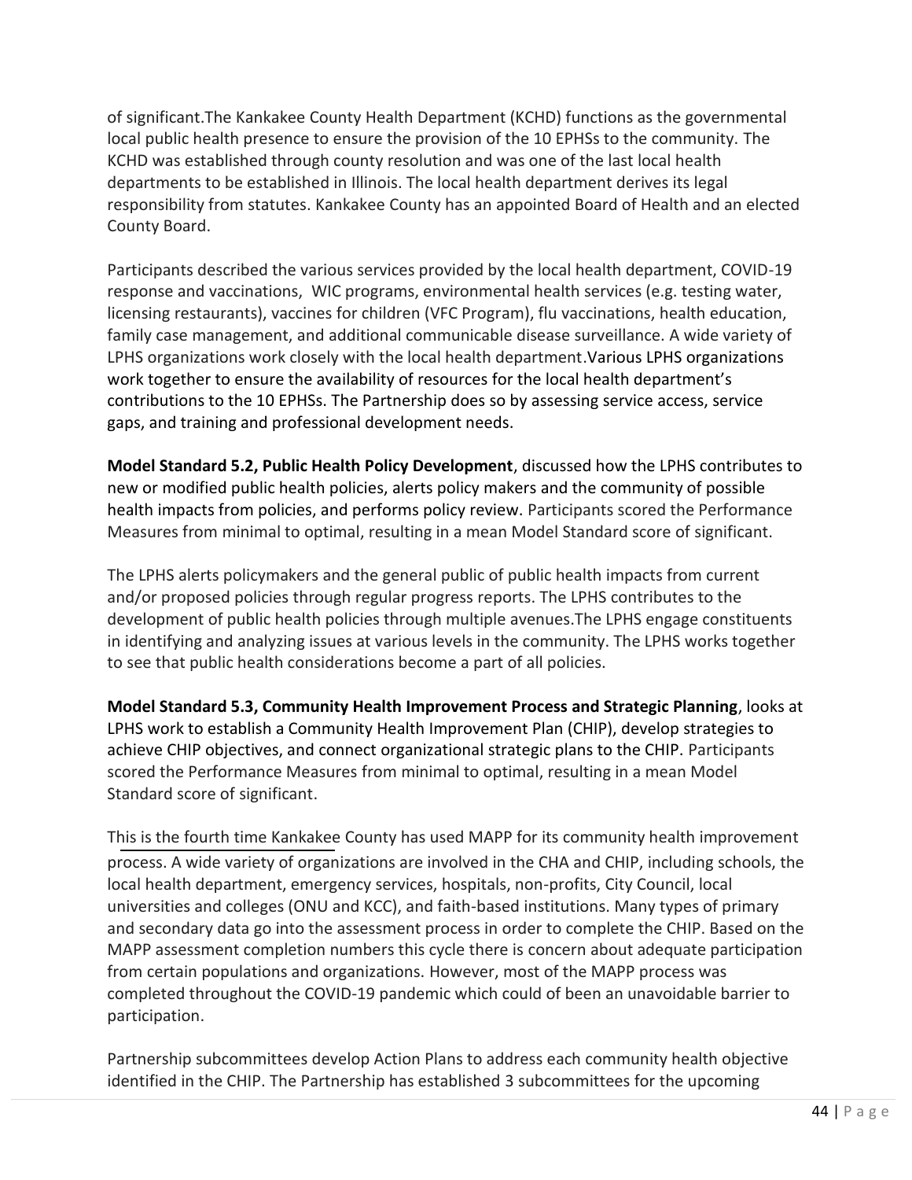of significant.The Kankakee County Health Department (KCHD) functions as the governmental local public health presence to ensure the provision of the 10 EPHSs to the community. The KCHD was established through county resolution and was one of the last local health departments to be established in Illinois. The local health department derives its legal responsibility from statutes. Kankakee County has an appointed Board of Health and an elected County Board.

Participants described the various services provided by the local health department, COVID-19 response and vaccinations,  WIC programs, environmental health services (e.g. testing water, licensing restaurants), vaccines for children (VFC Program), flu vaccinations, health education, family case management, and additional communicable disease surveillance. A wide variety of LPHS organizations work closely with the local health department.Various LPHS organizations work together to ensure the availability of resources for the local health department's contributions to the 10 EPHSs. The Partnership does so by assessing service access, service gaps, and training and professional development needs.

**Model Standard 5.2, Public Health Policy Development**, discussed how the LPHS contributes to new or modified public health policies, alerts policy makers and the community of possible health impacts from policies, and performs policy review. Participants scored the Performance Measures from minimal to optimal, resulting in a mean Model Standard score of significant.

The LPHS alerts policymakers and the general public of public health impacts from current and/or proposed policies through regular progress reports. The LPHS contributes to the development of public health policies through multiple avenues.The LPHS engage constituents in identifying and analyzing issues at various levels in the community. The LPHS works together to see that public health considerations become a part of all policies.

**Model Standard 5.3, Community Health Improvement Process and Strategic Planning**, looks at LPHS work to establish a Community Health Improvement Plan (CHIP), develop strategies to achieve CHIP objectives, and connect organizational strategic plans to the CHIP. Participants scored the Performance Measures from minimal to optimal, resulting in a mean Model Standard score of significant.

This is the fourth time Kankakee County has used MAPP for its community health improvement process. A wide variety of organizations are involved in the CHA and CHIP, including schools, the local health department, emergency services, hospitals, non-profits, City Council, local universities and colleges (ONU and KCC), and faith-based institutions. Many types of primary and secondary data go into the assessment process in order to complete the CHIP. Based on the MAPP assessment completion numbers this cycle there is concern about adequate participation from certain populations and organizations. However, most of the MAPP process was completed throughout the COVID-19 pandemic which could of been an unavoidable barrier to participation.

Partnership subcommittees develop Action Plans to address each community health objective identified in the CHIP. The Partnership has established 3 subcommittees for the upcoming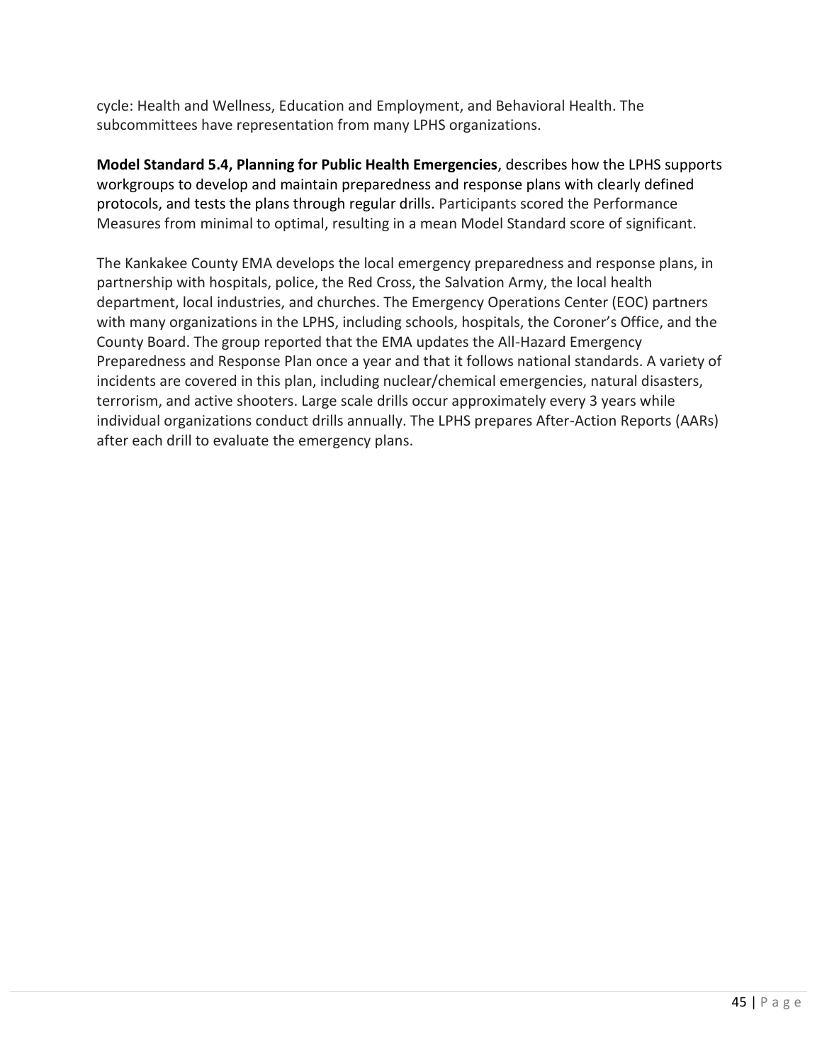cycle: Health and Wellness, Education and Employment, and Behavioral Health. The subcommittees have representation from many LPHS organizations.

**Model Standard 5.4, Planning for Public Health Emergencies**, describes how the LPHS supports workgroups to develop and maintain preparedness and response plans with clearly defined protocols, and tests the plans through regular drills. Participants scored the Performance Measures from minimal to optimal, resulting in a mean Model Standard score of significant.

The Kankakee County EMA develops the local emergency preparedness and response plans, in partnership with hospitals, police, the Red Cross, the Salvation Army, the local health department, local industries, and churches. The Emergency Operations Center (EOC) partners with many organizations in the LPHS, including schools, hospitals, the Coroner's Office, and the County Board. The group reported that the EMA updates the All-Hazard Emergency Preparedness and Response Plan once a year and that it follows national standards. A variety of incidents are covered in this plan, including nuclear/chemical emergencies, natural disasters, terrorism, and active shooters. Large scale drills occur approximately every 3 years while individual organizations conduct drills annually. The LPHS prepares After-Action Reports (AARs) after each drill to evaluate the emergency plans.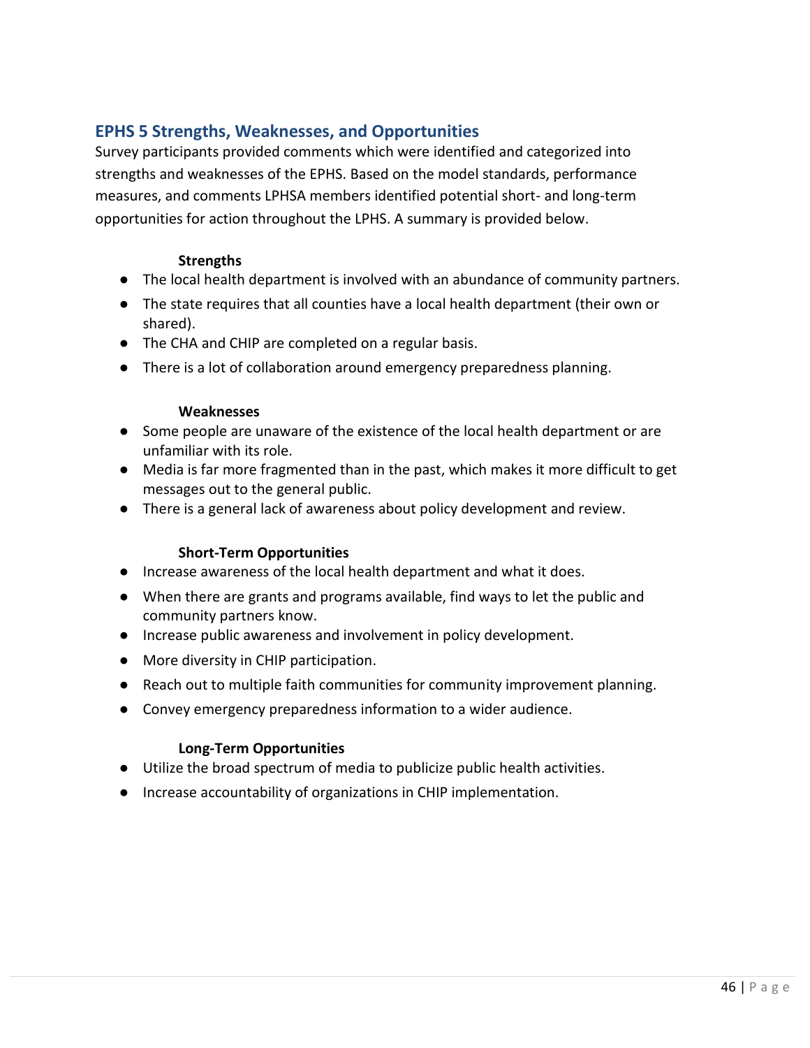## EPHS 5 Strengths, Weaknesses, and Opportunities

Survey participants provided comments which were identified and categorized into strengths and weaknesses of the EPHS. Based on the model standards, performance measures, and comments LPHSA members identified potential short- and long-term opportunities for action throughout the LPHS. A summary is provided below.

**Strengths**

- The local health department is involved with an abundance of community partners.
- The state requires that all counties have a local health department (their own or shared).
- The CHA and CHIP are completed on a regular basis.
- There is a lot of collaboration around emergency preparedness planning.

**Weaknesses**

- Some people are unaware of the existence of the local health department or are unfamiliar with its role.
- Media is far more fragmented than in the past, which makes it more difficult to get messages out to the general public.
- There is a general lack of awareness about policy development and review.

**Short-Term Opportunities**

- Increase awareness of the local health department and what it does.
- When there are grants and programs available, find ways to let the public and community partners know.
- Increase public awareness and involvement in policy development.
- More diversity in CHIP participation.
- Reach out to multiple faith communities for community improvement planning.
- Convey emergency preparedness information to a wider audience.

**Long-Term Opportunities**

- Utilize the broad spectrum of media to publicize public health activities.
- Increase accountability of organizations in CHIP implementation.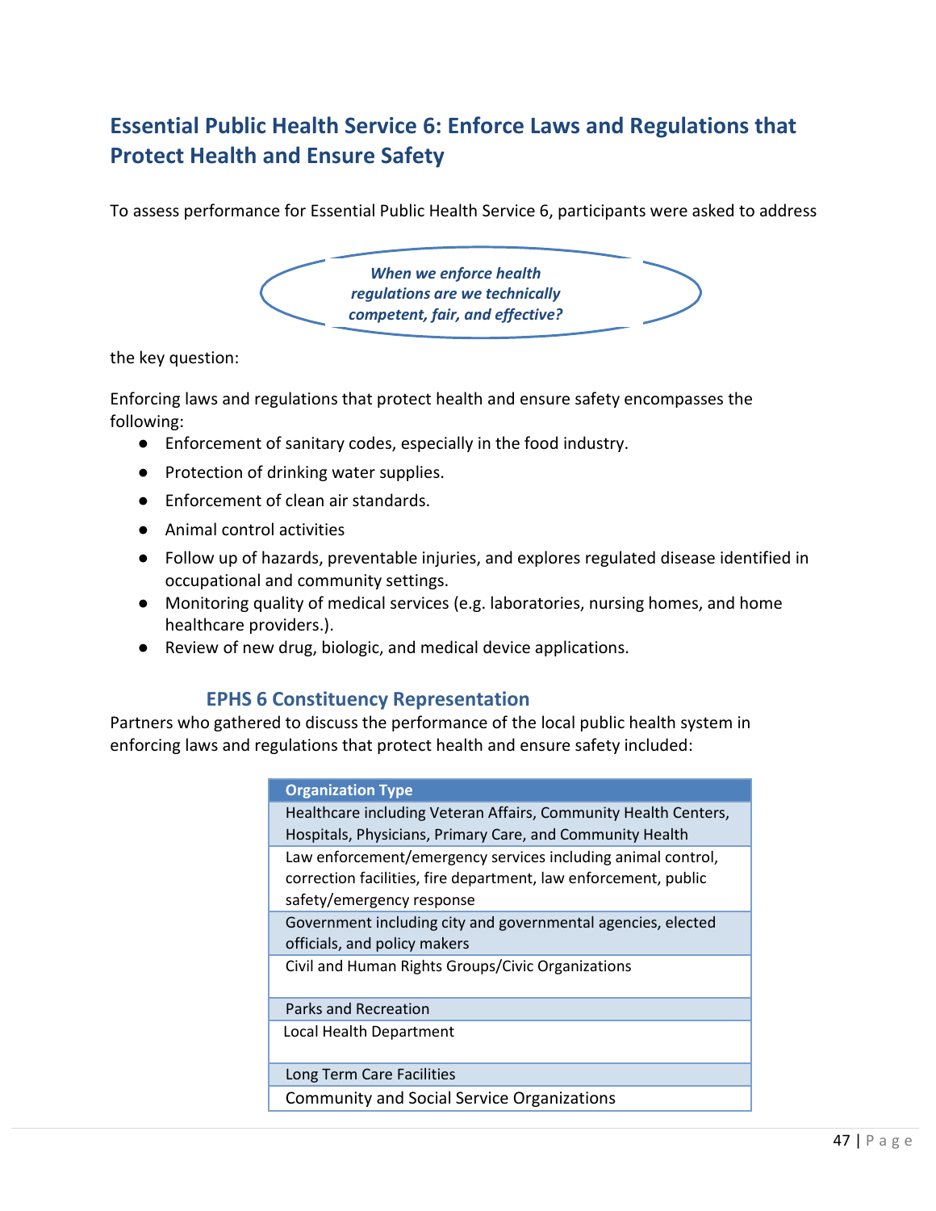## Essential Public Health Service 6: Enforce Laws and Regulations that Protect Health and Ensure Safety

To assess performance for Essential Public Health Service 6, participants were asked to address

***When we enforce health regulations are we technically competent, fair, and effective?***

the key question:

Enforcing laws and regulations that protect health and ensure safety encompasses the following:

- Enforcement of sanitary codes, especially in the food industry.
- Protection of drinking water supplies.
- Enforcement of clean air standards.
- Animal control activities
- Follow up of hazards, preventable injuries, and explores regulated disease identified in occupational and community settings.
- Monitoring quality of medical services (e.g. laboratories, nursing homes, and home healthcare providers.).
- Review of new drug, biologic, and medical device applications.

### EPHS 6 Constituency Representation

Partners who gathered to discuss the performance of the local public health system in enforcing laws and regulations that protect health and ensure safety included:

| Organization Type |
|---|
| Healthcare including Veteran Affairs, Community Health Centers, Hospitals, Physicians, Primary Care, and Community Health |
| Law enforcement/emergency services including animal control, correction facilities, fire department, law enforcement, public safety/emergency response |
| Government including city and governmental agencies, elected officials, and policy makers |
| Civil and Human Rights Groups/Civic Organizations |
| Parks and Recreation |
| Local Health Department |
| Long Term Care Facilities |
| Community and Social Service Organizations |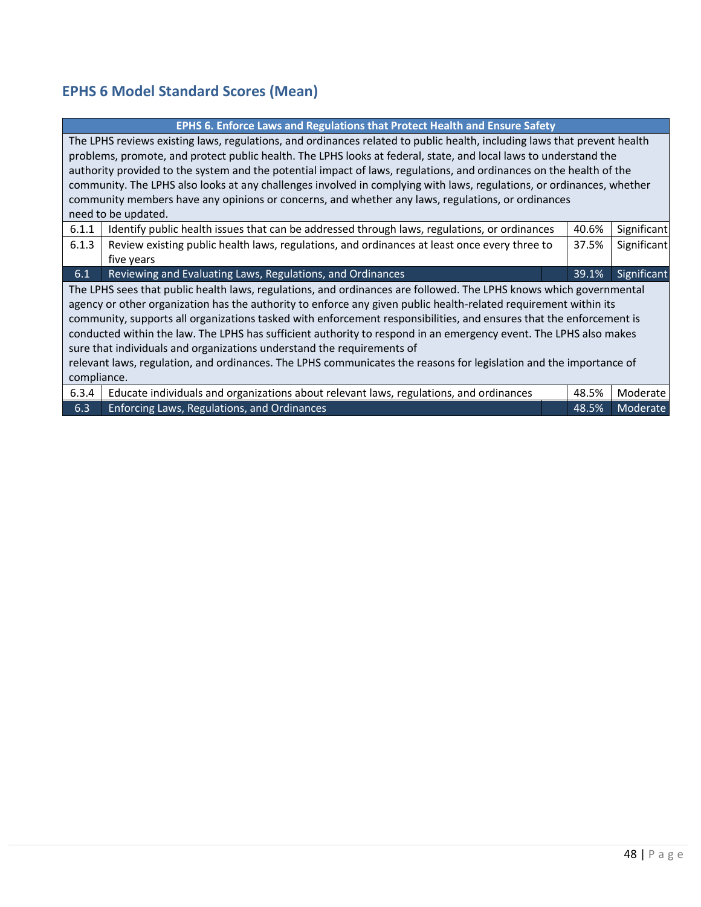## EPHS 6 Model Standard Scores (Mean)

| EPHS 6. Enforce Laws and Regulations that Protect Health and Ensure Safety | | | |
|---|---|---|---|
| The LPHS reviews existing laws, regulations, and ordinances related to public health, including laws that prevent health problems, promote, and protect public health. The LPHS looks at federal, state, and local laws to understand the authority provided to the system and the potential impact of laws, regulations, and ordinances on the health of the community. The LPHS also looks at any challenges involved in complying with laws, regulations, or ordinances, whether community members have any opinions or concerns, and whether any laws, regulations, or ordinances need to be updated. | | | |
| 6.1.1 | Identify public health issues that can be addressed through laws, regulations, or ordinances | 40.6% | Significant |
| 6.1.3 | Review existing public health laws, regulations, and ordinances at least once every three to five years | 37.5% | Significant |
| **6.1** | **Reviewing and Evaluating Laws, Regulations, and Ordinances** | **39.1%** | **Significant** |
| The LPHS sees that public health laws, regulations, and ordinances are followed. The LPHS knows which governmental agency or other organization has the authority to enforce any given public health-related requirement within its community, supports all organizations tasked with enforcement responsibilities, and ensures that the enforcement is conducted within the law. The LPHS has sufficient authority to respond in an emergency event. The LPHS also makes sure that individuals and organizations understand the requirements of relevant laws, regulation, and ordinances. The LPHS communicates the reasons for legislation and the importance of compliance. | | | |
| 6.3.4 | Educate individuals and organizations about relevant laws, regulations, and ordinances | 48.5% | Moderate |
| **6.3** | **Enforcing Laws, Regulations, and Ordinances** | **48.5%** | **Moderate** |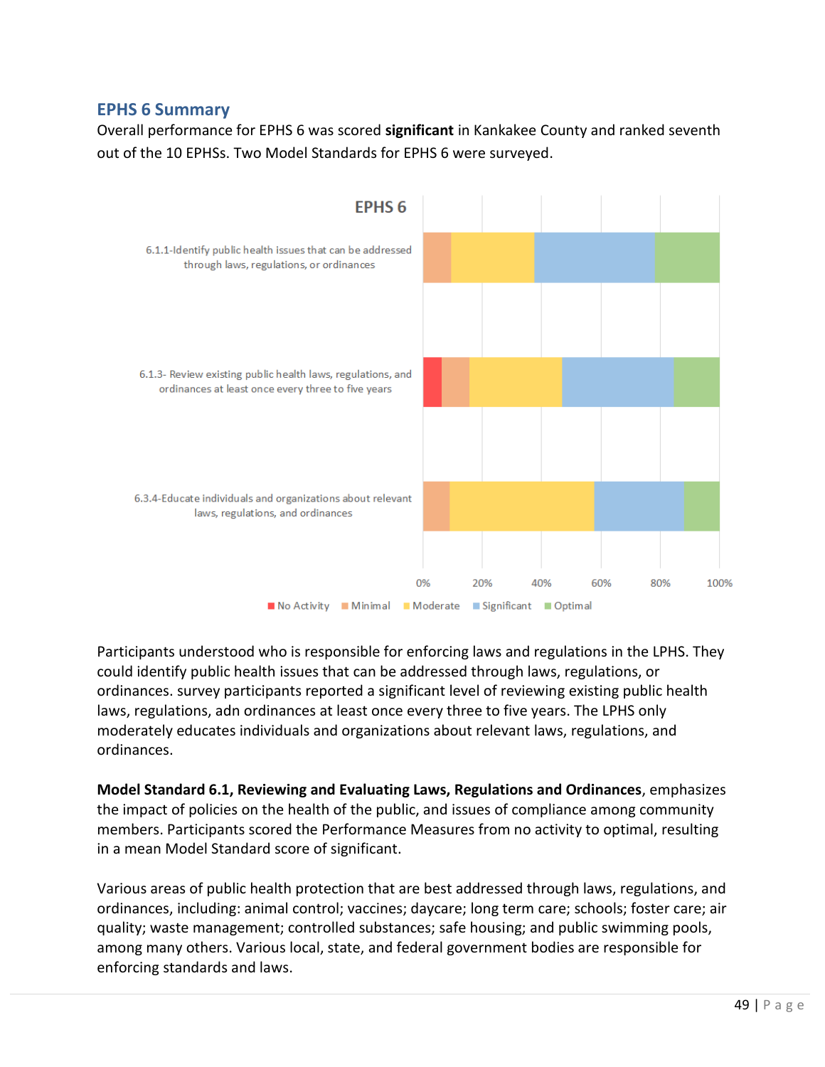## EPHS 6 Summary

Overall performance for EPHS 6 was scored **significant** in Kankakee County and ranked seventh out of the 10 EPHSs. Two Model Standards for EPHS 6 were surveyed.

Participants understood who is responsible for enforcing laws and regulations in the LPHS. They could identify public health issues that can be addressed through laws, regulations, or ordinances. survey participants reported a significant level of reviewing existing public health laws, regulations, adn ordinances at least once every three to five years. The LPHS only moderately educates individuals and organizations about relevant laws, regulations, and ordinances.

**Model Standard 6.1, Reviewing and Evaluating Laws, Regulations and Ordinances**, emphasizes the impact of policies on the health of the public, and issues of compliance among community members. Participants scored the Performance Measures from no activity to optimal, resulting in a mean Model Standard score of significant.

Various areas of public health protection that are best addressed through laws, regulations, and ordinances, including: animal control; vaccines; daycare; long term care; schools; foster care; air quality; waste management; controlled substances; safe housing; and public swimming pools, among many others. Various local, state, and federal government bodies are responsible for enforcing standards and laws.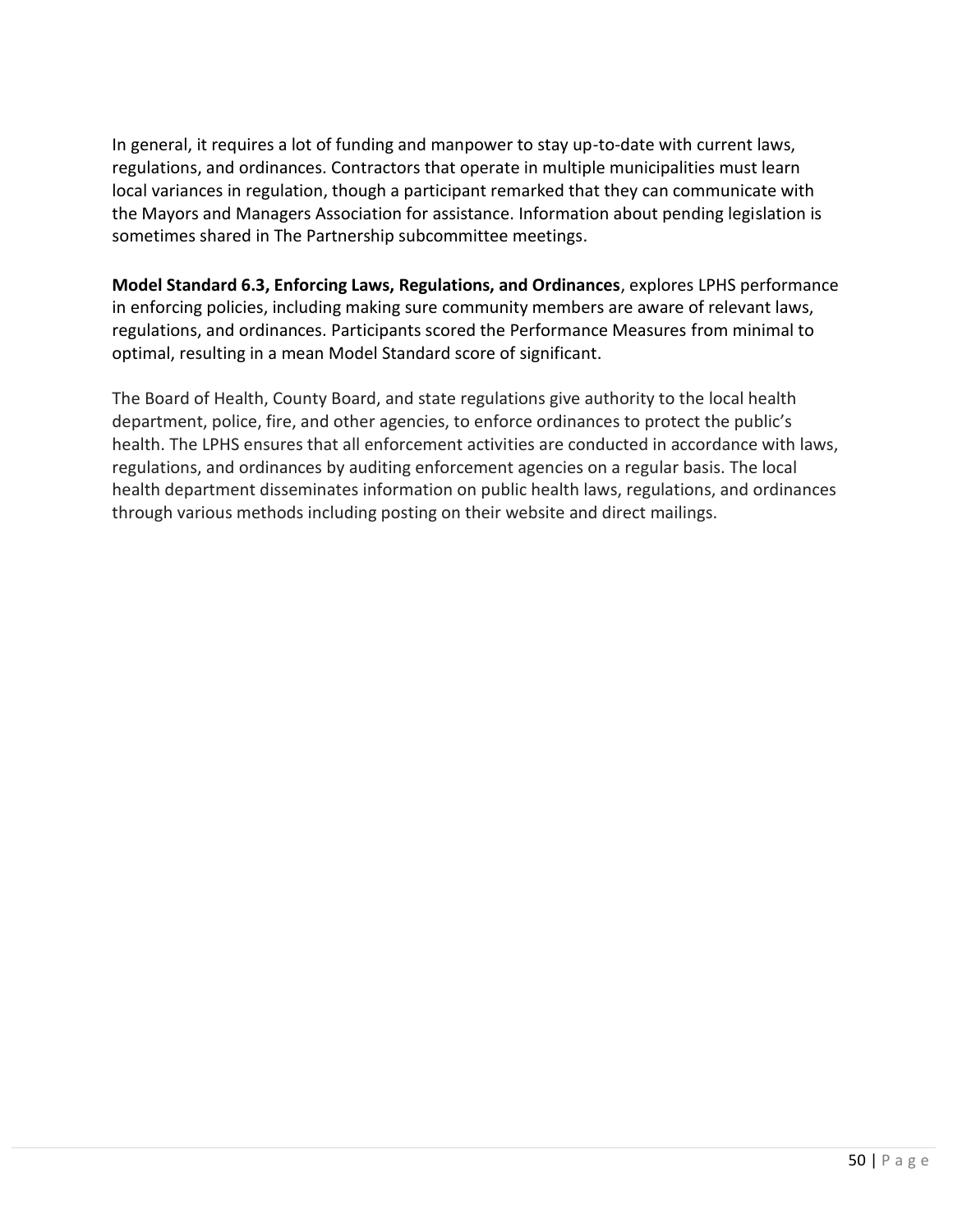In general, it requires a lot of funding and manpower to stay up-to-date with current laws, regulations, and ordinances. Contractors that operate in multiple municipalities must learn local variances in regulation, though a participant remarked that they can communicate with the Mayors and Managers Association for assistance. Information about pending legislation is sometimes shared in The Partnership subcommittee meetings.

**Model Standard 6.3, Enforcing Laws, Regulations, and Ordinances**, explores LPHS performance in enforcing policies, including making sure community members are aware of relevant laws, regulations, and ordinances. Participants scored the Performance Measures from minimal to optimal, resulting in a mean Model Standard score of significant.

The Board of Health, County Board, and state regulations give authority to the local health department, police, fire, and other agencies, to enforce ordinances to protect the public's health. The LPHS ensures that all enforcement activities are conducted in accordance with laws, regulations, and ordinances by auditing enforcement agencies on a regular basis. The local health department disseminates information on public health laws, regulations, and ordinances through various methods including posting on their website and direct mailings.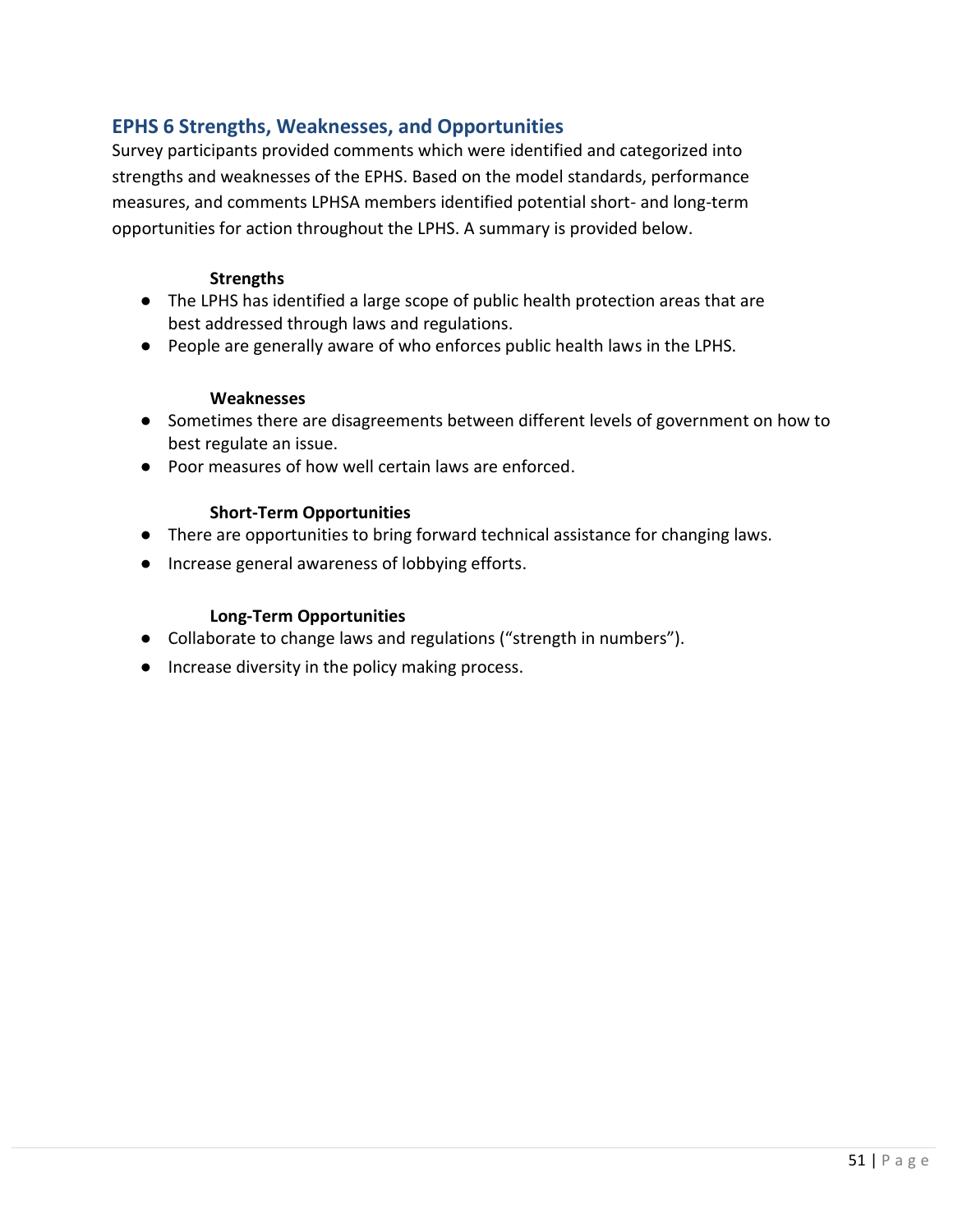## EPHS 6 Strengths, Weaknesses, and Opportunities

Survey participants provided comments which were identified and categorized into strengths and weaknesses of the EPHS. Based on the model standards, performance measures, and comments LPHSA members identified potential short- and long-term opportunities for action throughout the LPHS. A summary is provided below.

**Strengths**

- The LPHS has identified a large scope of public health protection areas that are best addressed through laws and regulations.
- People are generally aware of who enforces public health laws in the LPHS.

**Weaknesses**

- Sometimes there are disagreements between different levels of government on how to best regulate an issue.
- Poor measures of how well certain laws are enforced.

**Short-Term Opportunities**

- There are opportunities to bring forward technical assistance for changing laws.
- Increase general awareness of lobbying efforts.

**Long-Term Opportunities**

- Collaborate to change laws and regulations ("strength in numbers").
- Increase diversity in the policy making process.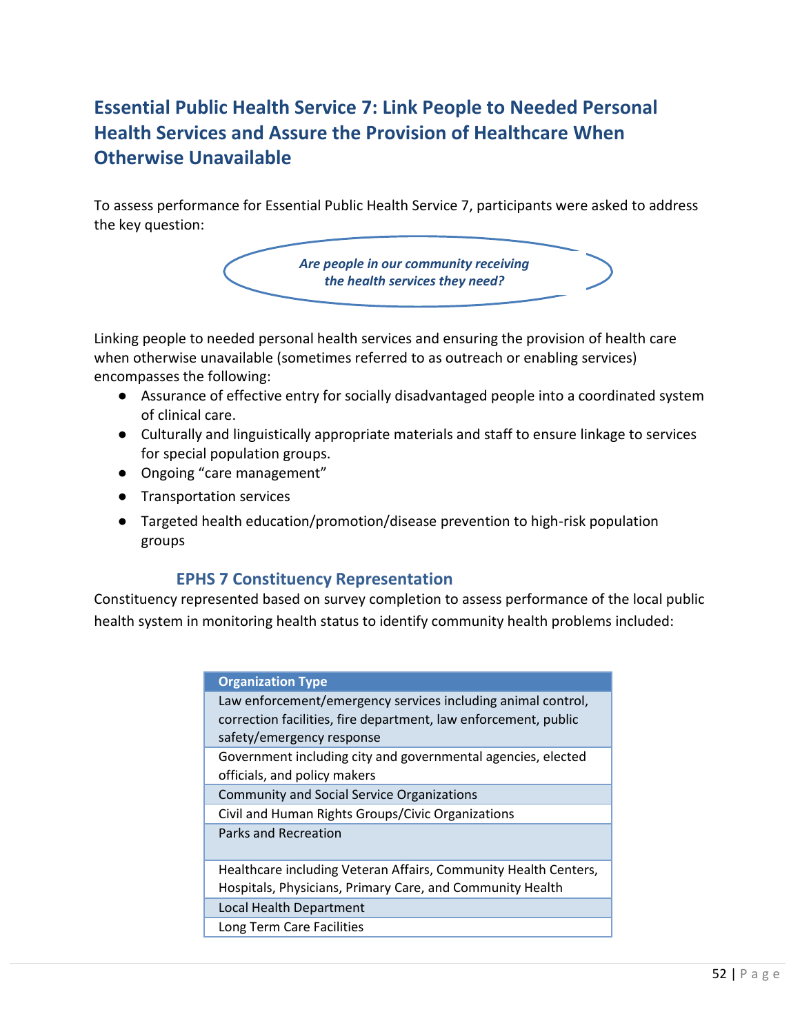## Essential Public Health Service 7: Link People to Needed Personal Health Services and Assure the Provision of Healthcare When Otherwise Unavailable

To assess performance for Essential Public Health Service 7, participants were asked to address the key question:

*Are people in our community receiving the health services they need?*

Linking people to needed personal health services and ensuring the provision of health care when otherwise unavailable (sometimes referred to as outreach or enabling services) encompasses the following:

- Assurance of effective entry for socially disadvantaged people into a coordinated system of clinical care.
- Culturally and linguistically appropriate materials and staff to ensure linkage to services for special population groups.
- Ongoing "care management"
- Transportation services
- Targeted health education/promotion/disease prevention to high-risk population groups

### EPHS 7 Constituency Representation

Constituency represented based on survey completion to assess performance of the local public health system in monitoring health status to identify community health problems included:

| Organization Type |
|---|
| Law enforcement/emergency services including animal control, correction facilities, fire department, law enforcement, public safety/emergency response |
| Government including city and governmental agencies, elected officials, and policy makers |
| Community and Social Service Organizations |
| Civil and Human Rights Groups/Civic Organizations |
| Parks and Recreation |
| Healthcare including Veteran Affairs, Community Health Centers, Hospitals, Physicians, Primary Care, and Community Health |
| Local Health Department |
| Long Term Care Facilities |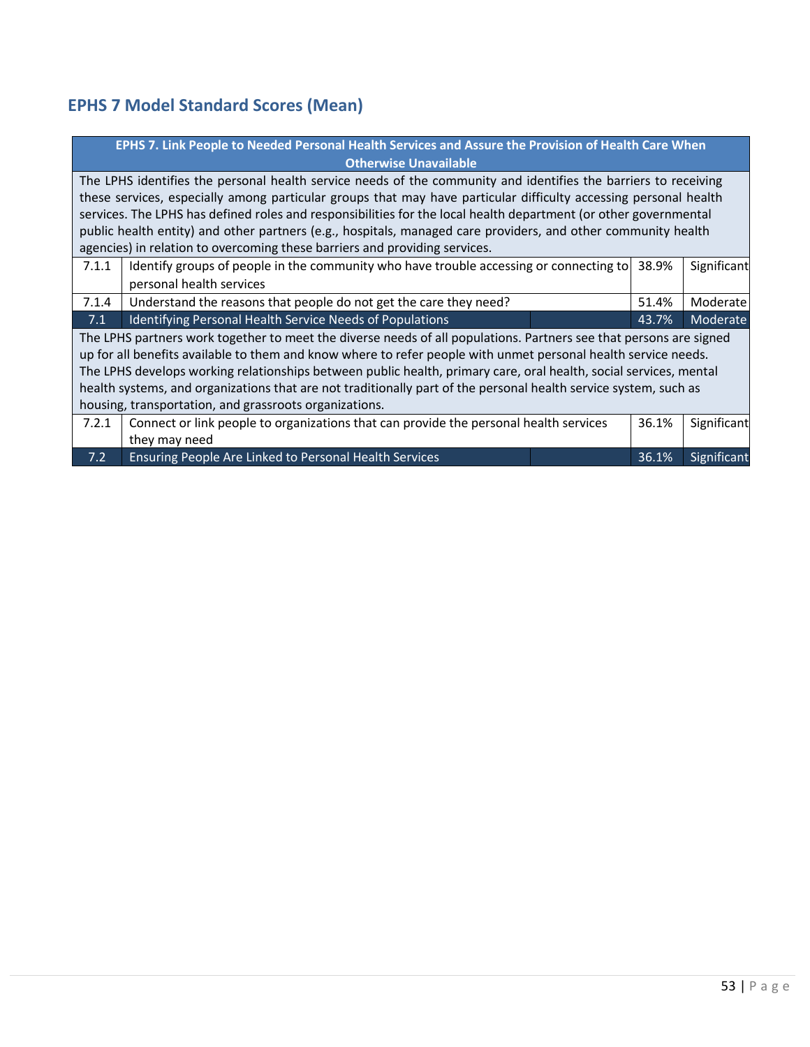## EPHS 7 Model Standard Scores (Mean)

| EPHS 7. Link People to Needed Personal Health Services and Assure the Provision of Health Care When Otherwise Unavailable | | | |
|---|---|---|---|
| The LPHS identifies the personal health service needs of the community and identifies the barriers to receiving these services, especially among particular groups that may have particular difficulty accessing personal health services. The LPHS has defined roles and responsibilities for the local health department (or other governmental public health entity) and other partners (e.g., hospitals, managed care providers, and other community health agencies) in relation to overcoming these barriers and providing services. | | | |
| 7.1.1 | Identify groups of people in the community who have trouble accessing or connecting to personal health services | 38.9% | Significant |
| 7.1.4 | Understand the reasons that people do not get the care they need? | 51.4% | Moderate |
| **7.1** | **Identifying Personal Health Service Needs of Populations** | **43.7%** | **Moderate** |
| The LPHS partners work together to meet the diverse needs of all populations. Partners see that persons are signed up for all benefits available to them and know where to refer people with unmet personal health service needs. The LPHS develops working relationships between public health, primary care, oral health, social services, mental health systems, and organizations that are not traditionally part of the personal health service system, such as housing, transportation, and grassroots organizations. | | | |
| 7.2.1 | Connect or link people to organizations that can provide the personal health services they may need | 36.1% | Significant |
| **7.2** | **Ensuring People Are Linked to Personal Health Services** | **36.1%** | **Significant** |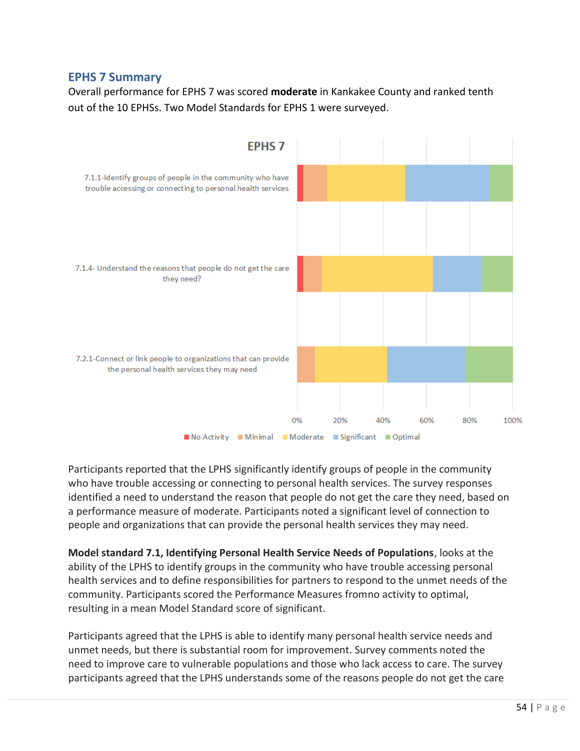## EPHS 7 Summary

Overall performance for EPHS 7 was scored **moderate** in Kankakee County and ranked tenth out of the 10 EPHSs. Two Model Standards for EPHS 1 were surveyed.

Participants reported that the LPHS significantly identify groups of people in the community who have trouble accessing or connecting to personal health services. The survey responses identified a need to understand the reason that people do not get the care they need, based on a performance measure of moderate. Participants noted a significant level of connection to people and organizations that can provide the personal health services they may need.

**Model standard 7.1, Identifying Personal Health Service Needs of Populations**, looks at the ability of the LPHS to identify groups in the community who have trouble accessing personal health services and to define responsibilities for partners to respond to the unmet needs of the community. Participants scored the Performance Measures fromno activity to optimal, resulting in a mean Model Standard score of significant.

Participants agreed that the LPHS is able to identify many personal health service needs and unmet needs, but there is substantial room for improvement. Survey comments noted the need to improve care to vulnerable populations and those who lack access to care. The survey participants agreed that the LPHS understands some of the reasons people do not get the care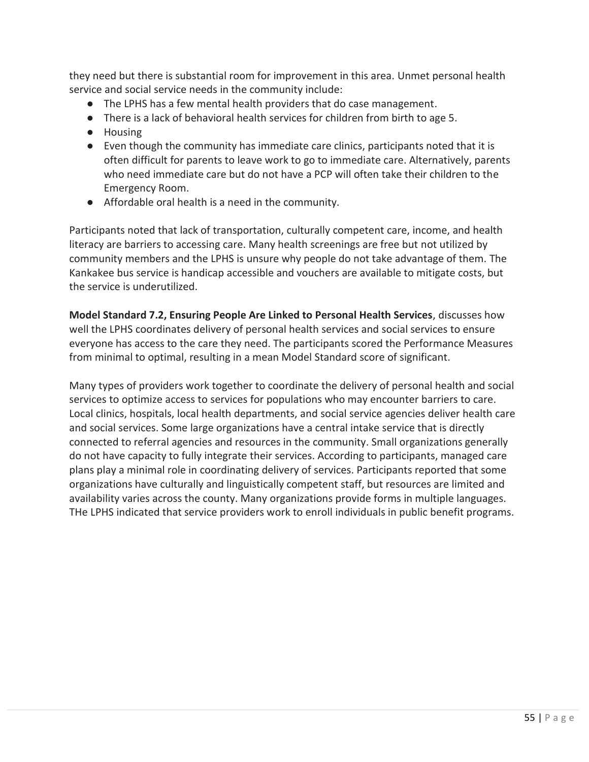they need but there is substantial room for improvement in this area. Unmet personal health service and social service needs in the community include:

- The LPHS has a few mental health providers that do case management.
- There is a lack of behavioral health services for children from birth to age 5.
- Housing
- Even though the community has immediate care clinics, participants noted that it is often difficult for parents to leave work to go to immediate care. Alternatively, parents who need immediate care but do not have a PCP will often take their children to the Emergency Room.
- Affordable oral health is a need in the community.

Participants noted that lack of transportation, culturally competent care, income, and health literacy are barriers to accessing care. Many health screenings are free but not utilized by community members and the LPHS is unsure why people do not take advantage of them. The Kankakee bus service is handicap accessible and vouchers are available to mitigate costs, but the service is underutilized.

**Model Standard 7.2, Ensuring People Are Linked to Personal Health Services**, discusses how well the LPHS coordinates delivery of personal health services and social services to ensure everyone has access to the care they need. The participants scored the Performance Measures from minimal to optimal, resulting in a mean Model Standard score of significant.

Many types of providers work together to coordinate the delivery of personal health and social services to optimize access to services for populations who may encounter barriers to care. Local clinics, hospitals, local health departments, and social service agencies deliver health care and social services. Some large organizations have a central intake service that is directly connected to referral agencies and resources in the community. Small organizations generally do not have capacity to fully integrate their services. According to participants, managed care plans play a minimal role in coordinating delivery of services. Participants reported that some organizations have culturally and linguistically competent staff, but resources are limited and availability varies across the county. Many organizations provide forms in multiple languages. THe LPHS indicated that service providers work to enroll individuals in public benefit programs.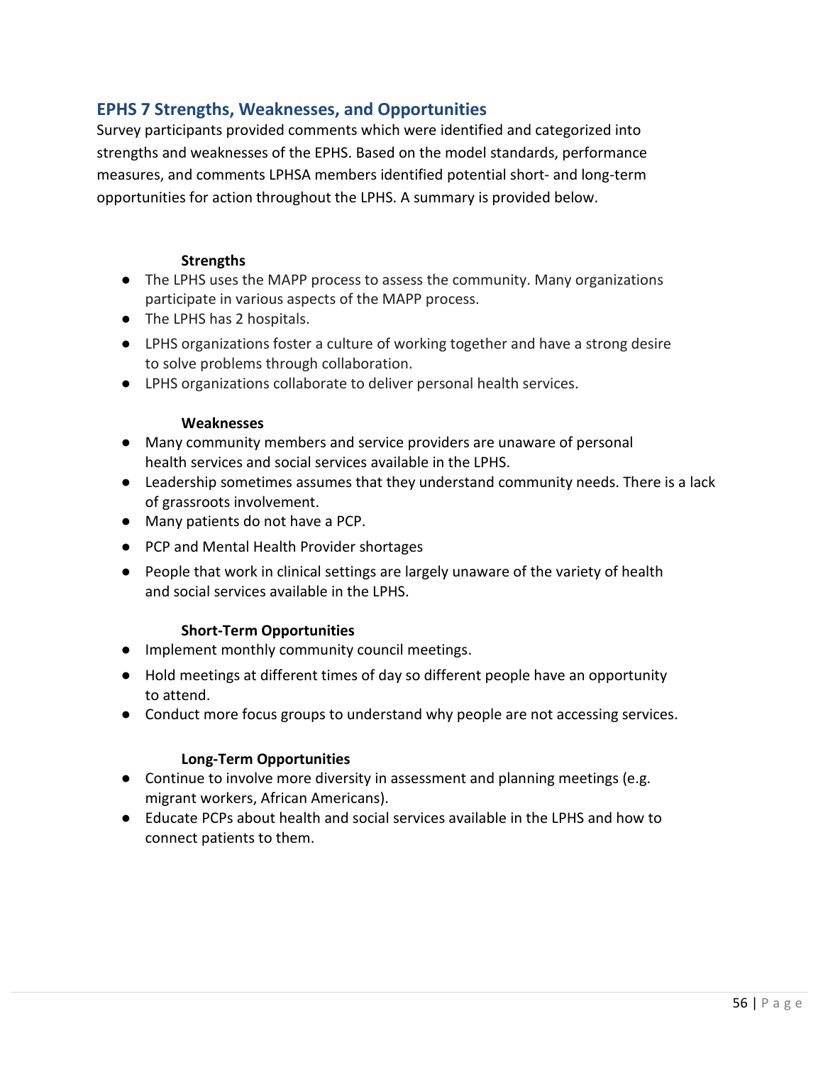## EPHS 7 Strengths, Weaknesses, and Opportunities

Survey participants provided comments which were identified and categorized into strengths and weaknesses of the EPHS. Based on the model standards, performance measures, and comments LPHSA members identified potential short- and long-term opportunities for action throughout the LPHS. A summary is provided below.

**Strengths**

- The LPHS uses the MAPP process to assess the community. Many organizations participate in various aspects of the MAPP process.
- The LPHS has 2 hospitals.
- LPHS organizations foster a culture of working together and have a strong desire to solve problems through collaboration.
- LPHS organizations collaborate to deliver personal health services.

**Weaknesses**

- Many community members and service providers are unaware of personal health services and social services available in the LPHS.
- Leadership sometimes assumes that they understand community needs. There is a lack of grassroots involvement.
- Many patients do not have a PCP.
- PCP and Mental Health Provider shortages
- People that work in clinical settings are largely unaware of the variety of health and social services available in the LPHS.

**Short-Term Opportunities**

- Implement monthly community council meetings.
- Hold meetings at different times of day so different people have an opportunity to attend.
- Conduct more focus groups to understand why people are not accessing services.

**Long-Term Opportunities**

- Continue to involve more diversity in assessment and planning meetings (e.g. migrant workers, African Americans).
- Educate PCPs about health and social services available in the LPHS and how to connect patients to them.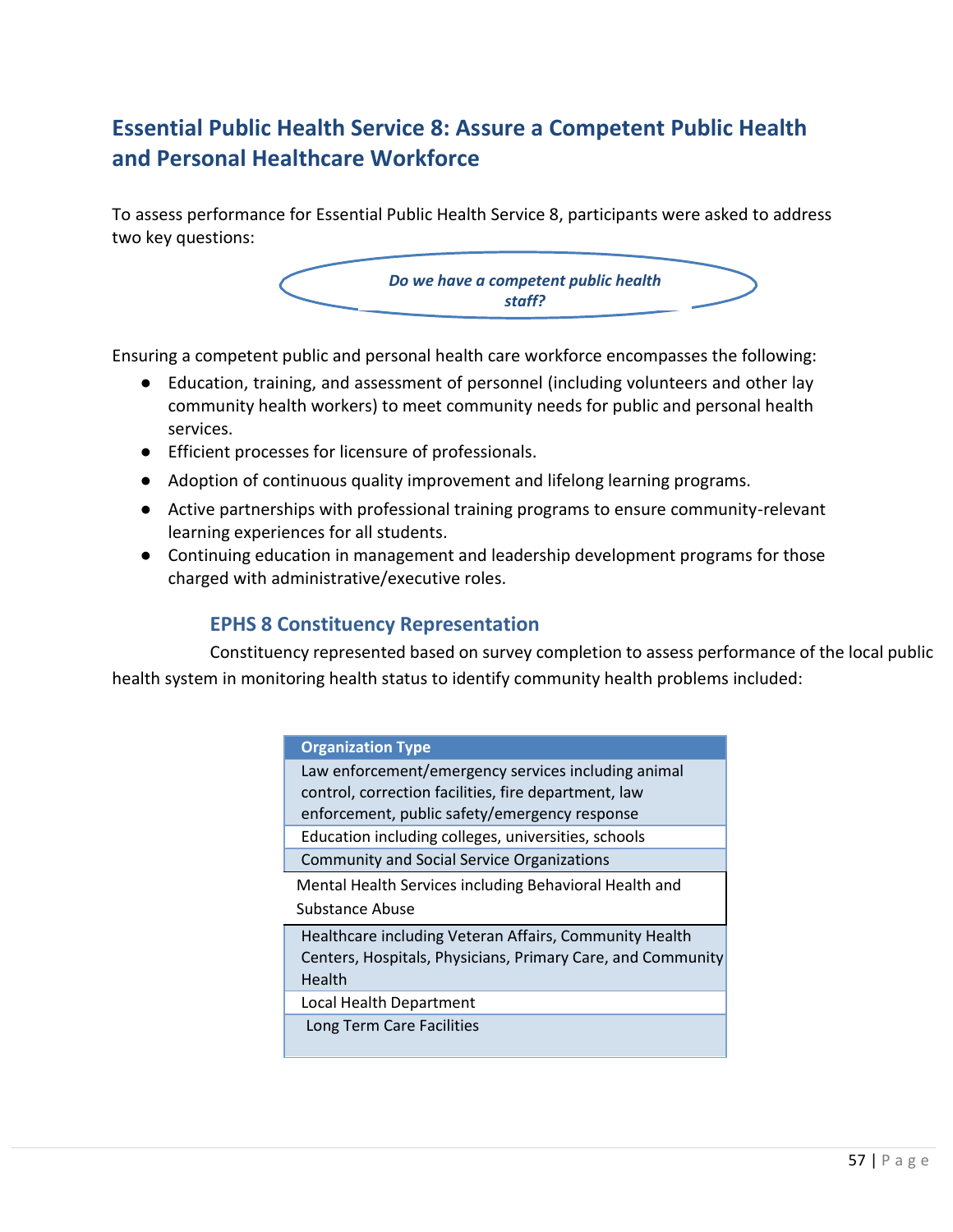## Essential Public Health Service 8: Assure a Competent Public Health and Personal Healthcare Workforce

To assess performance for Essential Public Health Service 8, participants were asked to address two key questions:

***Do we have a competent public health staff?***

Ensuring a competent public and personal health care workforce encompasses the following:

- Education, training, and assessment of personnel (including volunteers and other lay community health workers) to meet community needs for public and personal health services.
- Efficient processes for licensure of professionals.
- Adoption of continuous quality improvement and lifelong learning programs.
- Active partnerships with professional training programs to ensure community-relevant learning experiences for all students.
- Continuing education in management and leadership development programs for those charged with administrative/executive roles.

### EPHS 8 Constituency Representation

Constituency represented based on survey completion to assess performance of the local public health system in monitoring health status to identify community health problems included:

| Organization Type |
|---|
| Law enforcement/emergency services including animal control, correction facilities, fire department, law enforcement, public safety/emergency response |
| Education including colleges, universities, schools |
| Community and Social Service Organizations |
| Mental Health Services including Behavioral Health and Substance Abuse |
| Healthcare including Veteran Affairs, Community Health Centers, Hospitals, Physicians, Primary Care, and Community Health |
| Local Health Department |
| Long Term Care Facilities |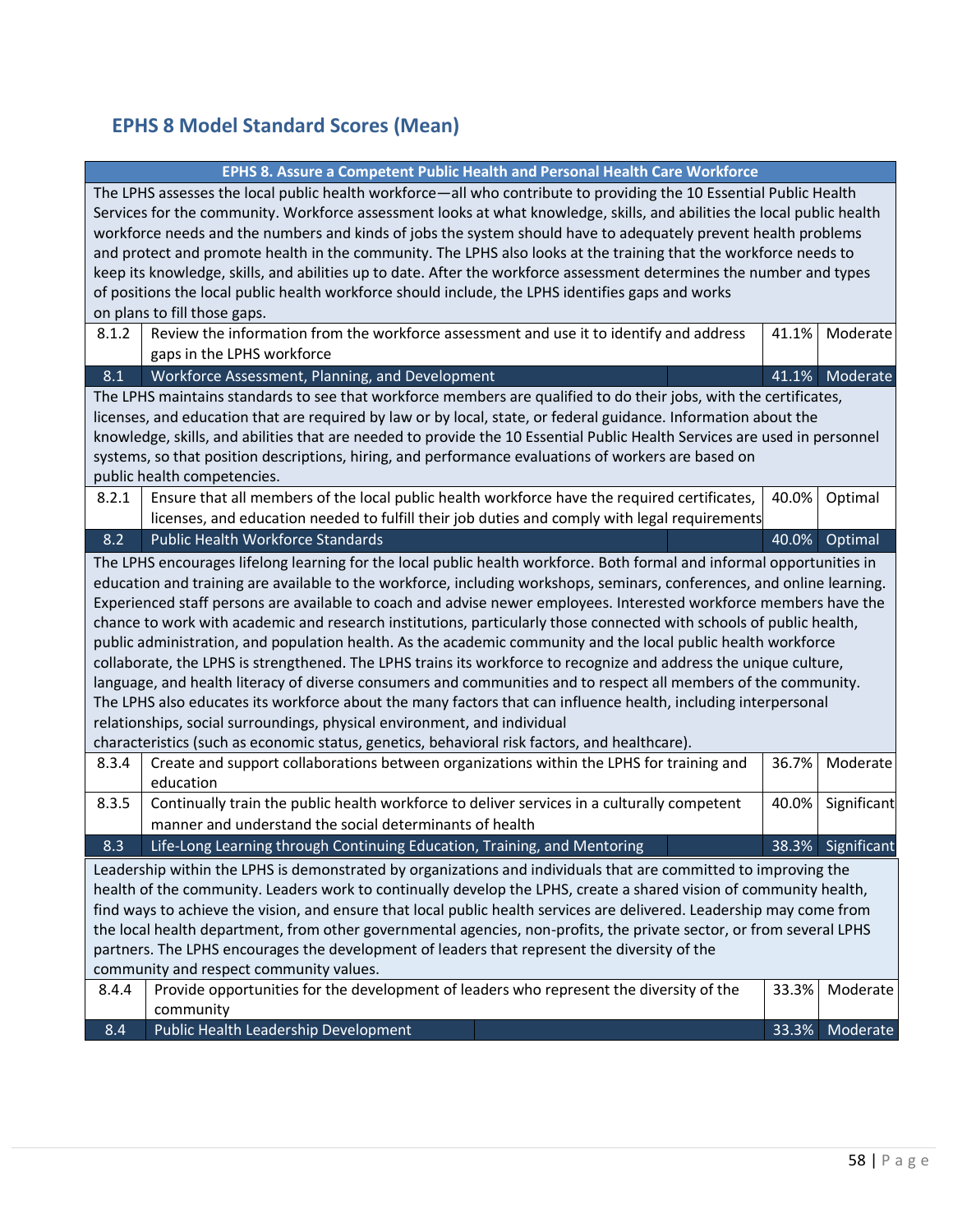## EPHS 8 Model Standard Scores (Mean)

| EPHS 8. Assure a Competent Public Health and Personal Health Care Workforce | | | |
|---|---|---|---|
| The LPHS assesses the local public health workforce—all who contribute to providing the 10 Essential Public Health Services for the community. Workforce assessment looks at what knowledge, skills, and abilities the local public health workforce needs and the numbers and kinds of jobs the system should have to adequately prevent health problems and protect and promote health in the community. The LPHS also looks at the training that the workforce needs to keep its knowledge, skills, and abilities up to date. After the workforce assessment determines the number and types of positions the local public health workforce should include, the LPHS identifies gaps and works on plans to fill those gaps. | | | |
| 8.1.2 | Review the information from the workforce assessment and use it to identify and address gaps in the LPHS workforce | 41.1% | Moderate |
| 8.1 | Workforce Assessment, Planning, and Development | 41.1% | Moderate |
| The LPHS maintains standards to see that workforce members are qualified to do their jobs, with the certificates, licenses, and education that are required by law or by local, state, or federal guidance. Information about the knowledge, skills, and abilities that are needed to provide the 10 Essential Public Health Services are used in personnel systems, so that position descriptions, hiring, and performance evaluations of workers are based on public health competencies. | | | |
| 8.2.1 | Ensure that all members of the local public health workforce have the required certificates, licenses, and education needed to fulfill their job duties and comply with legal requirements | 40.0% | Optimal |
| 8.2 | Public Health Workforce Standards | 40.0% | Optimal |
| The LPHS encourages lifelong learning for the local public health workforce. Both formal and informal opportunities in education and training are available to the workforce, including workshops, seminars, conferences, and online learning. Experienced staff persons are available to coach and advise newer employees. Interested workforce members have the chance to work with academic and research institutions, particularly those connected with schools of public health, public administration, and population health. As the academic community and the local public health workforce collaborate, the LPHS is strengthened. The LPHS trains its workforce to recognize and address the unique culture, language, and health literacy of diverse consumers and communities and to respect all members of the community. The LPHS also educates its workforce about the many factors that can influence health, including interpersonal relationships, social surroundings, physical environment, and individual characteristics (such as economic status, genetics, behavioral risk factors, and healthcare). | | | |
| 8.3.4 | Create and support collaborations between organizations within the LPHS for training and education | 36.7% | Moderate |
| 8.3.5 | Continually train the public health workforce to deliver services in a culturally competent manner and understand the social determinants of health | 40.0% | Significant |
| 8.3 | Life-Long Learning through Continuing Education, Training, and Mentoring | 38.3% | Significant |
| Leadership within the LPHS is demonstrated by organizations and individuals that are committed to improving the health of the community. Leaders work to continually develop the LPHS, create a shared vision of community health, find ways to achieve the vision, and ensure that local public health services are delivered. Leadership may come from the local health department, from other governmental agencies, non-profits, the private sector, or from several LPHS partners. The LPHS encourages the development of leaders that represent the diversity of the community and respect community values. | | | |
| 8.4.4 | Provide opportunities for the development of leaders who represent the diversity of the community | 33.3% | Moderate |
| 8.4 | Public Health Leadership Development | 33.3% | Moderate |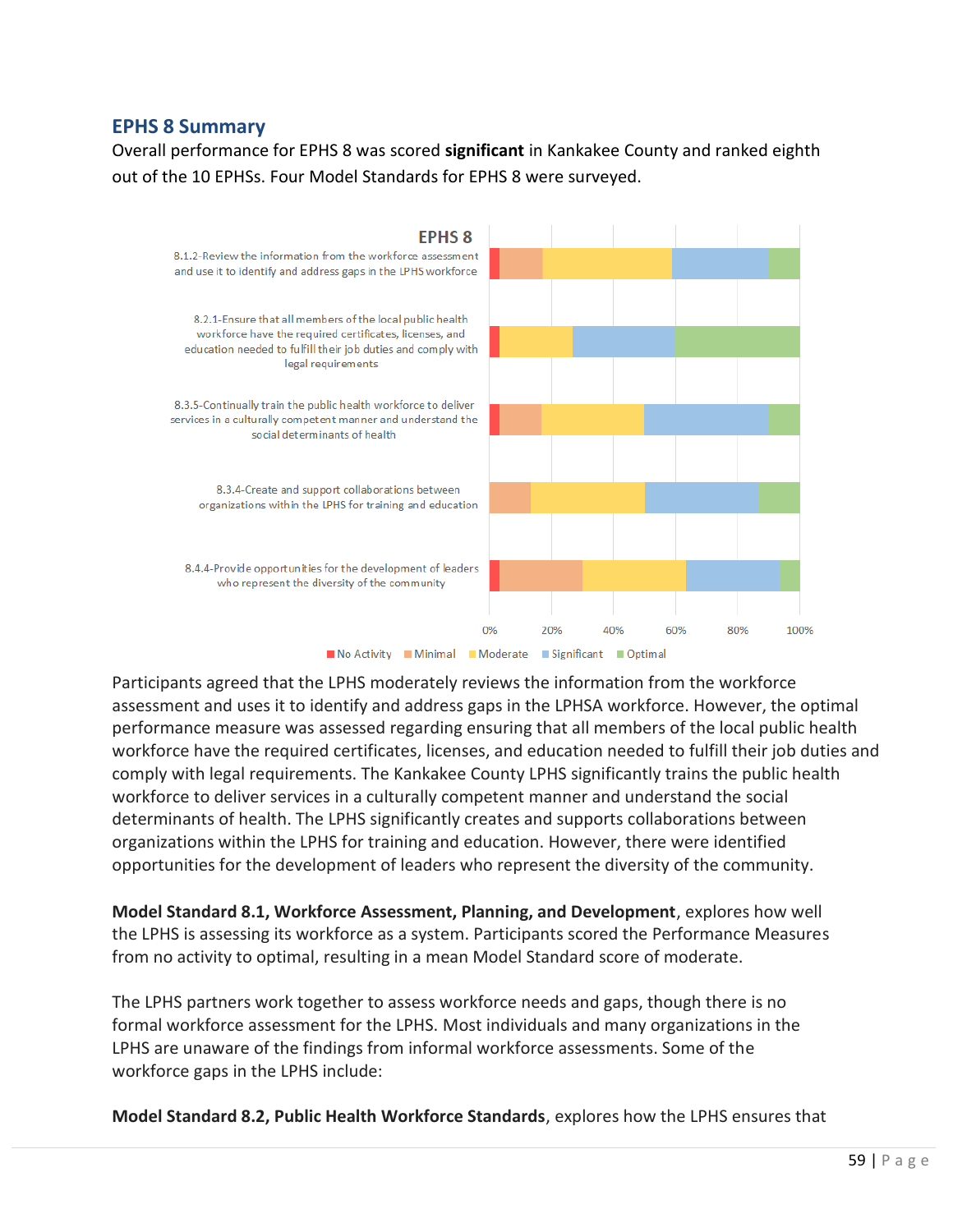## EPHS 8 Summary

Overall performance for EPHS 8 was scored **significant** in Kankakee County and ranked eighth out of the 10 EPHSs. Four Model Standards for EPHS 8 were surveyed.

Participants agreed that the LPHS moderately reviews the information from the workforce assessment and uses it to identify and address gaps in the LPHSA workforce. However, the optimal performance measure was assessed regarding ensuring that all members of the local public health workforce have the required certificates, licenses, and education needed to fulfill their job duties and comply with legal requirements. The Kankakee County LPHS significantly trains the public health workforce to deliver services in a culturally competent manner and understand the social determinants of health. The LPHS significantly creates and supports collaborations between organizations within the LPHS for training and education. However, there were identified opportunities for the development of leaders who represent the diversity of the community.

**Model Standard 8.1, Workforce Assessment, Planning, and Development**, explores how well the LPHS is assessing its workforce as a system. Participants scored the Performance Measures from no activity to optimal, resulting in a mean Model Standard score of moderate.

The LPHS partners work together to assess workforce needs and gaps, though there is no formal workforce assessment for the LPHS. Most individuals and many organizations in the LPHS are unaware of the findings from informal workforce assessments. Some of the workforce gaps in the LPHS include:

**Model Standard 8.2, Public Health Workforce Standards**, explores how the LPHS ensures that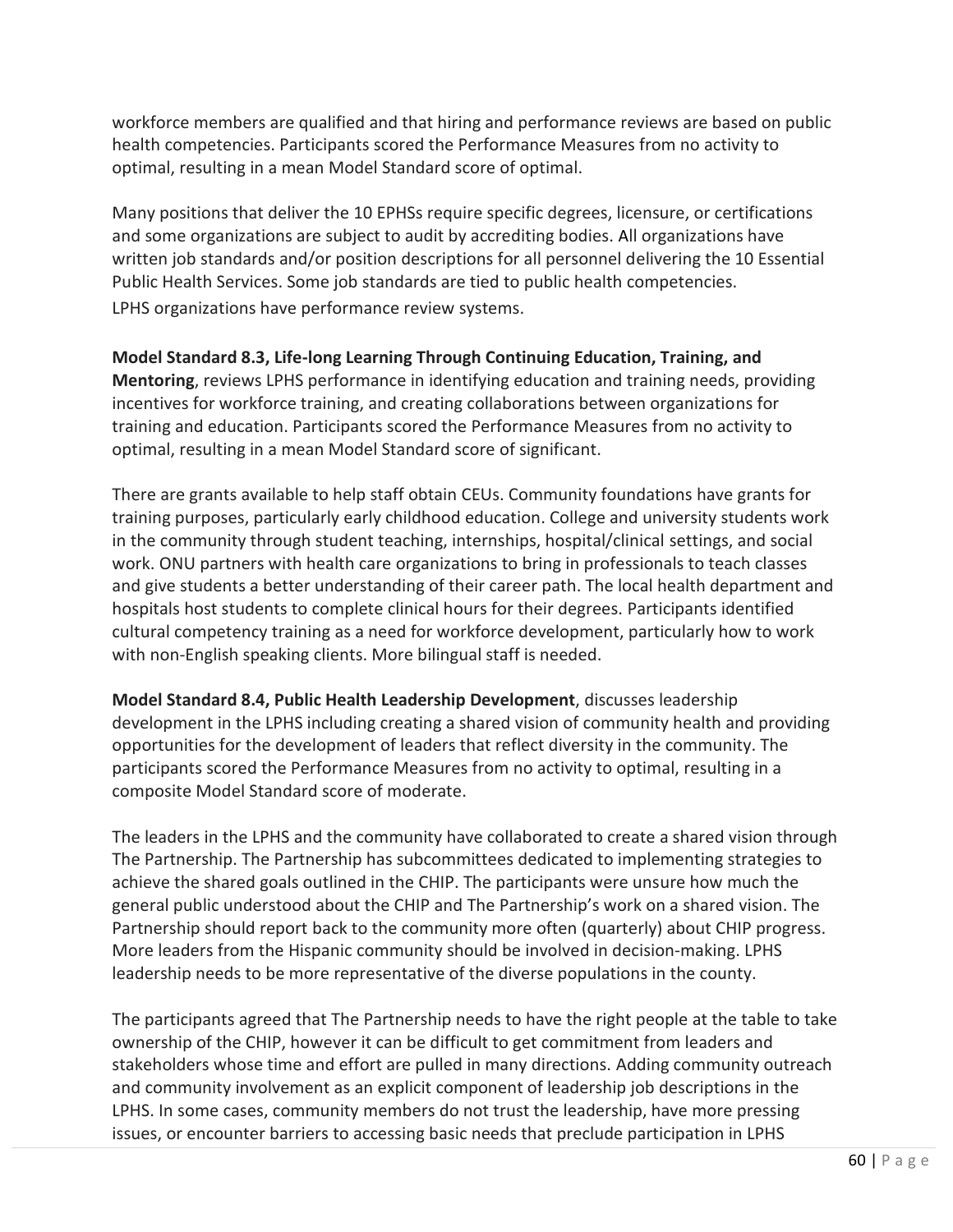workforce members are qualified and that hiring and performance reviews are based on public health competencies. Participants scored the Performance Measures from no activity to optimal, resulting in a mean Model Standard score of optimal.

Many positions that deliver the 10 EPHSs require specific degrees, licensure, or certifications and some organizations are subject to audit by accrediting bodies. All organizations have written job standards and/or position descriptions for all personnel delivering the 10 Essential Public Health Services. Some job standards are tied to public health competencies. LPHS organizations have performance review systems.

**Model Standard 8.3, Life-long Learning Through Continuing Education, Training, and Mentoring**, reviews LPHS performance in identifying education and training needs, providing incentives for workforce training, and creating collaborations between organizations for training and education. Participants scored the Performance Measures from no activity to optimal, resulting in a mean Model Standard score of significant.

There are grants available to help staff obtain CEUs. Community foundations have grants for training purposes, particularly early childhood education. College and university students work in the community through student teaching, internships, hospital/clinical settings, and social work. ONU partners with health care organizations to bring in professionals to teach classes and give students a better understanding of their career path. The local health department and hospitals host students to complete clinical hours for their degrees. Participants identified cultural competency training as a need for workforce development, particularly how to work with non-English speaking clients. More bilingual staff is needed.

**Model Standard 8.4, Public Health Leadership Development**, discusses leadership development in the LPHS including creating a shared vision of community health and providing opportunities for the development of leaders that reflect diversity in the community. The participants scored the Performance Measures from no activity to optimal, resulting in a composite Model Standard score of moderate.

The leaders in the LPHS and the community have collaborated to create a shared vision through The Partnership. The Partnership has subcommittees dedicated to implementing strategies to achieve the shared goals outlined in the CHIP. The participants were unsure how much the general public understood about the CHIP and The Partnership's work on a shared vision. The Partnership should report back to the community more often (quarterly) about CHIP progress. More leaders from the Hispanic community should be involved in decision-making. LPHS leadership needs to be more representative of the diverse populations in the county.

The participants agreed that The Partnership needs to have the right people at the table to take ownership of the CHIP, however it can be difficult to get commitment from leaders and stakeholders whose time and effort are pulled in many directions. Adding community outreach and community involvement as an explicit component of leadership job descriptions in the LPHS. In some cases, community members do not trust the leadership, have more pressing issues, or encounter barriers to accessing basic needs that preclude participation in LPHS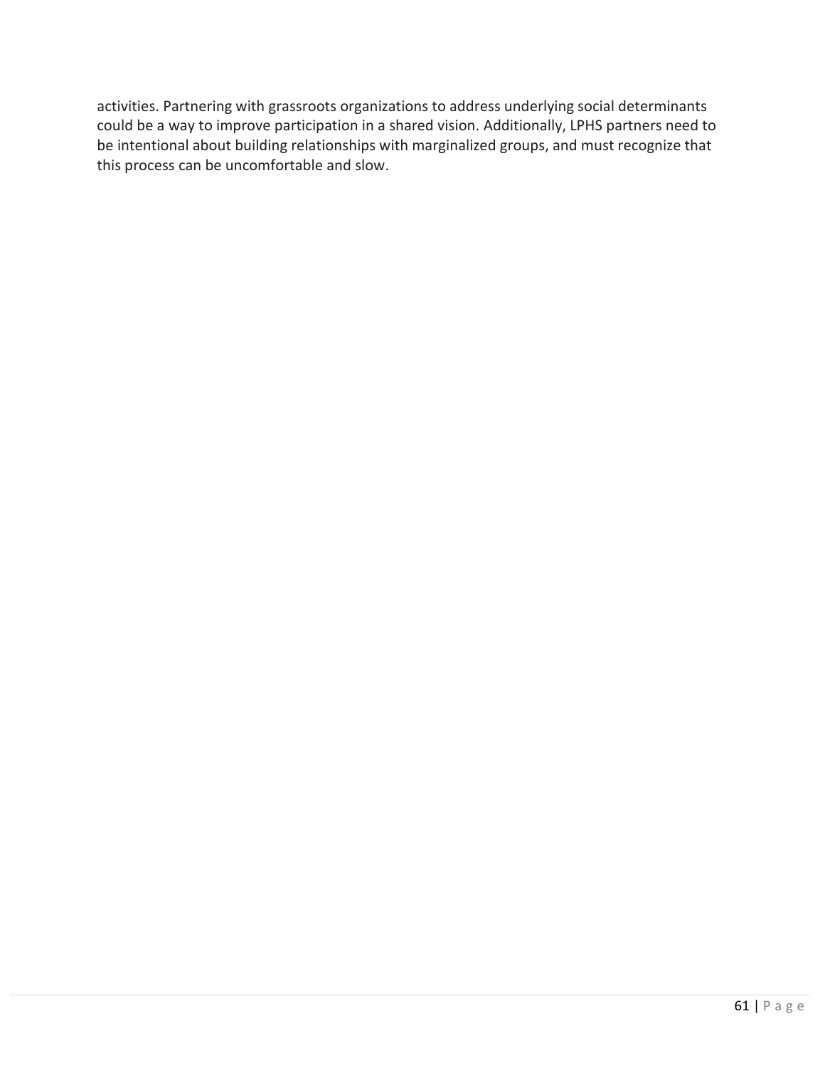activities. Partnering with grassroots organizations to address underlying social determinants could be a way to improve participation in a shared vision. Additionally, LPHS partners need to be intentional about building relationships with marginalized groups, and must recognize that this process can be uncomfortable and slow.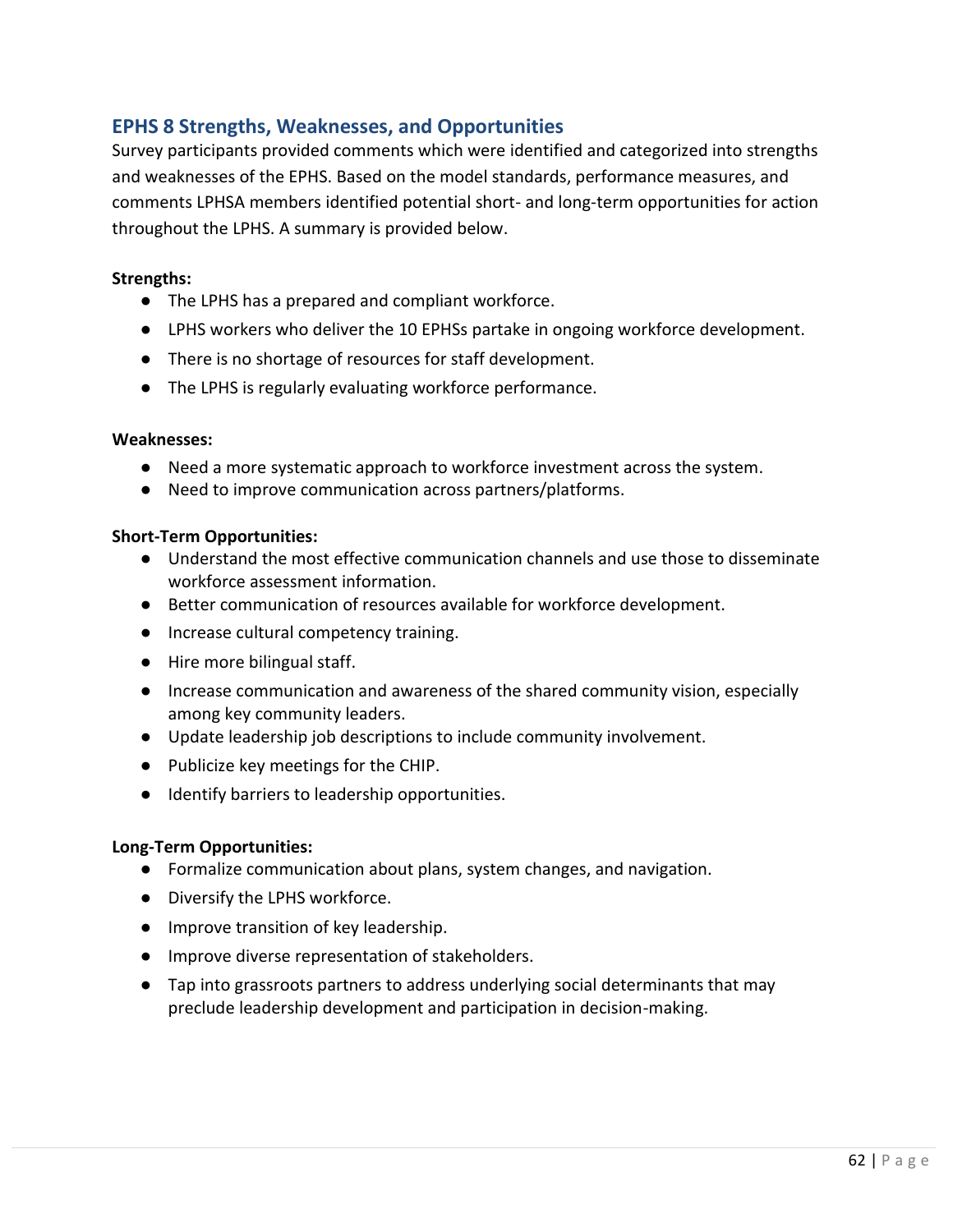## EPHS 8 Strengths, Weaknesses, and Opportunities

Survey participants provided comments which were identified and categorized into strengths and weaknesses of the EPHS. Based on the model standards, performance measures, and comments LPHSA members identified potential short- and long-term opportunities for action throughout the LPHS. A summary is provided below.

**Strengths:**

- The LPHS has a prepared and compliant workforce.
- LPHS workers who deliver the 10 EPHSs partake in ongoing workforce development.
- There is no shortage of resources for staff development.
- The LPHS is regularly evaluating workforce performance.

**Weaknesses:**

- Need a more systematic approach to workforce investment across the system.
- Need to improve communication across partners/platforms.

**Short-Term Opportunities:**

- Understand the most effective communication channels and use those to disseminate workforce assessment information.
- Better communication of resources available for workforce development.
- Increase cultural competency training.
- Hire more bilingual staff.
- Increase communication and awareness of the shared community vision, especially among key community leaders.
- Update leadership job descriptions to include community involvement.
- Publicize key meetings for the CHIP.
- Identify barriers to leadership opportunities.

**Long-Term Opportunities:**

- Formalize communication about plans, system changes, and navigation.
- Diversify the LPHS workforce.
- Improve transition of key leadership.
- Improve diverse representation of stakeholders.
- Tap into grassroots partners to address underlying social determinants that may preclude leadership development and participation in decision-making.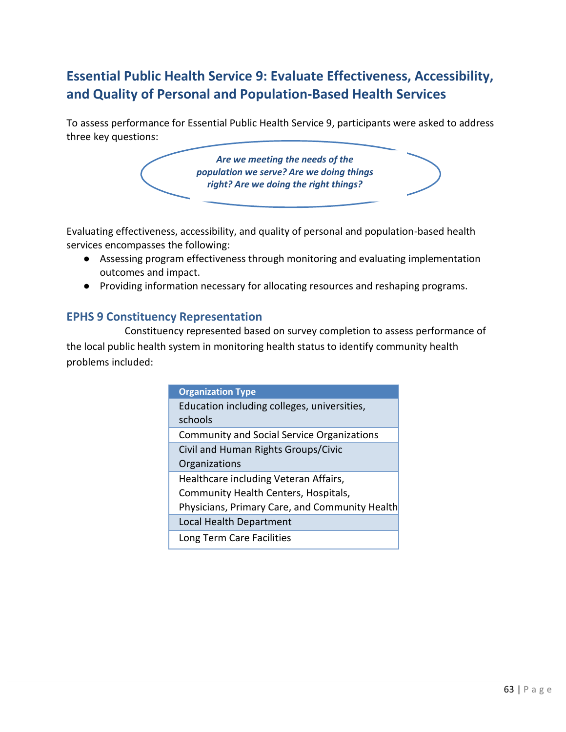## Essential Public Health Service 9: Evaluate Effectiveness, Accessibility, and Quality of Personal and Population-Based Health Services

To assess performance for Essential Public Health Service 9, participants were asked to address three key questions:

***Are we meeting the needs of the population we serve? Are we doing things right? Are we doing the right things?***

Evaluating effectiveness, accessibility, and quality of personal and population-based health services encompasses the following:

- Assessing program effectiveness through monitoring and evaluating implementation outcomes and impact.
- Providing information necessary for allocating resources and reshaping programs.

### EPHS 9 Constituency Representation

Constituency represented based on survey completion to assess performance of the local public health system in monitoring health status to identify community health problems included:

| Organization Type |
| --- |
| Education including colleges, universities, schools |
| Community and Social Service Organizations |
| Civil and Human Rights Groups/Civic Organizations |
| Healthcare including Veteran Affairs, Community Health Centers, Hospitals, Physicians, Primary Care, and Community Health |
| Local Health Department |
| Long Term Care Facilities |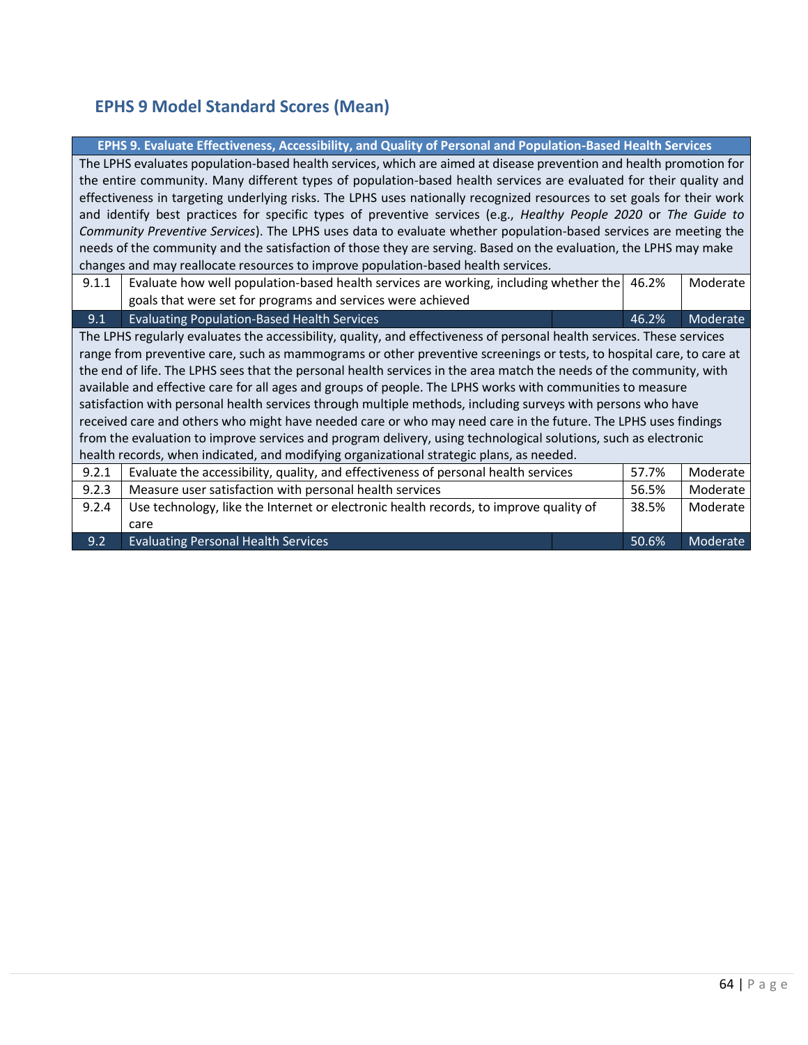## EPHS 9 Model Standard Scores (Mean)

| EPHS 9. Evaluate Effectiveness, Accessibility, and Quality of Personal and Population-Based Health Services | | | |
|---|---|---|---|
| The LPHS evaluates population-based health services, which are aimed at disease prevention and health promotion for the entire community. Many different types of population-based health services are evaluated for their quality and effectiveness in targeting underlying risks. The LPHS uses nationally recognized resources to set goals for their work and identify best practices for specific types of preventive services (e.g., *Healthy People 2020* or *The Guide to Community Preventive Services*). The LPHS uses data to evaluate whether population-based services are meeting the needs of the community and the satisfaction of those they are serving. Based on the evaluation, the LPHS may make changes and may reallocate resources to improve population-based health services. | | | |
| 9.1.1 | Evaluate how well population-based health services are working, including whether the goals that were set for programs and services were achieved | 46.2% | Moderate |
| 9.1 | Evaluating Population-Based Health Services | 46.2% | Moderate |
| The LPHS regularly evaluates the accessibility, quality, and effectiveness of personal health services. These services range from preventive care, such as mammograms or other preventive screenings or tests, to hospital care, to care at the end of life. The LPHS sees that the personal health services in the area match the needs of the community, with available and effective care for all ages and groups of people. The LPHS works with communities to measure satisfaction with personal health services through multiple methods, including surveys with persons who have received care and others who might have needed care or who may need care in the future. The LPHS uses findings from the evaluation to improve services and program delivery, using technological solutions, such as electronic health records, when indicated, and modifying organizational strategic plans, as needed. | | | |
| 9.2.1 | Evaluate the accessibility, quality, and effectiveness of personal health services | 57.7% | Moderate |
| 9.2.3 | Measure user satisfaction with personal health services | 56.5% | Moderate |
| 9.2.4 | Use technology, like the Internet or electronic health records, to improve quality of care | 38.5% | Moderate |
| 9.2 | Evaluating Personal Health Services | 50.6% | Moderate |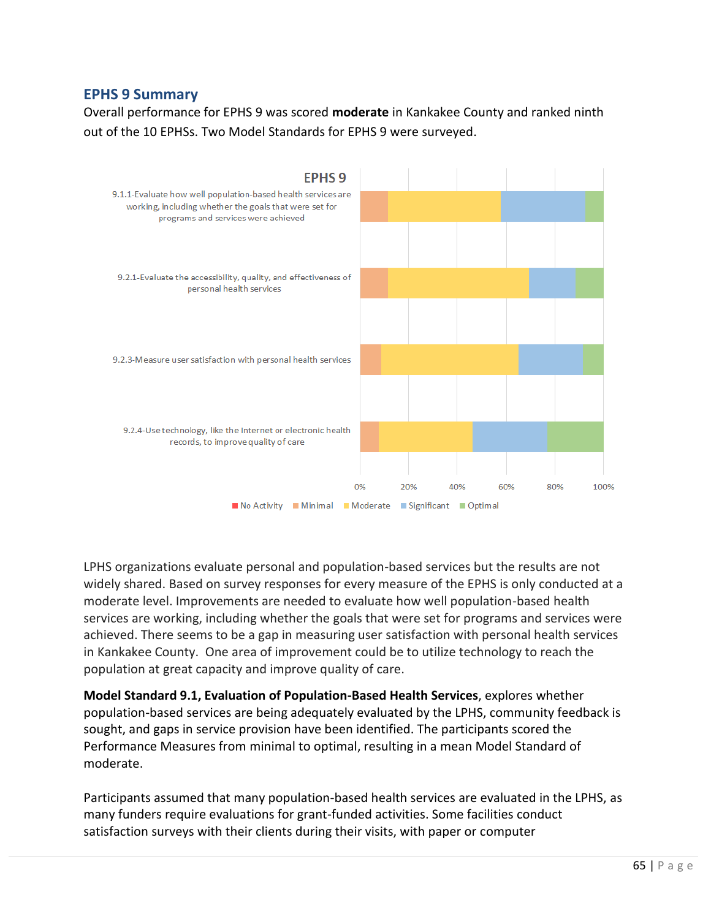## EPHS 9 Summary

Overall performance for EPHS 9 was scored **moderate** in Kankakee County and ranked ninth out of the 10 EPHSs. Two Model Standards for EPHS 9 were surveyed.

EPHS 9

- 9.1.1-Evaluate how well population-based health services are working, including whether the goals that were set for programs and services were achieved
- 9.2.1-Evaluate the accessibility, quality, and effectiveness of personal health services
- 9.2.3-Measure user satisfaction with personal health services
- 9.2.4-Use technology, like the Internet or electronic health records, to improve quality of care

0% 20% 40% 60% 80% 100%

No Activity | Minimal | Moderate | Significant | Optimal

LPHS organizations evaluate personal and population-based services but the results are not widely shared. Based on survey responses for every measure of the EPHS is only conducted at a moderate level. Improvements are needed to evaluate how well population-based health services are working, including whether the goals that were set for programs and services were achieved. There seems to be a gap in measuring user satisfaction with personal health services in Kankakee County. One area of improvement could be to utilize technology to reach the population at great capacity and improve quality of care.

**Model Standard 9.1, Evaluation of Population-Based Health Services**, explores whether population-based services are being adequately evaluated by the LPHS, community feedback is sought, and gaps in service provision have been identified. The participants scored the Performance Measures from minimal to optimal, resulting in a mean Model Standard of moderate.

Participants assumed that many population-based health services are evaluated in the LPHS, as many funders require evaluations for grant-funded activities. Some facilities conduct satisfaction surveys with their clients during their visits, with paper or computer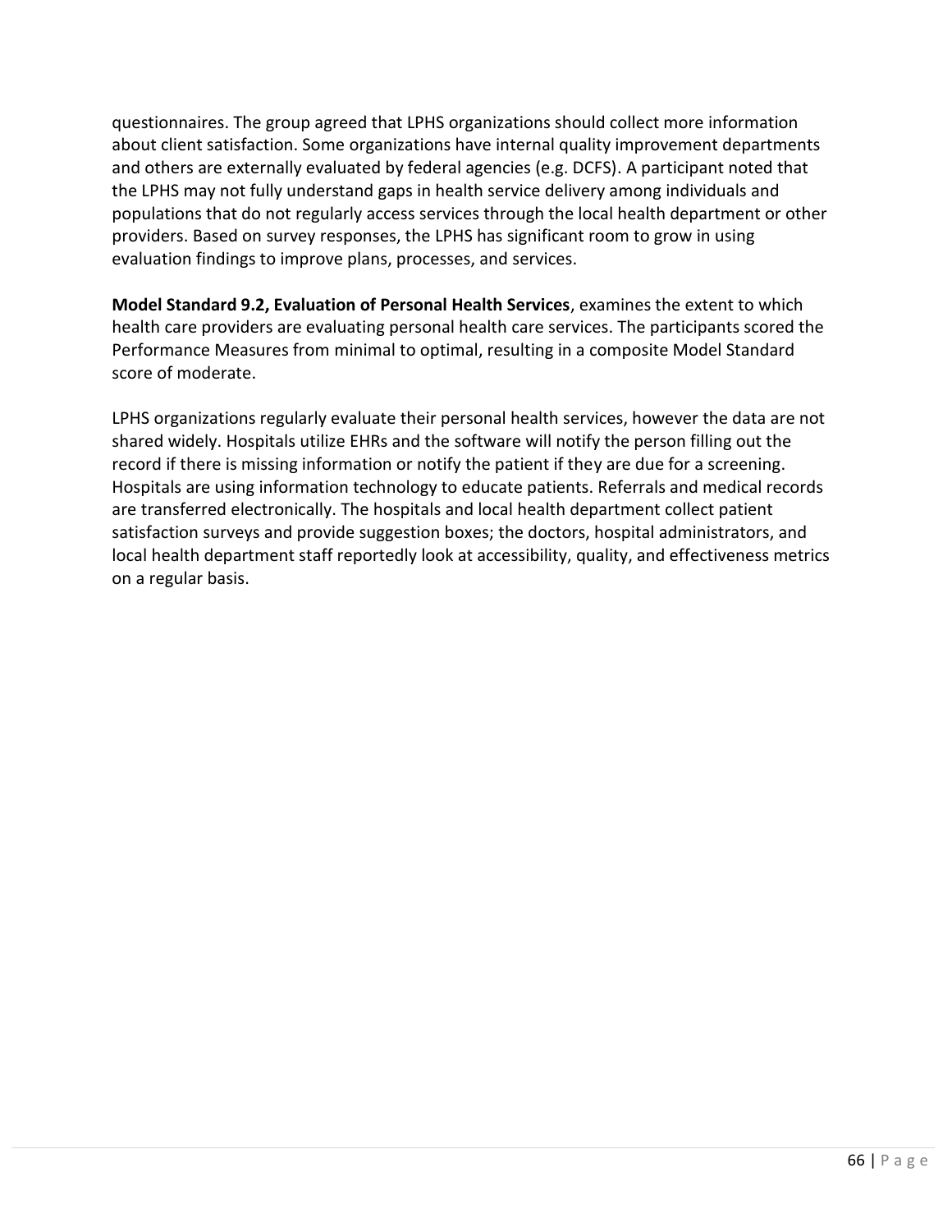questionnaires. The group agreed that LPHS organizations should collect more information about client satisfaction. Some organizations have internal quality improvement departments and others are externally evaluated by federal agencies (e.g. DCFS). A participant noted that the LPHS may not fully understand gaps in health service delivery among individuals and populations that do not regularly access services through the local health department or other providers. Based on survey responses, the LPHS has significant room to grow in using evaluation findings to improve plans, processes, and services.

**Model Standard 9.2, Evaluation of Personal Health Services**, examines the extent to which health care providers are evaluating personal health care services. The participants scored the Performance Measures from minimal to optimal, resulting in a composite Model Standard score of moderate.

LPHS organizations regularly evaluate their personal health services, however the data are not shared widely. Hospitals utilize EHRs and the software will notify the person filling out the record if there is missing information or notify the patient if they are due for a screening. Hospitals are using information technology to educate patients. Referrals and medical records are transferred electronically. The hospitals and local health department collect patient satisfaction surveys and provide suggestion boxes; the doctors, hospital administrators, and local health department staff reportedly look at accessibility, quality, and effectiveness metrics on a regular basis.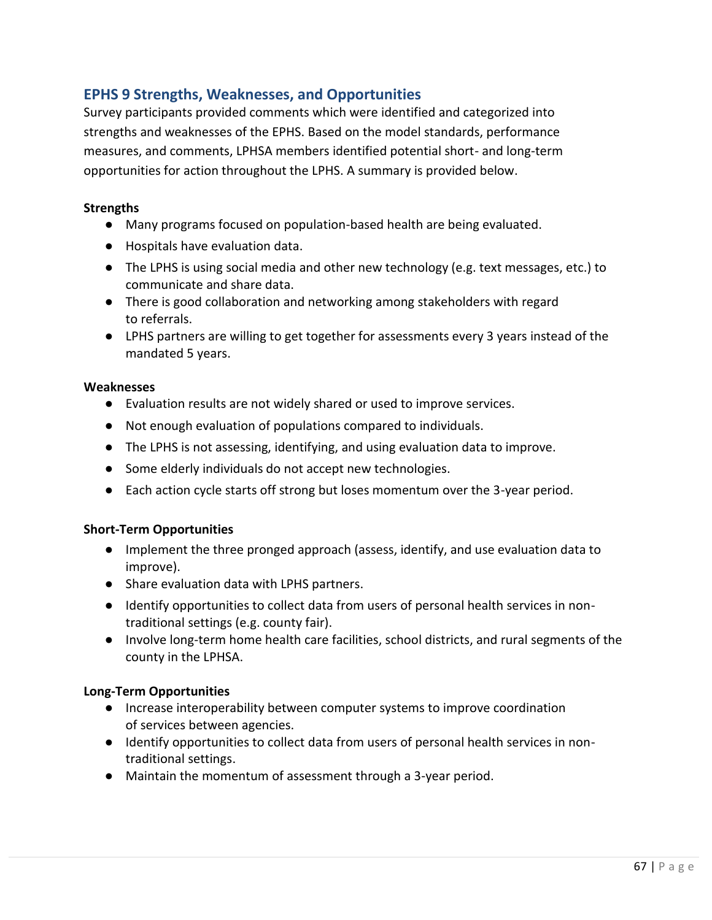## EPHS 9 Strengths, Weaknesses, and Opportunities

Survey participants provided comments which were identified and categorized into strengths and weaknesses of the EPHS. Based on the model standards, performance measures, and comments, LPHSA members identified potential short- and long-term opportunities for action throughout the LPHS. A summary is provided below.

**Strengths**

- Many programs focused on population-based health are being evaluated.
- Hospitals have evaluation data.
- The LPHS is using social media and other new technology (e.g. text messages, etc.) to communicate and share data.
- There is good collaboration and networking among stakeholders with regard to referrals.
- LPHS partners are willing to get together for assessments every 3 years instead of the mandated 5 years.

**Weaknesses**

- Evaluation results are not widely shared or used to improve services.
- Not enough evaluation of populations compared to individuals.
- The LPHS is not assessing, identifying, and using evaluation data to improve.
- Some elderly individuals do not accept new technologies.
- Each action cycle starts off strong but loses momentum over the 3-year period.

**Short-Term Opportunities**

- Implement the three pronged approach (assess, identify, and use evaluation data to improve).
- Share evaluation data with LPHS partners.
- Identify opportunities to collect data from users of personal health services in non-traditional settings (e.g. county fair).
- Involve long-term home health care facilities, school districts, and rural segments of the county in the LPHSA.

**Long-Term Opportunities**

- Increase interoperability between computer systems to improve coordination of services between agencies.
- Identify opportunities to collect data from users of personal health services in non-traditional settings.
- Maintain the momentum of assessment through a 3-year period.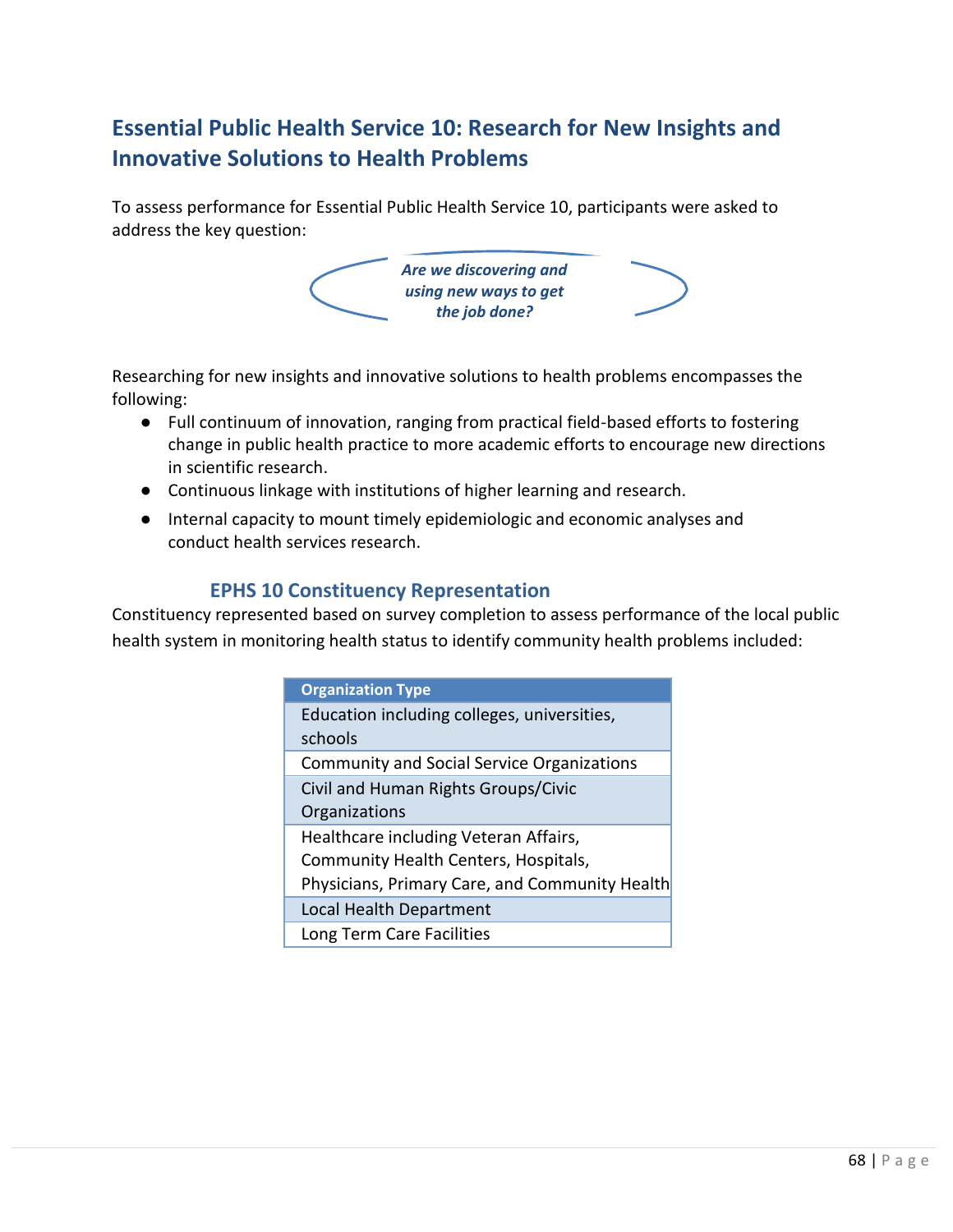## Essential Public Health Service 10: Research for New Insights and Innovative Solutions to Health Problems

To assess performance for Essential Public Health Service 10, participants were asked to address the key question:

***Are we discovering and using new ways to get the job done?***

Researching for new insights and innovative solutions to health problems encompasses the following:

- Full continuum of innovation, ranging from practical field-based efforts to fostering change in public health practice to more academic efforts to encourage new directions in scientific research.
- Continuous linkage with institutions of higher learning and research.
- Internal capacity to mount timely epidemiologic and economic analyses and conduct health services research.

### EPHS 10 Constituency Representation

Constituency represented based on survey completion to assess performance of the local public health system in monitoring health status to identify community health problems included:

| Organization Type |
|---|
| Education including colleges, universities, schools |
| Community and Social Service Organizations |
| Civil and Human Rights Groups/Civic Organizations |
| Healthcare including Veteran Affairs, Community Health Centers, Hospitals, Physicians, Primary Care, and Community Health |
| Local Health Department |
| Long Term Care Facilities |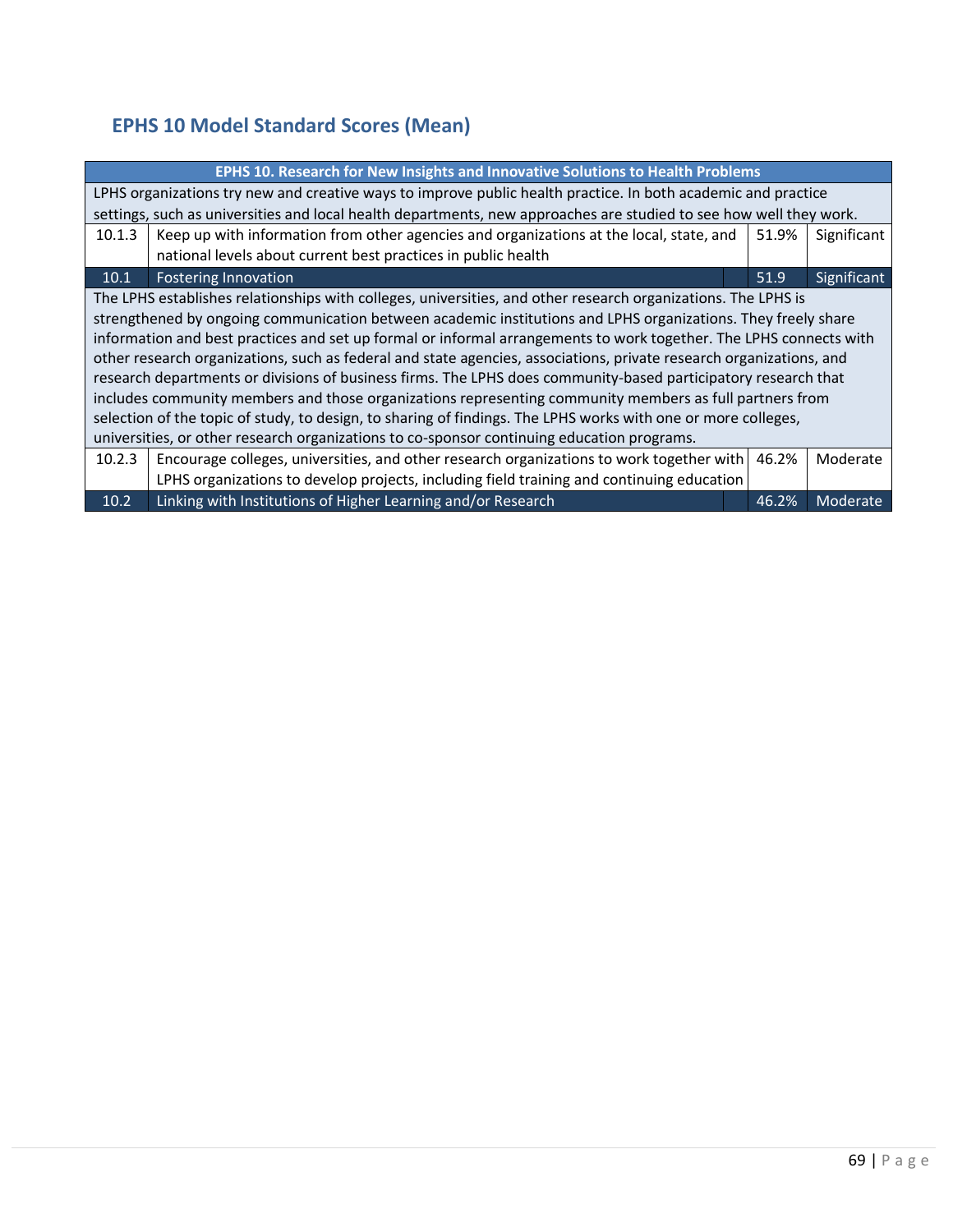## EPHS 10 Model Standard Scores (Mean)

| EPHS 10. Research for New Insights and Innovative Solutions to Health Problems | | | |
|---|---|---|---|
| LPHS organizations try new and creative ways to improve public health practice. In both academic and practice settings, such as universities and local health departments, new approaches are studied to see how well they work. | | | |
| 10.1.3 | Keep up with information from other agencies and organizations at the local, state, and national levels about current best practices in public health | 51.9% | Significant |
| 10.1 | Fostering Innovation | 51.9 | Significant |
| The LPHS establishes relationships with colleges, universities, and other research organizations. The LPHS is strengthened by ongoing communication between academic institutions and LPHS organizations. They freely share information and best practices and set up formal or informal arrangements to work together. The LPHS connects with other research organizations, such as federal and state agencies, associations, private research organizations, and research departments or divisions of business firms. The LPHS does community-based participatory research that includes community members and those organizations representing community members as full partners from selection of the topic of study, to design, to sharing of findings. The LPHS works with one or more colleges, universities, or other research organizations to co-sponsor continuing education programs. | | | |
| 10.2.3 | Encourage colleges, universities, and other research organizations to work together with LPHS organizations to develop projects, including field training and continuing education | 46.2% | Moderate |
| 10.2 | Linking with Institutions of Higher Learning and/or Research | 46.2% | Moderate |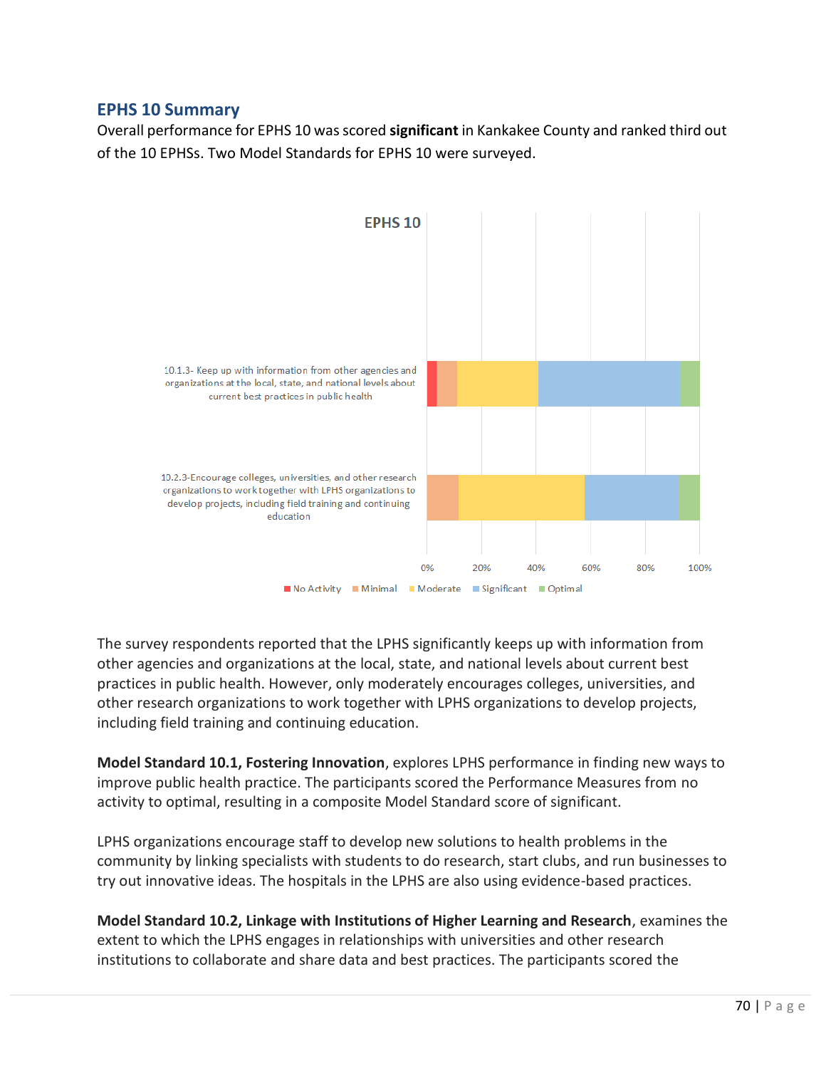## EPHS 10 Summary

Overall performance for EPHS 10 was scored **significant** in Kankakee County and ranked third out of the 10 EPHSs. Two Model Standards for EPHS 10 were surveyed.

EPHS 10

10.1.3- Keep up with information from other agencies and organizations at the local, state, and national levels about current best practices in public health

10.2.3-Encourage colleges, universities, and other research organizations to work together with LPHS organizations to develop projects, including field training and continuing education

0% 20% 40% 60% 80% 100%

No Activity Minimal Moderate Significant Optimal

The survey respondents reported that the LPHS significantly keeps up with information from other agencies and organizations at the local, state, and national levels about current best practices in public health. However, only moderately encourages colleges, universities, and other research organizations to work together with LPHS organizations to develop projects, including field training and continuing education.

**Model Standard 10.1, Fostering Innovation**, explores LPHS performance in finding new ways to improve public health practice. The participants scored the Performance Measures from no activity to optimal, resulting in a composite Model Standard score of significant.

LPHS organizations encourage staff to develop new solutions to health problems in the community by linking specialists with students to do research, start clubs, and run businesses to try out innovative ideas. The hospitals in the LPHS are also using evidence-based practices.

**Model Standard 10.2, Linkage with Institutions of Higher Learning and Research**, examines the extent to which the LPHS engages in relationships with universities and other research institutions to collaborate and share data and best practices. The participants scored the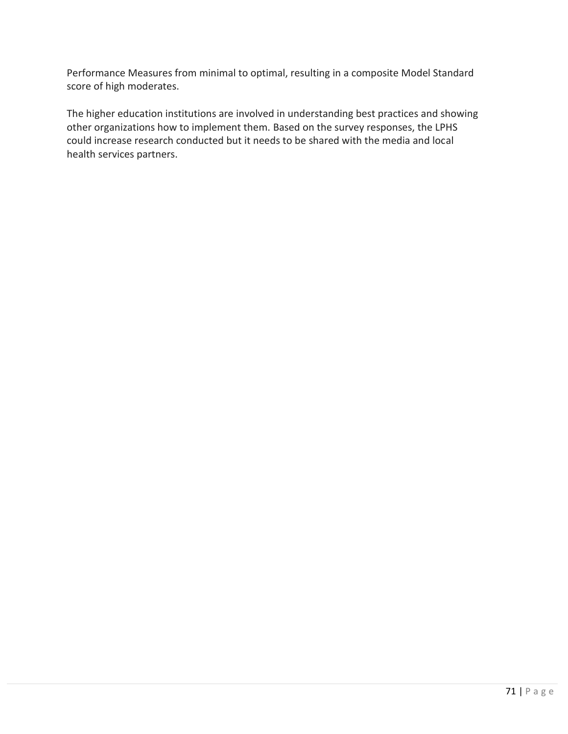Performance Measures from minimal to optimal, resulting in a composite Model Standard score of high moderates.

The higher education institutions are involved in understanding best practices and showing other organizations how to implement them. Based on the survey responses, the LPHS could increase research conducted but it needs to be shared with the media and local health services partners.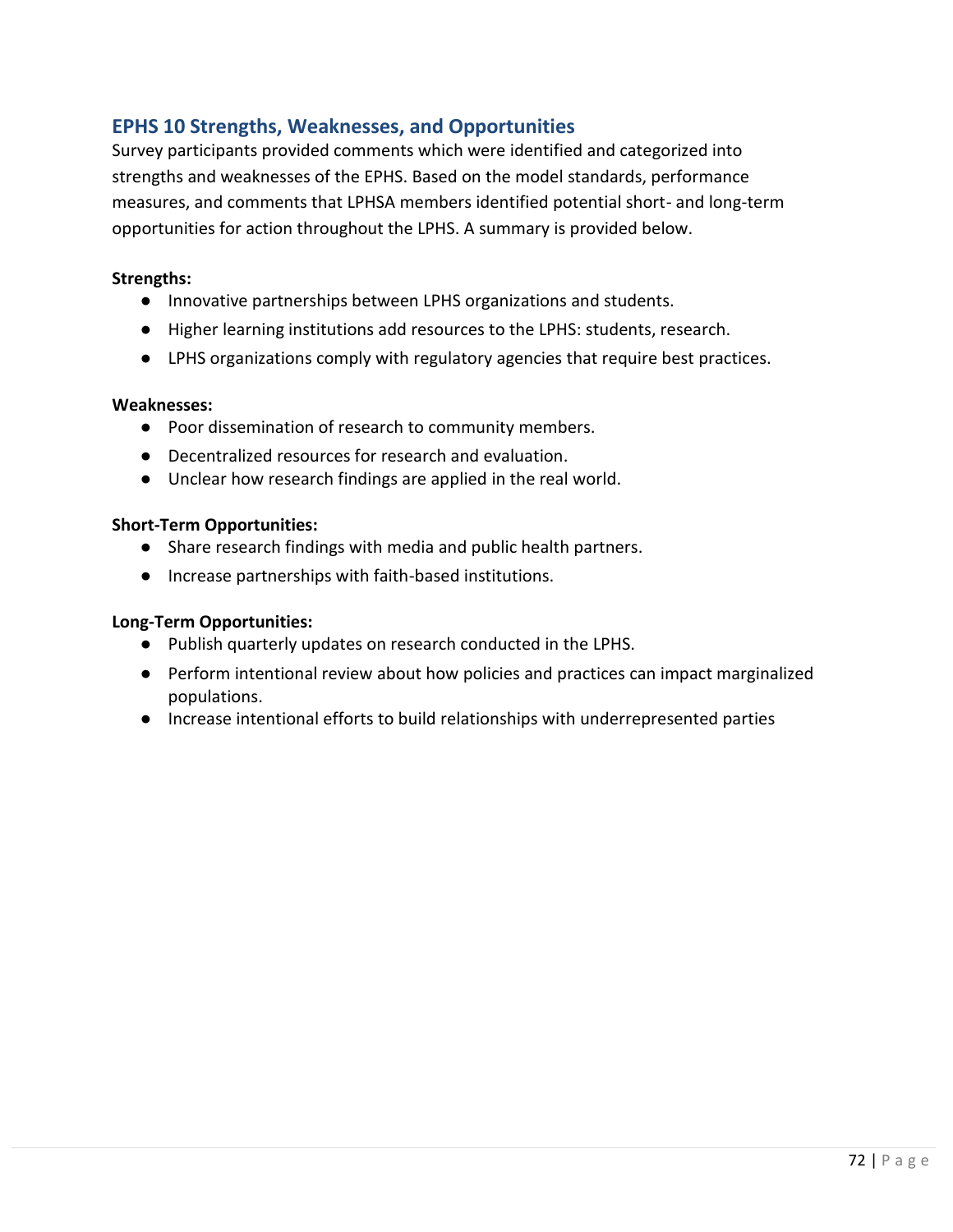## EPHS 10 Strengths, Weaknesses, and Opportunities

Survey participants provided comments which were identified and categorized into strengths and weaknesses of the EPHS. Based on the model standards, performance measures, and comments that LPHSA members identified potential short- and long-term opportunities for action throughout the LPHS. A summary is provided below.

**Strengths:**

- Innovative partnerships between LPHS organizations and students.
- Higher learning institutions add resources to the LPHS: students, research.
- LPHS organizations comply with regulatory agencies that require best practices.

**Weaknesses:**

- Poor dissemination of research to community members.
- Decentralized resources for research and evaluation.
- Unclear how research findings are applied in the real world.

**Short-Term Opportunities:**

- Share research findings with media and public health partners.
- Increase partnerships with faith-based institutions.

**Long-Term Opportunities:**

- Publish quarterly updates on research conducted in the LPHS.
- Perform intentional review about how policies and practices can impact marginalized populations.
- Increase intentional efforts to build relationships with underrepresented parties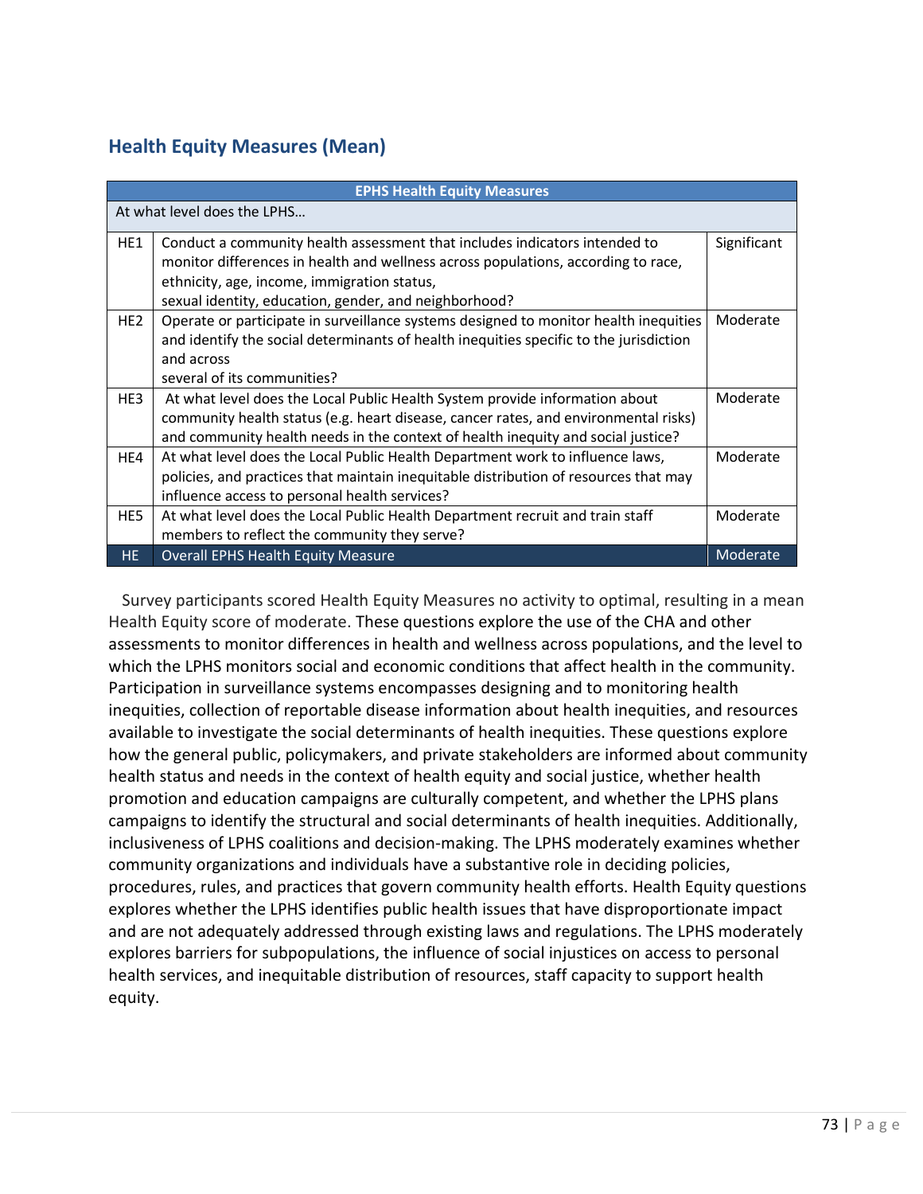## Health Equity Measures (Mean)

| EPHS Health Equity Measures | | |
|---|---|---|
| At what level does the LPHS… | | |
| HE1 | Conduct a community health assessment that includes indicators intended to monitor differences in health and wellness across populations, according to race, ethnicity, age, income, immigration status, sexual identity, education, gender, and neighborhood? | Significant |
| HE2 | Operate or participate in surveillance systems designed to monitor health inequities and identify the social determinants of health inequities specific to the jurisdiction and across several of its communities? | Moderate |
| HE3 | At what level does the Local Public Health System provide information about community health status (e.g. heart disease, cancer rates, and environmental risks) and community health needs in the context of health inequity and social justice? | Moderate |
| HE4 | At what level does the Local Public Health Department work to influence laws, policies, and practices that maintain inequitable distribution of resources that may influence access to personal health services? | Moderate |
| HE5 | At what level does the Local Public Health Department recruit and train staff members to reflect the community they serve? | Moderate |
| HE | Overall EPHS Health Equity Measure | Moderate |

Survey participants scored Health Equity Measures no activity to optimal, resulting in a mean Health Equity score of moderate. These questions explore the use of the CHA and other assessments to monitor differences in health and wellness across populations, and the level to which the LPHS monitors social and economic conditions that affect health in the community. Participation in surveillance systems encompasses designing and to monitoring health inequities, collection of reportable disease information about health inequities, and resources available to investigate the social determinants of health inequities. These questions explore how the general public, policymakers, and private stakeholders are informed about community health status and needs in the context of health equity and social justice, whether health promotion and education campaigns are culturally competent, and whether the LPHS plans campaigns to identify the structural and social determinants of health inequities. Additionally, inclusiveness of LPHS coalitions and decision-making. The LPHS moderately examines whether community organizations and individuals have a substantive role in deciding policies, procedures, rules, and practices that govern community health efforts. Health Equity questions explores whether the LPHS identifies public health issues that have disproportionate impact and are not adequately addressed through existing laws and regulations. The LPHS moderately explores barriers for subpopulations, the influence of social injustices on access to personal health services, and inequitable distribution of resources, staff capacity to support health equity.